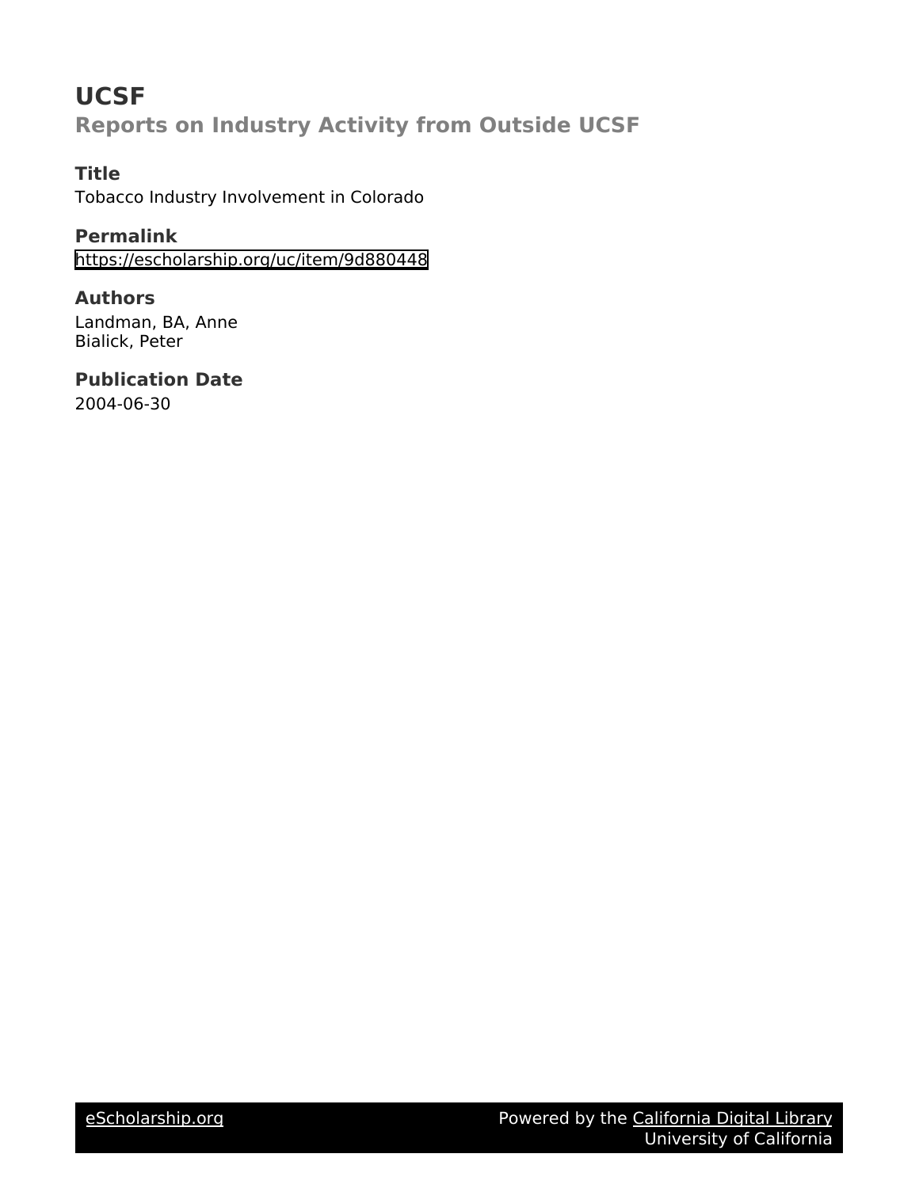# UCSF

## Reports on Industry Activity from Outside UCSF

### Title

Tobacco Industry Involvement in Colorado

### Permalink

https://escholarship.org/uc/item/9d880448

### Authors

Landman, BA, Anne
Bialick, Peter

### Publication Date

2004-06-30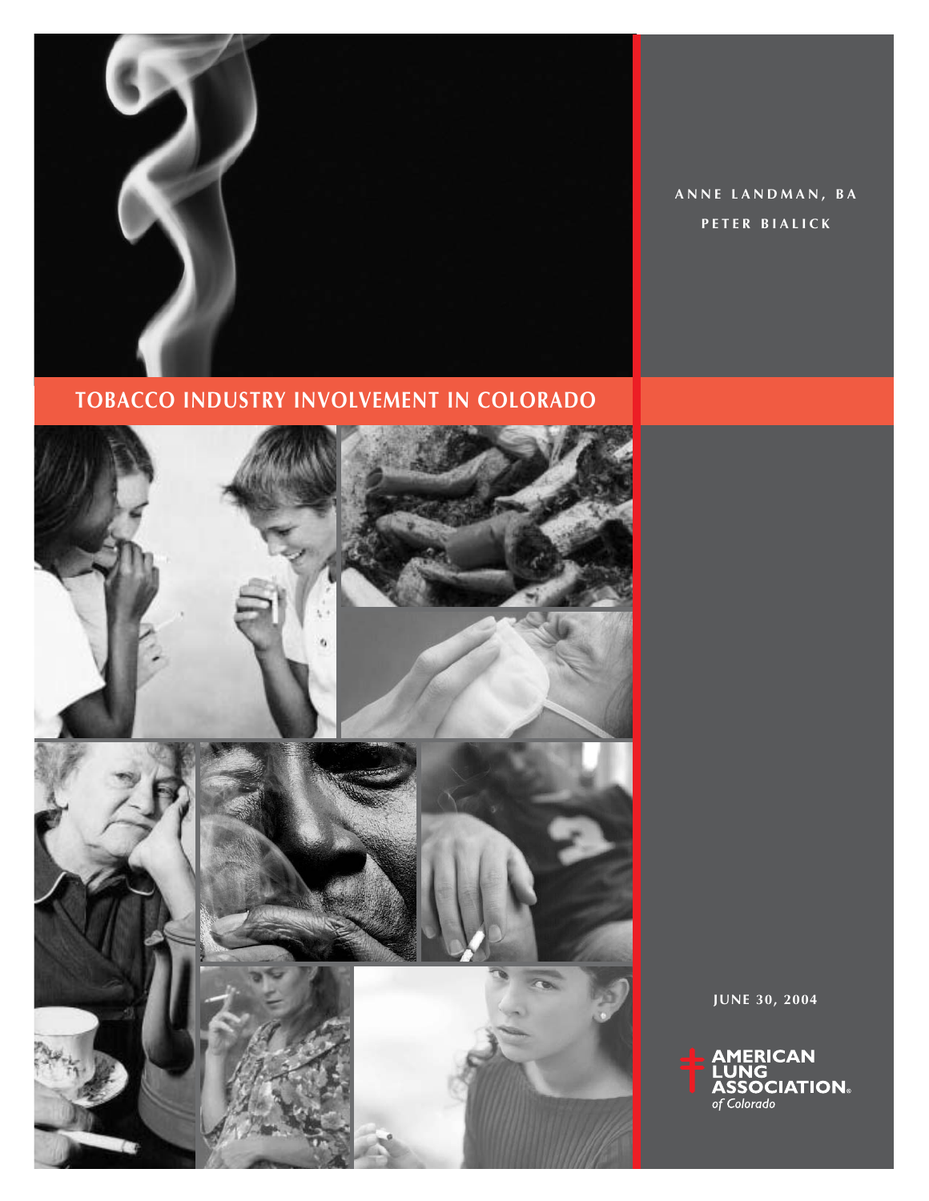# TOBACCO INDUSTRY INVOLVEMENT IN COLORADO

ANNE LANDMAN, BA

PETER BIALICK

JUNE 30, 2004

AMERICAN LUNG ASSOCIATION® *of Colorado*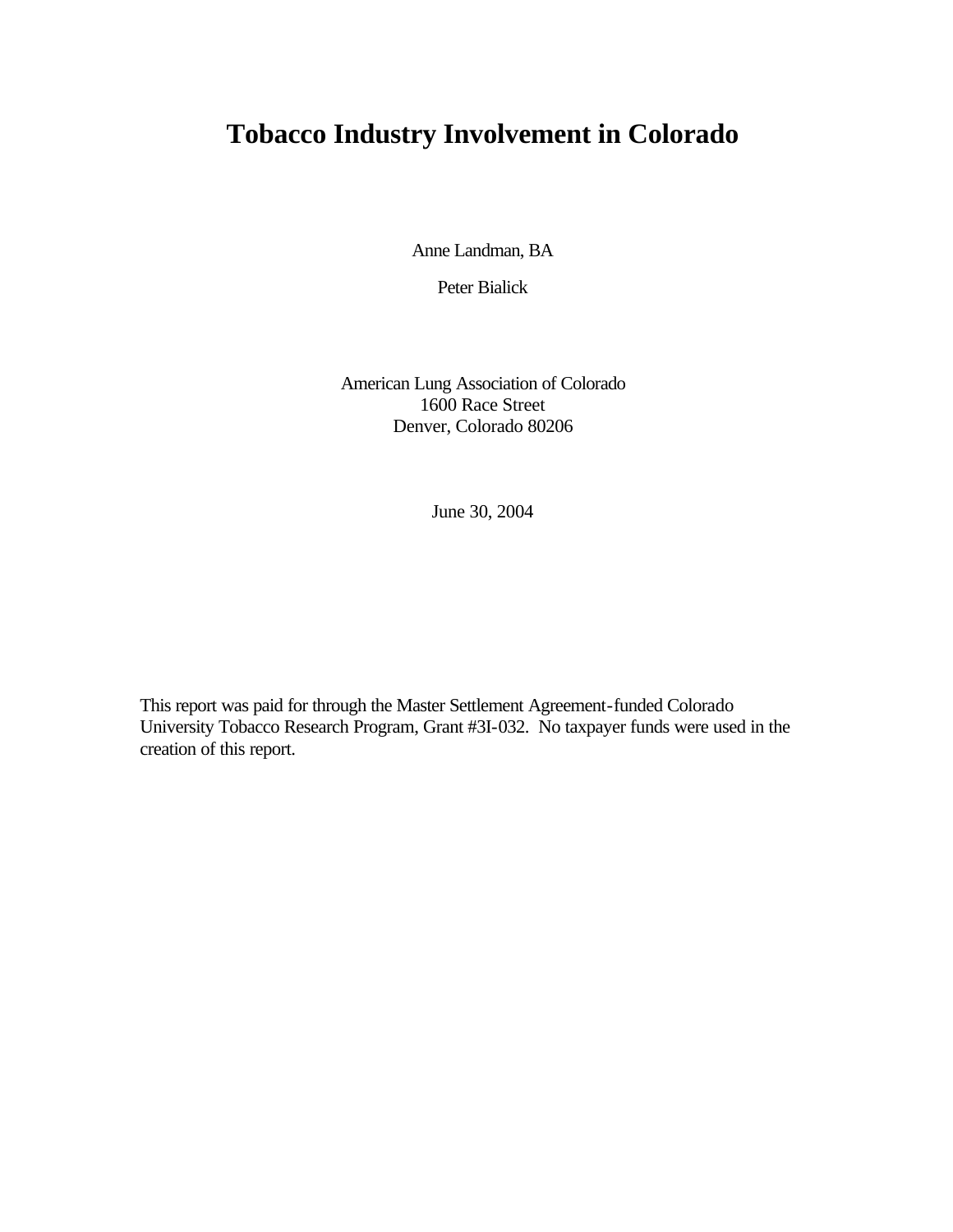# Tobacco Industry Involvement in Colorado

Anne Landman, BA

Peter Bialick

American Lung Association of Colorado
1600 Race Street
Denver, Colorado 80206

June 30, 2004

This report was paid for through the Master Settlement Agreement-funded Colorado University Tobacco Research Program, Grant #3I-032. No taxpayer funds were used in the creation of this report.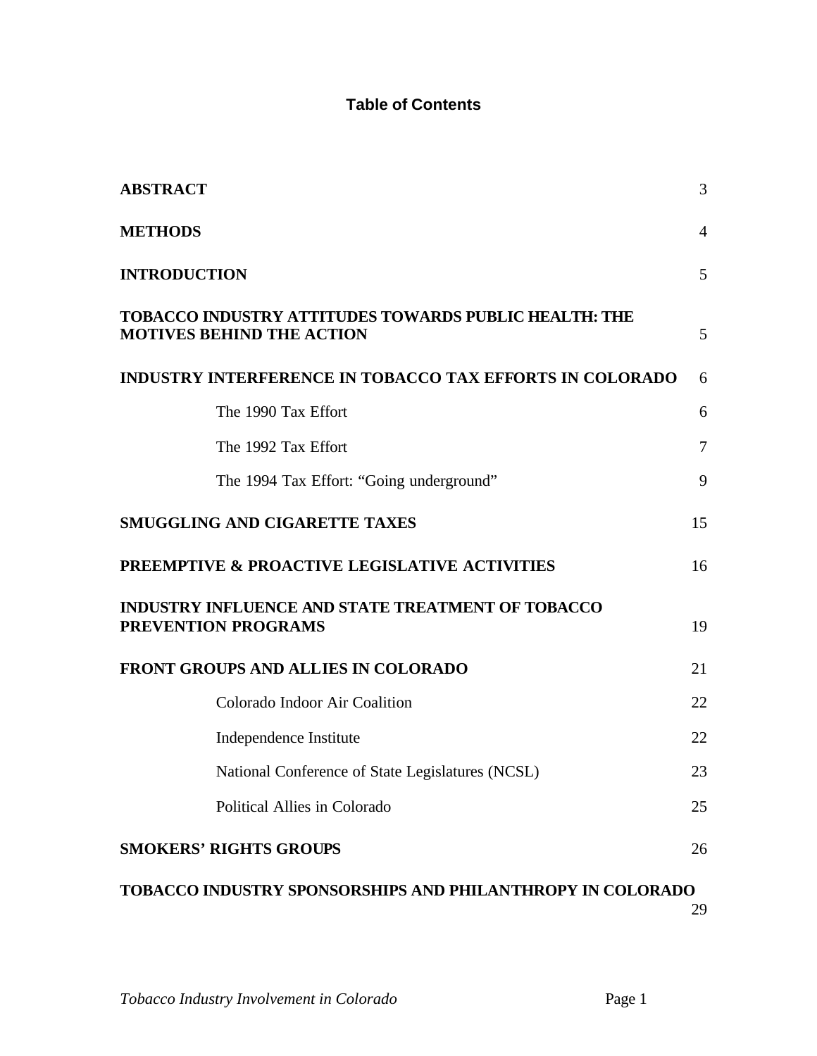## Table of Contents

| | |
|---|---|
| **ABSTRACT** | 3 |
| **METHODS** | 4 |
| **INTRODUCTION** | 5 |
| **TOBACCO INDUSTRY ATTITUDES TOWARDS PUBLIC HEALTH: THE MOTIVES BEHIND THE ACTION** | 5 |
| **INDUSTRY INTERFERENCE IN TOBACCO TAX EFFORTS IN COLORADO** | 6 |
| The 1990 Tax Effort | 6 |
| The 1992 Tax Effort | 7 |
| The 1994 Tax Effort: "Going underground" | 9 |
| **SMUGGLING AND CIGARETTE TAXES** | 15 |
| **PREEMPTIVE & PROACTIVE LEGISLATIVE ACTIVITIES** | 16 |
| **INDUSTRY INFLUENCE AND STATE TREATMENT OF TOBACCO PREVENTION PROGRAMS** | 19 |
| **FRONT GROUPS AND ALLIES IN COLORADO** | 21 |
| Colorado Indoor Air Coalition | 22 |
| Independence Institute | 22 |
| National Conference of State Legislatures (NCSL) | 23 |
| Political Allies in Colorado | 25 |
| **SMOKERS' RIGHTS GROUPS** | 26 |
| **TOBACCO INDUSTRY SPONSORSHIPS AND PHILANTHROPY IN COLORADO** | 29 |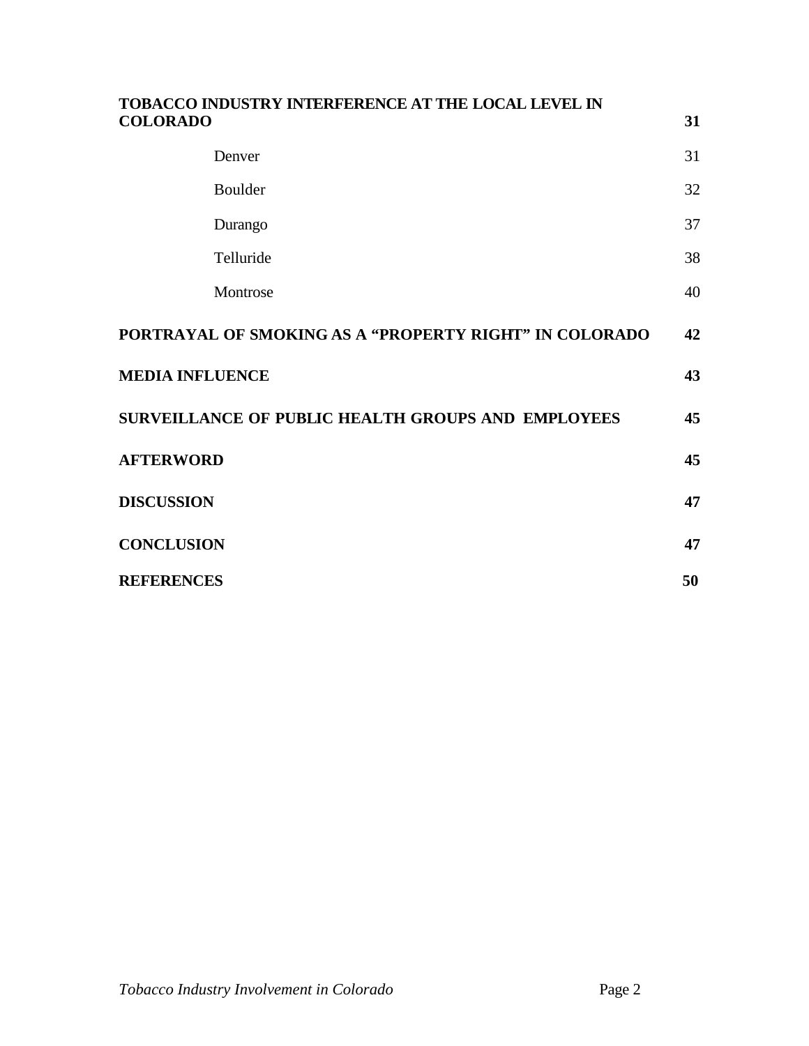**TOBACCO INDUSTRY INTERFERENCE AT THE LOCAL LEVEL IN COLORADO** **31**

Denver 31

Boulder 32

Durango 37

Telluride 38

Montrose 40

**PORTRAYAL OF SMOKING AS A "PROPERTY RIGHT" IN COLORADO** **42**

**MEDIA INFLUENCE** **43**

**SURVEILLANCE OF PUBLIC HEALTH GROUPS AND EMPLOYEES** **45**

**AFTERWORD** **45**

**DISCUSSION** **47**

**CONCLUSION** **47**

**REFERENCES** **50**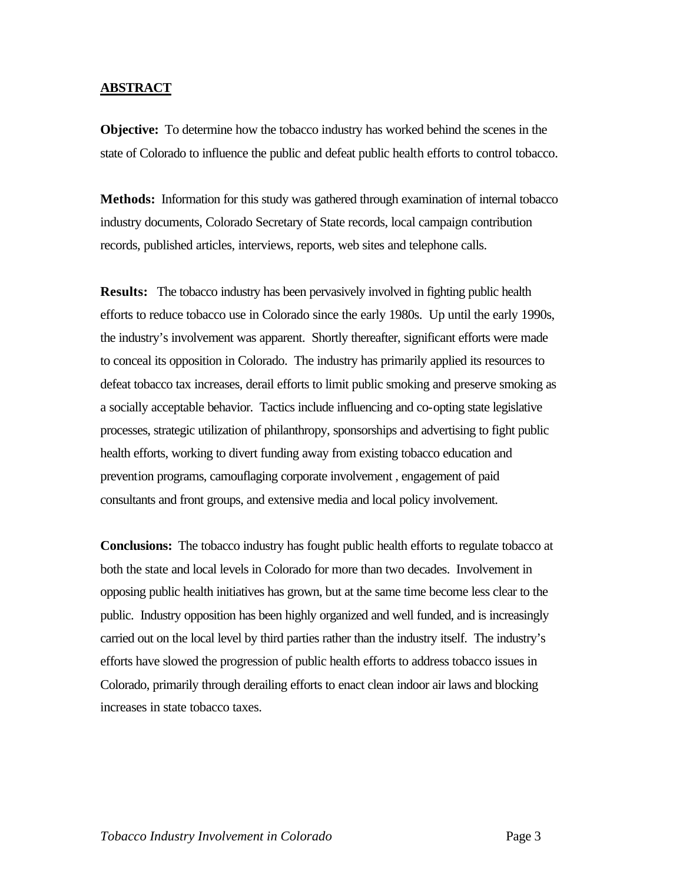## ABSTRACT

**Objective:** To determine how the tobacco industry has worked behind the scenes in the state of Colorado to influence the public and defeat public health efforts to control tobacco.

**Methods:** Information for this study was gathered through examination of internal tobacco industry documents, Colorado Secretary of State records, local campaign contribution records, published articles, interviews, reports, web sites and telephone calls.

**Results:** The tobacco industry has been pervasively involved in fighting public health efforts to reduce tobacco use in Colorado since the early 1980s. Up until the early 1990s, the industry's involvement was apparent. Shortly thereafter, significant efforts were made to conceal its opposition in Colorado. The industry has primarily applied its resources to defeat tobacco tax increases, derail efforts to limit public smoking and preserve smoking as a socially acceptable behavior. Tactics include influencing and co-opting state legislative processes, strategic utilization of philanthropy, sponsorships and advertising to fight public health efforts, working to divert funding away from existing tobacco education and prevention programs, camouflaging corporate involvement , engagement of paid consultants and front groups, and extensive media and local policy involvement.

**Conclusions:** The tobacco industry has fought public health efforts to regulate tobacco at both the state and local levels in Colorado for more than two decades. Involvement in opposing public health initiatives has grown, but at the same time become less clear to the public. Industry opposition has been highly organized and well funded, and is increasingly carried out on the local level by third parties rather than the industry itself. The industry's efforts have slowed the progression of public health efforts to address tobacco issues in Colorado, primarily through derailing efforts to enact clean indoor air laws and blocking increases in state tobacco taxes.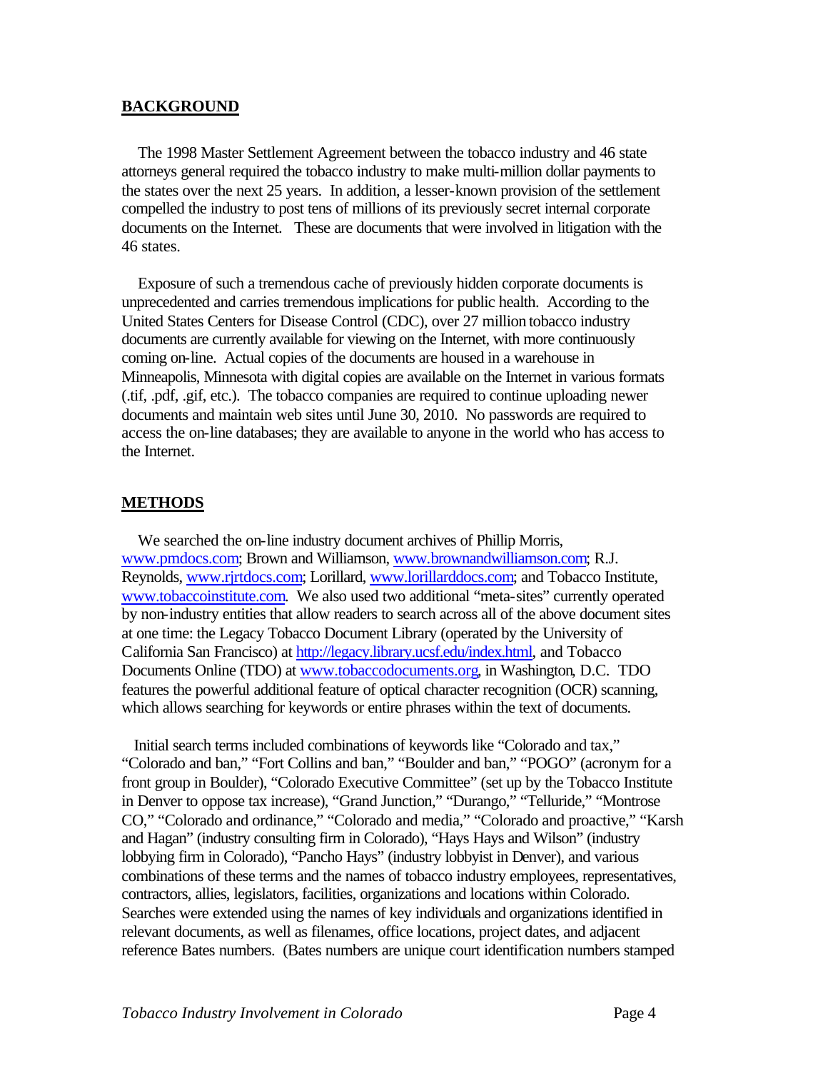## BACKGROUND

The 1998 Master Settlement Agreement between the tobacco industry and 46 state attorneys general required the tobacco industry to make multi-million dollar payments to the states over the next 25 years. In addition, a lesser-known provision of the settlement compelled the industry to post tens of millions of its previously secret internal corporate documents on the Internet. These are documents that were involved in litigation with the 46 states.

Exposure of such a tremendous cache of previously hidden corporate documents is unprecedented and carries tremendous implications for public health. According to the United States Centers for Disease Control (CDC), over 27 million tobacco industry documents are currently available for viewing on the Internet, with more continuously coming on-line. Actual copies of the documents are housed in a warehouse in Minneapolis, Minnesota with digital copies are available on the Internet in various formats (.tif, .pdf, .gif, etc.). The tobacco companies are required to continue uploading newer documents and maintain web sites until June 30, 2010. No passwords are required to access the on-line databases; they are available to anyone in the world who has access to the Internet.

## METHODS

We searched the on-line industry document archives of Phillip Morris, www.pmdocs.com; Brown and Williamson, www.brownandwilliamson.com; R.J. Reynolds, www.rjrtdocs.com; Lorillard, www.lorillarddocs.com; and Tobacco Institute, www.tobaccoinstitute.com. We also used two additional "meta-sites" currently operated by non-industry entities that allow readers to search across all of the above document sites at one time: the Legacy Tobacco Document Library (operated by the University of California San Francisco) at http://legacy.library.ucsf.edu/index.html, and Tobacco Documents Online (TDO) at www.tobaccodocuments.org, in Washington, D.C. TDO features the powerful additional feature of optical character recognition (OCR) scanning, which allows searching for keywords or entire phrases within the text of documents.

Initial search terms included combinations of keywords like "Colorado and tax," "Colorado and ban," "Fort Collins and ban," "Boulder and ban," "POGO" (acronym for a front group in Boulder), "Colorado Executive Committee" (set up by the Tobacco Institute in Denver to oppose tax increase), "Grand Junction," "Durango," "Telluride," "Montrose CO," "Colorado and ordinance," "Colorado and media," "Colorado and proactive," "Karsh and Hagan" (industry consulting firm in Colorado), "Hays Hays and Wilson" (industry lobbying firm in Colorado), "Pancho Hays" (industry lobbyist in Denver), and various combinations of these terms and the names of tobacco industry employees, representatives, contractors, allies, legislators, facilities, organizations and locations within Colorado. Searches were extended using the names of key individuals and organizations identified in relevant documents, as well as filenames, office locations, project dates, and adjacent reference Bates numbers. (Bates numbers are unique court identification numbers stamped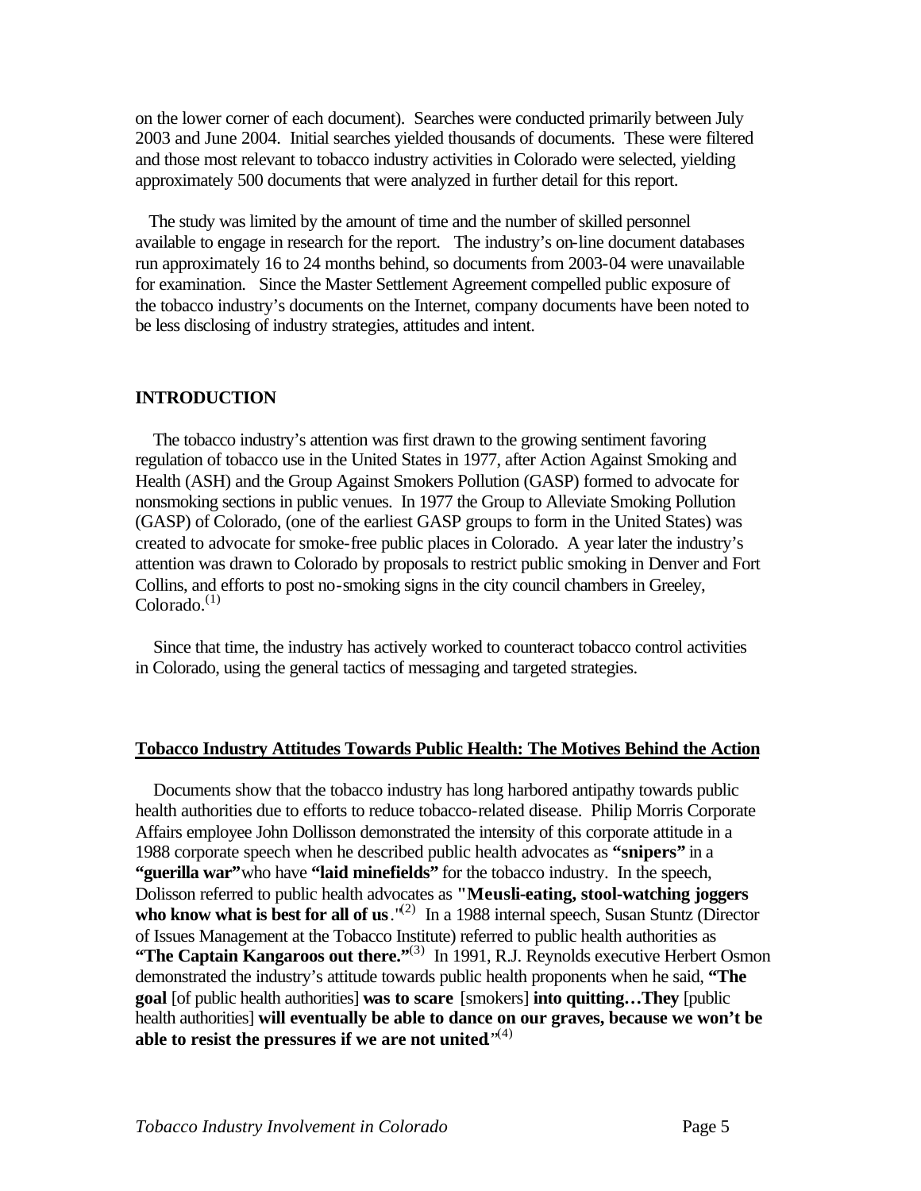on the lower corner of each document). Searches were conducted primarily between July 2003 and June 2004. Initial searches yielded thousands of documents. These were filtered and those most relevant to tobacco industry activities in Colorado were selected, yielding approximately 500 documents that were analyzed in further detail for this report.

The study was limited by the amount of time and the number of skilled personnel available to engage in research for the report. The industry's on-line document databases run approximately 16 to 24 months behind, so documents from 2003-04 were unavailable for examination. Since the Master Settlement Agreement compelled public exposure of the tobacco industry's documents on the Internet, company documents have been noted to be less disclosing of industry strategies, attitudes and intent.

## INTRODUCTION

The tobacco industry's attention was first drawn to the growing sentiment favoring regulation of tobacco use in the United States in 1977, after Action Against Smoking and Health (ASH) and the Group Against Smokers Pollution (GASP) formed to advocate for nonsmoking sections in public venues. In 1977 the Group to Alleviate Smoking Pollution (GASP) of Colorado, (one of the earliest GASP groups to form in the United States) was created to advocate for smoke-free public places in Colorado. A year later the industry's attention was drawn to Colorado by proposals to restrict public smoking in Denver and Fort Collins, and efforts to post no-smoking signs in the city council chambers in Greeley, Colorado.[(1)]

Since that time, the industry has actively worked to counteract tobacco control activities in Colorado, using the general tactics of messaging and targeted strategies.

### Tobacco Industry Attitudes Towards Public Health: The Motives Behind the Action

Documents show that the tobacco industry has long harbored antipathy towards public health authorities due to efforts to reduce tobacco-related disease. Philip Morris Corporate Affairs employee John Dollisson demonstrated the intensity of this corporate attitude in a 1988 corporate speech when he described public health advocates as **"snipers"** in a **"guerilla war"** who have **"laid minefields"** for the tobacco industry. In the speech, Dolisson referred to public health advocates as **"Meusli-eating, stool-watching joggers who know what is best for all of us**."[(2)] In a 1988 internal speech, Susan Stuntz (Director of Issues Management at the Tobacco Institute) referred to public health authorities as **"The Captain Kangaroos out there."**[(3)] In 1991, R.J. Reynolds executive Herbert Osmon demonstrated the industry's attitude towards public health proponents when he said, **"The goal** [of public health authorities] **was to scare** [smokers] **into quitting…They** [public health authorities] **will eventually be able to dance on our graves, because we won't be able to resist the pressures if we are not united**."[(4)]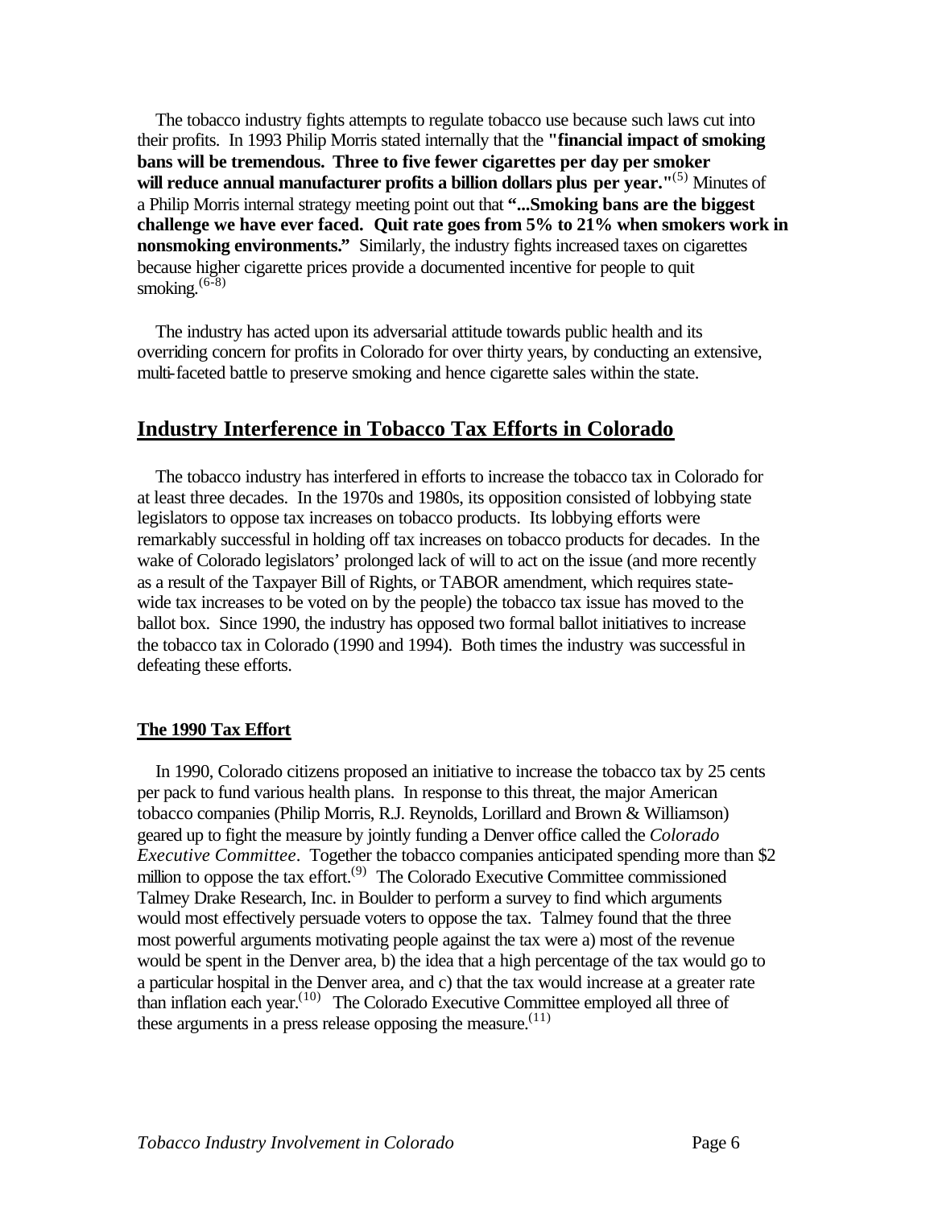The tobacco industry fights attempts to regulate tobacco use because such laws cut into their profits. In 1993 Philip Morris stated internally that the **"financial impact of smoking bans will be tremendous. Three to five fewer cigarettes per day per smoker will reduce annual manufacturer profits a billion dollars plus per year."**[5] Minutes of a Philip Morris internal strategy meeting point out that **"...Smoking bans are the biggest challenge we have ever faced. Quit rate goes from 5% to 21% when smokers work in nonsmoking environments."** Similarly, the industry fights increased taxes on cigarettes because higher cigarette prices provide a documented incentive for people to quit smoking.[6-8]

The industry has acted upon its adversarial attitude towards public health and its overriding concern for profits in Colorado for over thirty years, by conducting an extensive, multi-faceted battle to preserve smoking and hence cigarette sales within the state.

## Industry Interference in Tobacco Tax Efforts in Colorado

The tobacco industry has interfered in efforts to increase the tobacco tax in Colorado for at least three decades. In the 1970s and 1980s, its opposition consisted of lobbying state legislators to oppose tax increases on tobacco products. Its lobbying efforts were remarkably successful in holding off tax increases on tobacco products for decades. In the wake of Colorado legislators' prolonged lack of will to act on the issue (and more recently as a result of the Taxpayer Bill of Rights, or TABOR amendment, which requires state-wide tax increases to be voted on by the people) the tobacco tax issue has moved to the ballot box. Since 1990, the industry has opposed two formal ballot initiatives to increase the tobacco tax in Colorado (1990 and 1994). Both times the industry was successful in defeating these efforts.

### The 1990 Tax Effort

In 1990, Colorado citizens proposed an initiative to increase the tobacco tax by 25 cents per pack to fund various health plans. In response to this threat, the major American tobacco companies (Philip Morris, R.J. Reynolds, Lorillard and Brown & Williamson) geared up to fight the measure by jointly funding a Denver office called the *Colorado Executive Committee*. Together the tobacco companies anticipated spending more than $2 million to oppose the tax effort.[9] The Colorado Executive Committee commissioned Talmey Drake Research, Inc. in Boulder to perform a survey to find which arguments would most effectively persuade voters to oppose the tax. Talmey found that the three most powerful arguments motivating people against the tax were a) most of the revenue would be spent in the Denver area, b) the idea that a high percentage of the tax would go to a particular hospital in the Denver area, and c) that the tax would increase at a greater rate than inflation each year.[10] The Colorado Executive Committee employed all three of these arguments in a press release opposing the measure.[11]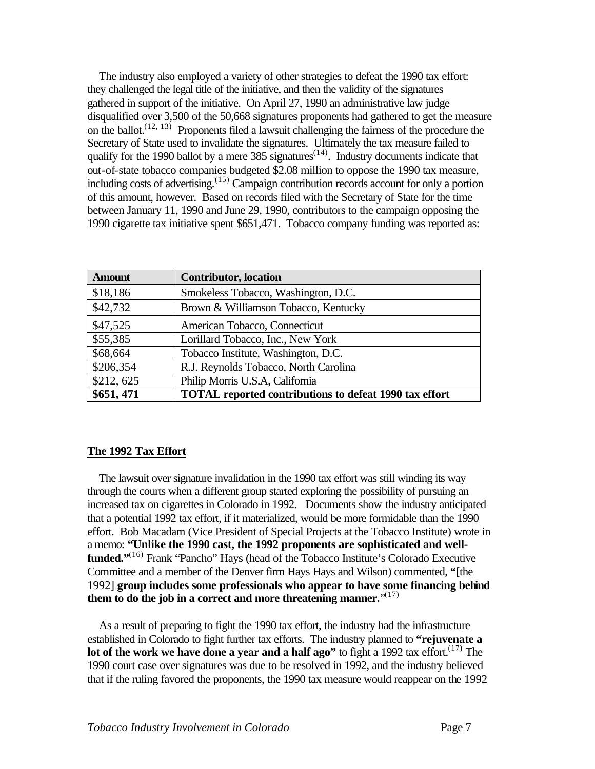The industry also employed a variety of other strategies to defeat the 1990 tax effort: they challenged the legal title of the initiative, and then the validity of the signatures gathered in support of the initiative. On April 27, 1990 an administrative law judge disqualified over 3,500 of the 50,668 signatures proponents had gathered to get the measure on the ballot.[12, 13] Proponents filed a lawsuit challenging the fairness of the procedure the Secretary of State used to invalidate the signatures. Ultimately the tax measure failed to qualify for the 1990 ballot by a mere 385 signatures[14]. Industry documents indicate that out-of-state tobacco companies budgeted $2.08 million to oppose the 1990 tax measure, including costs of advertising.[15] Campaign contribution records account for only a portion of this amount, however. Based on records filed with the Secretary of State for the time between January 11, 1990 and June 29, 1990, contributors to the campaign opposing the 1990 cigarette tax initiative spent $651,471. Tobacco company funding was reported as:

| **Amount** | **Contributor, location** |
|---|---|
| $18,186 | Smokeless Tobacco, Washington, D.C. |
| $42,732 | Brown & Williamson Tobacco, Kentucky |
| $47,525 | American Tobacco, Connecticut |
| $55,385 | Lorillard Tobacco, Inc., New York |
| $68,664 | Tobacco Institute, Washington, D.C. |
| $206,354 | R.J. Reynolds Tobacco, North Carolina |
| $212, 625 | Philip Morris U.S.A, California |
| **$651, 471** | **TOTAL reported contributions to defeat 1990 tax effort** |

## The 1992 Tax Effort

The lawsuit over signature invalidation in the 1990 tax effort was still winding its way through the courts when a different group started exploring the possibility of pursuing an increased tax on cigarettes in Colorado in 1992. Documents show the industry anticipated that a potential 1992 tax effort, if it materialized, would be more formidable than the 1990 effort. Bob Macadam (Vice President of Special Projects at the Tobacco Institute) wrote in a memo: **"Unlike the 1990 cast, the 1992 proponents are sophisticated and well-funded."**[16] Frank "Pancho" Hays (head of the Tobacco Institute's Colorado Executive Committee and a member of the Denver firm Hays Hays and Wilson) commented, **"**[the 1992] **group includes some professionals who appear to have some financing behind them to do the job in a correct and more threatening manner.**"[17]

As a result of preparing to fight the 1990 tax effort, the industry had the infrastructure established in Colorado to fight further tax efforts. The industry planned to **"rejuvenate a lot of the work we have done a year and a half ago"** to fight a 1992 tax effort.[17] The 1990 court case over signatures was due to be resolved in 1992, and the industry believed that if the ruling favored the proponents, the 1990 tax measure would reappear on the 1992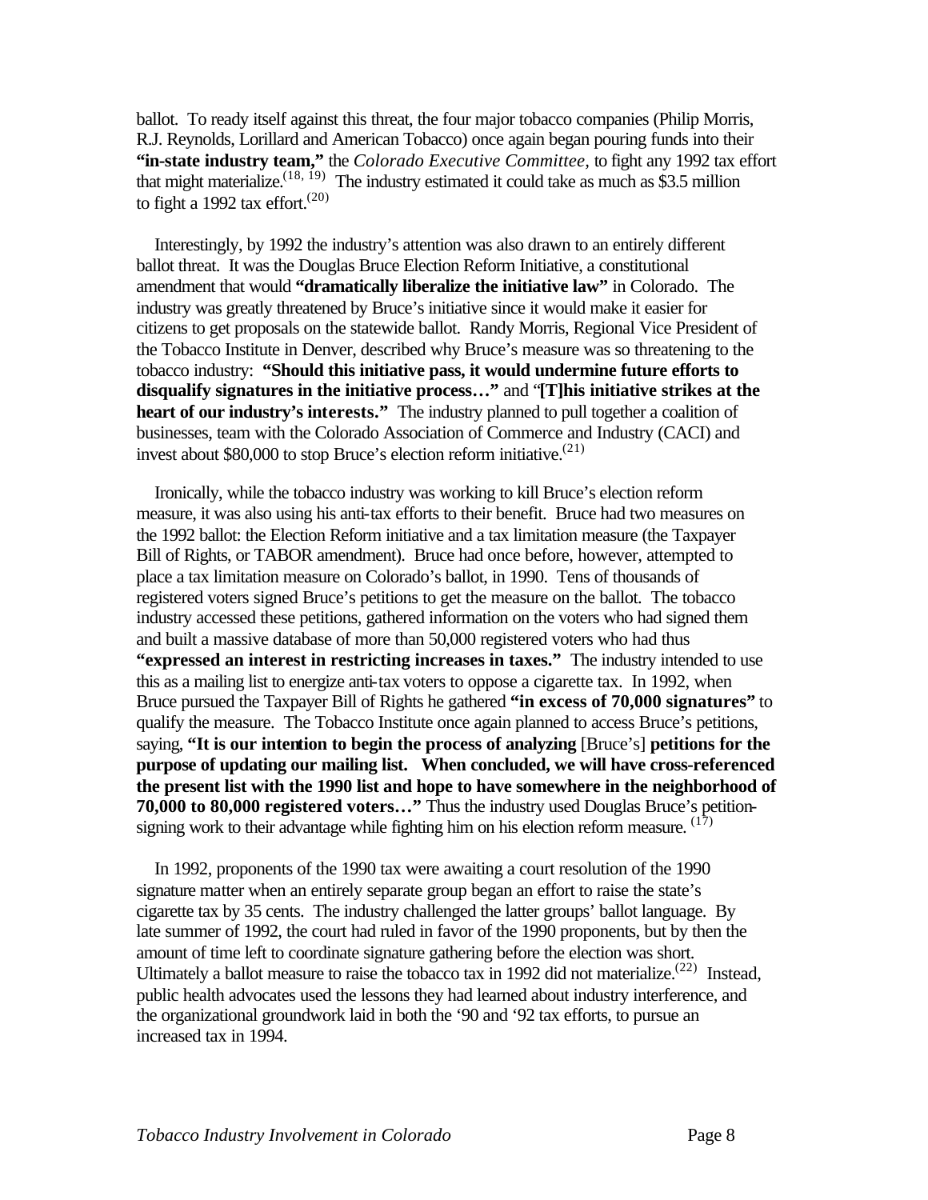ballot. To ready itself against this threat, the four major tobacco companies (Philip Morris, R.J. Reynolds, Lorillard and American Tobacco) once again began pouring funds into their **"in-state industry team,"** the *Colorado Executive Committee*, to fight any 1992 tax effort that might materialize.[18, 19] The industry estimated it could take as much as $3.5 million to fight a 1992 tax effort.[20]

Interestingly, by 1992 the industry's attention was also drawn to an entirely different ballot threat. It was the Douglas Bruce Election Reform Initiative, a constitutional amendment that would **"dramatically liberalize the initiative law"** in Colorado. The industry was greatly threatened by Bruce's initiative since it would make it easier for citizens to get proposals on the statewide ballot. Randy Morris, Regional Vice President of the Tobacco Institute in Denver, described why Bruce's measure was so threatening to the tobacco industry: **"Should this initiative pass, it would undermine future efforts to disqualify signatures in the initiative process…"** and "**[T]his initiative strikes at the heart of our industry's interests."** The industry planned to pull together a coalition of businesses, team with the Colorado Association of Commerce and Industry (CACI) and invest about $80,000 to stop Bruce's election reform initiative.[21]

Ironically, while the tobacco industry was working to kill Bruce's election reform measure, it was also using his anti-tax efforts to their benefit. Bruce had two measures on the 1992 ballot: the Election Reform initiative and a tax limitation measure (the Taxpayer Bill of Rights, or TABOR amendment). Bruce had once before, however, attempted to place a tax limitation measure on Colorado's ballot, in 1990. Tens of thousands of registered voters signed Bruce's petitions to get the measure on the ballot. The tobacco industry accessed these petitions, gathered information on the voters who had signed them and built a massive database of more than 50,000 registered voters who had thus **"expressed an interest in restricting increases in taxes."** The industry intended to use this as a mailing list to energize anti-tax voters to oppose a cigarette tax. In 1992, when Bruce pursued the Taxpayer Bill of Rights he gathered **"in excess of 70,000 signatures"** to qualify the measure. The Tobacco Institute once again planned to access Bruce's petitions, saying, **"It is our intention to begin the process of analyzing** [Bruce's] **petitions for the purpose of updating our mailing list. When concluded, we will have cross-referenced the present list with the 1990 list and hope to have somewhere in the neighborhood of 70,000 to 80,000 registered voters…"** Thus the industry used Douglas Bruce's petition-signing work to their advantage while fighting him on his election reform measure. [17]

In 1992, proponents of the 1990 tax were awaiting a court resolution of the 1990 signature matter when an entirely separate group began an effort to raise the state's cigarette tax by 35 cents. The industry challenged the latter groups' ballot language. By late summer of 1992, the court had ruled in favor of the 1990 proponents, but by then the amount of time left to coordinate signature gathering before the election was short. Ultimately a ballot measure to raise the tobacco tax in 1992 did not materialize.[22] Instead, public health advocates used the lessons they had learned about industry interference, and the organizational groundwork laid in both the '90 and '92 tax efforts, to pursue an increased tax in 1994.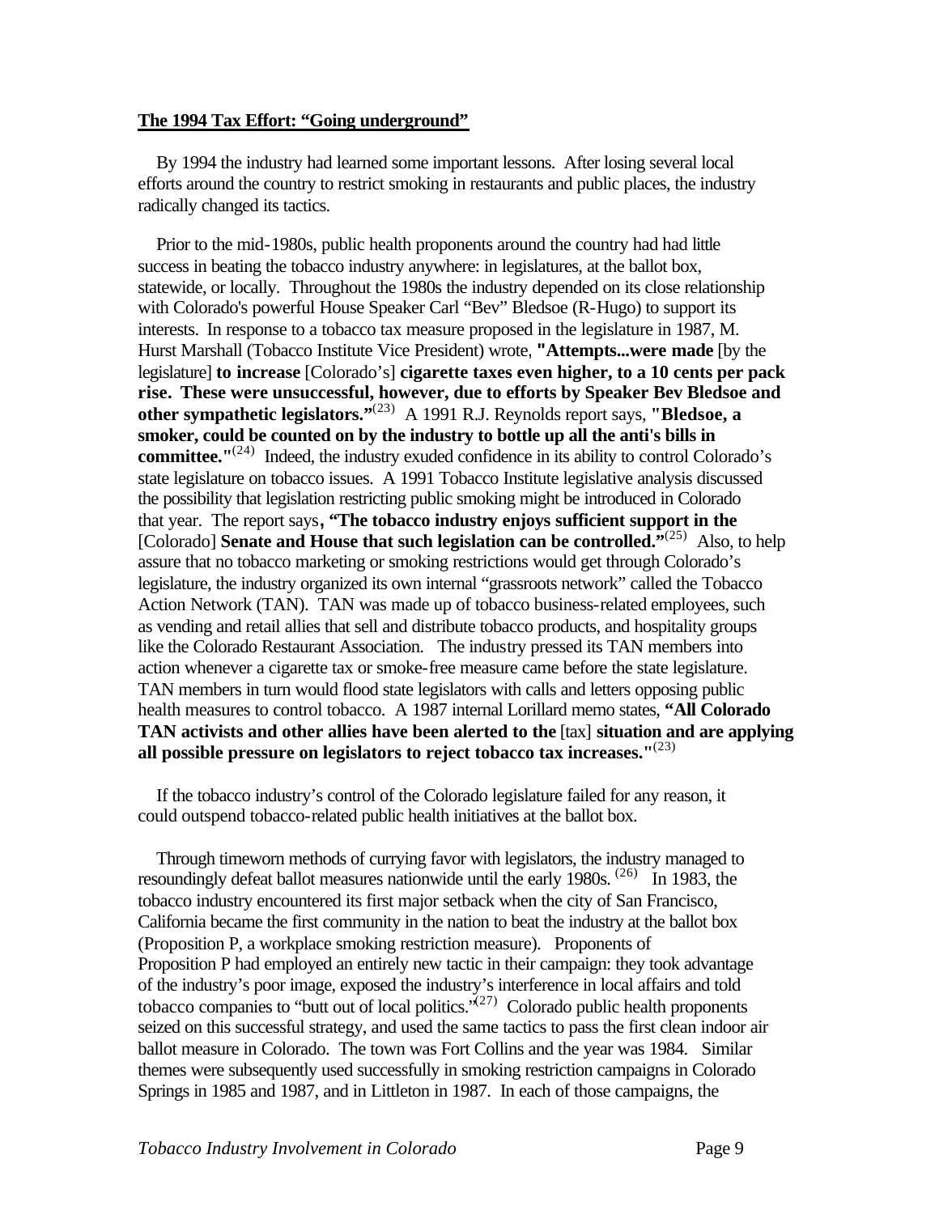**The 1994 Tax Effort: "Going underground"**

By 1994 the industry had learned some important lessons. After losing several local efforts around the country to restrict smoking in restaurants and public places, the industry radically changed its tactics.

Prior to the mid-1980s, public health proponents around the country had had little success in beating the tobacco industry anywhere: in legislatures, at the ballot box, statewide, or locally. Throughout the 1980s the industry depended on its close relationship with Colorado's powerful House Speaker Carl "Bev" Bledsoe (R-Hugo) to support its interests. In response to a tobacco tax measure proposed in the legislature in 1987, M. Hurst Marshall (Tobacco Institute Vice President) wrote, **"Attempts...were made** [by the legislature] **to increase** [Colorado's] **cigarette taxes even higher, to a 10 cents per pack rise. These were unsuccessful, however, due to efforts by Speaker Bev Bledsoe and other sympathetic legislators."**[23] A 1991 R.J. Reynolds report says, **"Bledsoe, a smoker, could be counted on by the industry to bottle up all the anti's bills in committee."**[24] Indeed, the industry exuded confidence in its ability to control Colorado's state legislature on tobacco issues. A 1991 Tobacco Institute legislative analysis discussed the possibility that legislation restricting public smoking might be introduced in Colorado that year. The report says**, "The tobacco industry enjoys sufficient support in the** [Colorado] **Senate and House that such legislation can be controlled."**[25] Also, to help assure that no tobacco marketing or smoking restrictions would get through Colorado's legislature, the industry organized its own internal "grassroots network" called the Tobacco Action Network (TAN). TAN was made up of tobacco business-related employees, such as vending and retail allies that sell and distribute tobacco products, and hospitality groups like the Colorado Restaurant Association. The industry pressed its TAN members into action whenever a cigarette tax or smoke-free measure came before the state legislature. TAN members in turn would flood state legislators with calls and letters opposing public health measures to control tobacco. A 1987 internal Lorillard memo states, **"All Colorado TAN activists and other allies have been alerted to the** [tax] **situation and are applying all possible pressure on legislators to reject tobacco tax increases."**[23]

If the tobacco industry's control of the Colorado legislature failed for any reason, it could outspend tobacco-related public health initiatives at the ballot box.

Through timeworn methods of currying favor with legislators, the industry managed to resoundingly defeat ballot measures nationwide until the early 1980s.[26] In 1983, the tobacco industry encountered its first major setback when the city of San Francisco, California became the first community in the nation to beat the industry at the ballot box (Proposition P, a workplace smoking restriction measure). Proponents of Proposition P had employed an entirely new tactic in their campaign: they took advantage of the industry's poor image, exposed the industry's interference in local affairs and told tobacco companies to "butt out of local politics."[27] Colorado public health proponents seized on this successful strategy, and used the same tactics to pass the first clean indoor air ballot measure in Colorado. The town was Fort Collins and the year was 1984. Similar themes were subsequently used successfully in smoking restriction campaigns in Colorado Springs in 1985 and 1987, and in Littleton in 1987. In each of those campaigns, the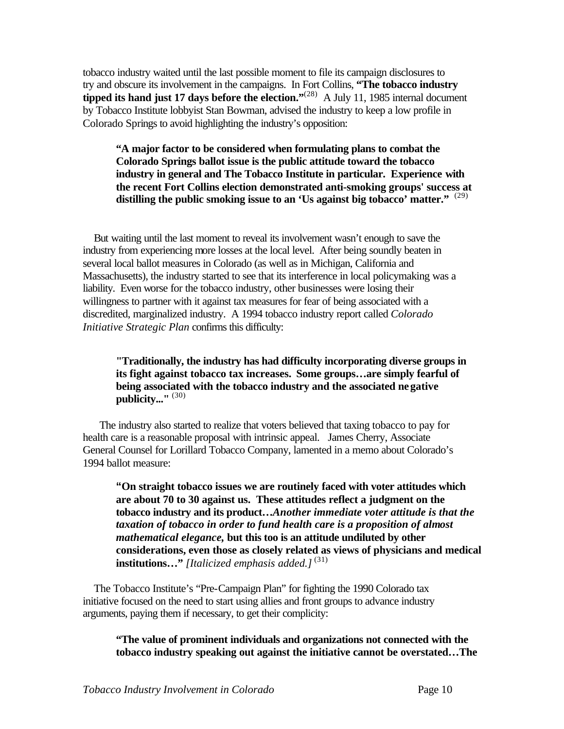tobacco industry waited until the last possible moment to file its campaign disclosures to try and obscure its involvement in the campaigns. In Fort Collins, **"The tobacco industry tipped its hand just 17 days before the election."**(28) A July 11, 1985 internal document by Tobacco Institute lobbyist Stan Bowman, advised the industry to keep a low profile in Colorado Springs to avoid highlighting the industry's opposition:

> **"A major factor to be considered when formulating plans to combat the Colorado Springs ballot issue is the public attitude toward the tobacco industry in general and The Tobacco Institute in particular. Experience with the recent Fort Collins election demonstrated anti-smoking groups' success at distilling the public smoking issue to an 'Us against big tobacco' matter."** (29)

But waiting until the last moment to reveal its involvement wasn't enough to save the industry from experiencing more losses at the local level. After being soundly beaten in several local ballot measures in Colorado (as well as in Michigan, California and Massachusetts), the industry started to see that its interference in local policymaking was a liability. Even worse for the tobacco industry, other businesses were losing their willingness to partner with it against tax measures for fear of being associated with a discredited, marginalized industry. A 1994 tobacco industry report called *Colorado Initiative Strategic Plan* confirms this difficulty:

> **"Traditionally, the industry has had difficulty incorporating diverse groups in its fight against tobacco tax increases. Some groups…are simply fearful of being associated with the tobacco industry and the associated negative publicity..."** (30)

The industry also started to realize that voters believed that taxing tobacco to pay for health care is a reasonable proposal with intrinsic appeal. James Cherry, Associate General Counsel for Lorillard Tobacco Company, lamented in a memo about Colorado's 1994 ballot measure:

> **"On straight tobacco issues we are routinely faced with voter attitudes which are about 70 to 30 against us. These attitudes reflect a judgment on the tobacco industry and its product…*Another immediate voter attitude is that the taxation of tobacco in order to fund health care is a proposition of almost mathematical elegance,* but this too is an attitude undiluted by other considerations, even those as closely related as views of physicians and medical institutions…"** *[Italicized emphasis added.]* (31)

The Tobacco Institute's "Pre-Campaign Plan" for fighting the 1990 Colorado tax initiative focused on the need to start using allies and front groups to advance industry arguments, paying them if necessary, to get their complicity:

> **"The value of prominent individuals and organizations not connected with the tobacco industry speaking out against the initiative cannot be overstated…The**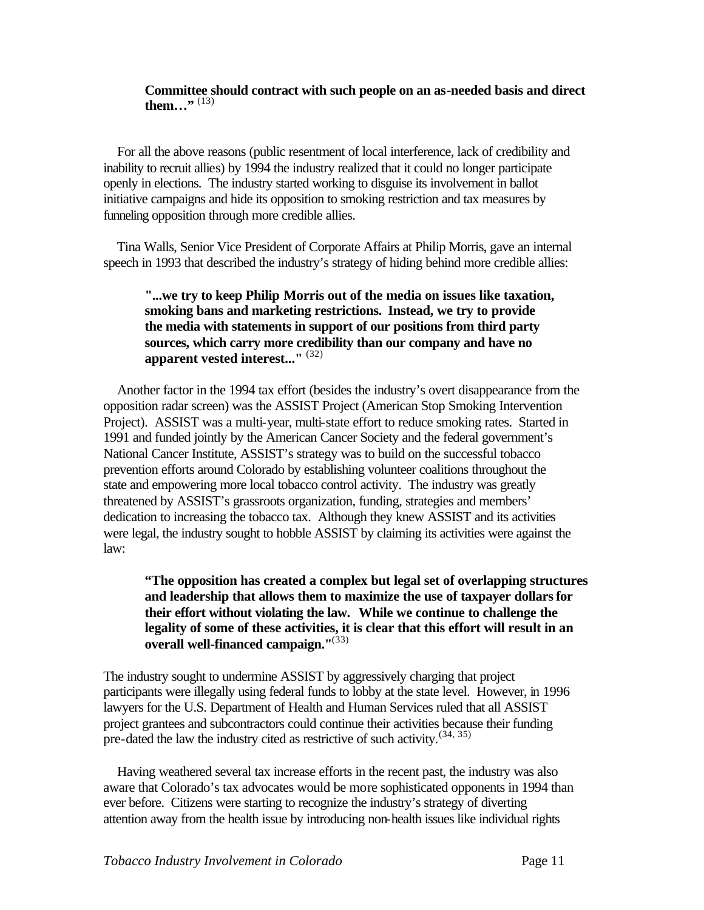> **Committee should contract with such people on an as-needed basis and direct them…"** [13]

For all the above reasons (public resentment of local interference, lack of credibility and inability to recruit allies) by 1994 the industry realized that it could no longer participate openly in elections. The industry started working to disguise its involvement in ballot initiative campaigns and hide its opposition to smoking restriction and tax measures by funneling opposition through more credible allies.

Tina Walls, Senior Vice President of Corporate Affairs at Philip Morris, gave an internal speech in 1993 that described the industry's strategy of hiding behind more credible allies:

> **"...we try to keep Philip Morris out of the media on issues like taxation, smoking bans and marketing restrictions. Instead, we try to provide the media with statements in support of our positions from third party sources, which carry more credibility than our company and have no apparent vested interest..."** [32]

Another factor in the 1994 tax effort (besides the industry's overt disappearance from the opposition radar screen) was the ASSIST Project (American Stop Smoking Intervention Project). ASSIST was a multi-year, multi-state effort to reduce smoking rates. Started in 1991 and funded jointly by the American Cancer Society and the federal government's National Cancer Institute, ASSIST's strategy was to build on the successful tobacco prevention efforts around Colorado by establishing volunteer coalitions throughout the state and empowering more local tobacco control activity. The industry was greatly threatened by ASSIST's grassroots organization, funding, strategies and members' dedication to increasing the tobacco tax. Although they knew ASSIST and its activities were legal, the industry sought to hobble ASSIST by claiming its activities were against the law:

> **"The opposition has created a complex but legal set of overlapping structures and leadership that allows them to maximize the use of taxpayer dollars for their effort without violating the law. While we continue to challenge the legality of some of these activities, it is clear that this effort will result in an overall well-financed campaign."** [33]

The industry sought to undermine ASSIST by aggressively charging that project participants were illegally using federal funds to lobby at the state level. However, in 1996 lawyers for the U.S. Department of Health and Human Services ruled that all ASSIST project grantees and subcontractors could continue their activities because their funding pre-dated the law the industry cited as restrictive of such activity.[34, 35]

Having weathered several tax increase efforts in the recent past, the industry was also aware that Colorado's tax advocates would be more sophisticated opponents in 1994 than ever before. Citizens were starting to recognize the industry's strategy of diverting attention away from the health issue by introducing non-health issues like individual rights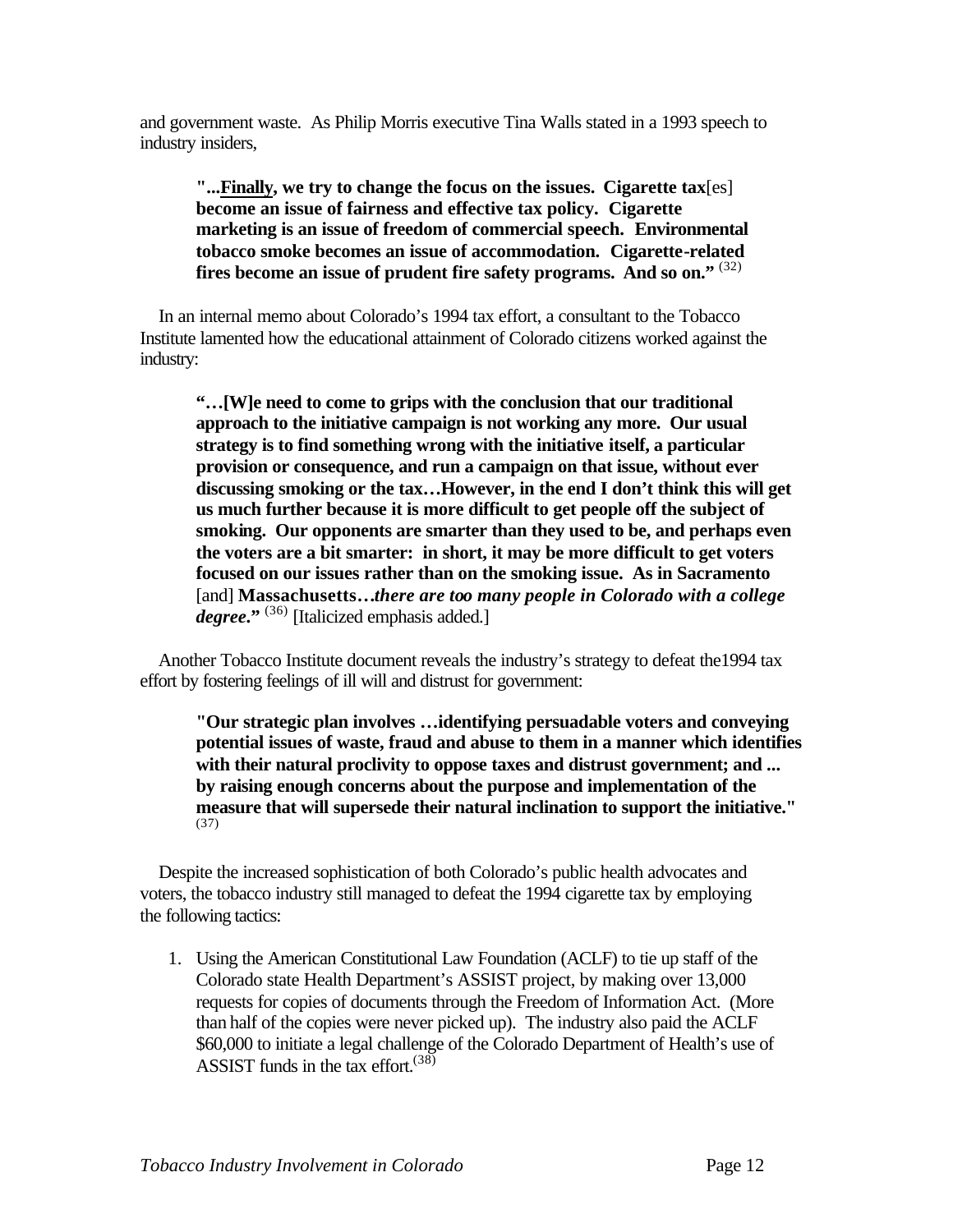and government waste. As Philip Morris executive Tina Walls stated in a 1993 speech to industry insiders,

> **"...<u>Finally</u>, we try to change the focus on the issues. Cigarette tax**[es] **become an issue of fairness and effective tax policy. Cigarette marketing is an issue of freedom of commercial speech. Environmental tobacco smoke becomes an issue of accommodation. Cigarette-related fires become an issue of prudent fire safety programs. And so on."** (32)

In an internal memo about Colorado's 1994 tax effort, a consultant to the Tobacco Institute lamented how the educational attainment of Colorado citizens worked against the industry:

> **"…[W]e need to come to grips with the conclusion that our traditional approach to the initiative campaign is not working any more. Our usual strategy is to find something wrong with the initiative itself, a particular provision or consequence, and run a campaign on that issue, without ever discussing smoking or the tax…However, in the end I don't think this will get us much further because it is more difficult to get people off the subject of smoking. Our opponents are smarter than they used to be, and perhaps even the voters are a bit smarter: in short, it may be more difficult to get voters focused on our issues rather than on the smoking issue. As in Sacramento** [and] **Massachusetts…*there are too many people in Colorado with a college degree*."** (36) [Italicized emphasis added.]

Another Tobacco Institute document reveals the industry's strategy to defeat the1994 tax effort by fostering feelings of ill will and distrust for government:

> **"Our strategic plan involves …identifying persuadable voters and conveying potential issues of waste, fraud and abuse to them in a manner which identifies with their natural proclivity to oppose taxes and distrust government; and ... by raising enough concerns about the purpose and implementation of the measure that will supersede their natural inclination to support the initiative."** (37)

Despite the increased sophistication of both Colorado's public health advocates and voters, the tobacco industry still managed to defeat the 1994 cigarette tax by employing the following tactics:

1. Using the American Constitutional Law Foundation (ACLF) to tie up staff of the Colorado state Health Department's ASSIST project, by making over 13,000 requests for copies of documents through the Freedom of Information Act. (More than half of the copies were never picked up). The industry also paid the ACLF $60,000 to initiate a legal challenge of the Colorado Department of Health's use of ASSIST funds in the tax effort.(38)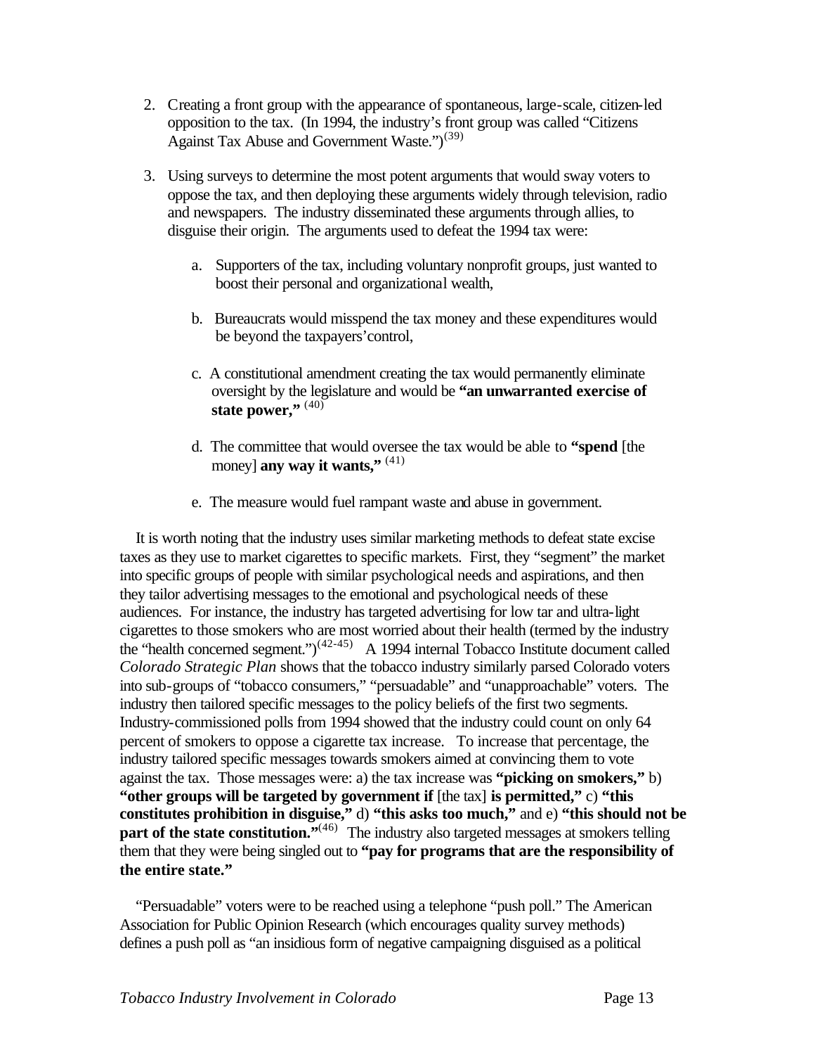2. Creating a front group with the appearance of spontaneous, large-scale, citizen-led opposition to the tax. (In 1994, the industry's front group was called "Citizens Against Tax Abuse and Government Waste.")[39]

3. Using surveys to determine the most potent arguments that would sway voters to oppose the tax, and then deploying these arguments widely through television, radio and newspapers. The industry disseminated these arguments through allies, to disguise their origin. The arguments used to defeat the 1994 tax were:

   a. Supporters of the tax, including voluntary nonprofit groups, just wanted to boost their personal and organizational wealth,

   b. Bureaucrats would misspend the tax money and these expenditures would be beyond the taxpayers' control,

   c. A constitutional amendment creating the tax would permanently eliminate oversight by the legislature and would be **"an unwarranted exercise of state power,"** [40]

   d. The committee that would oversee the tax would be able to **"spend** [the money] **any way it wants,"** [41]

   e. The measure would fuel rampant waste and abuse in government.

It is worth noting that the industry uses similar marketing methods to defeat state excise taxes as they use to market cigarettes to specific markets. First, they "segment" the market into specific groups of people with similar psychological needs and aspirations, and then they tailor advertising messages to the emotional and psychological needs of these audiences. For instance, the industry has targeted advertising for low tar and ultra-light cigarettes to those smokers who are most worried about their health (termed by the industry the "health concerned segment.")[42-45] A 1994 internal Tobacco Institute document called *Colorado Strategic Plan* shows that the tobacco industry similarly parsed Colorado voters into sub-groups of "tobacco consumers," "persuadable" and "unapproachable" voters. The industry then tailored specific messages to the policy beliefs of the first two segments. Industry-commissioned polls from 1994 showed that the industry could count on only 64 percent of smokers to oppose a cigarette tax increase. To increase that percentage, the industry tailored specific messages towards smokers aimed at convincing them to vote against the tax. Those messages were: a) the tax increase was **"picking on smokers,"** b) **"other groups will be targeted by government if** [the tax] **is permitted,"** c) **"this constitutes prohibition in disguise,"** d) **"this asks too much,"** and e) **"this should not be part of the state constitution."**[46] The industry also targeted messages at smokers telling them that they were being singled out to **"pay for programs that are the responsibility of the entire state."**

"Persuadable" voters were to be reached using a telephone "push poll." The American Association for Public Opinion Research (which encourages quality survey methods) defines a push poll as "an insidious form of negative campaigning disguised as a political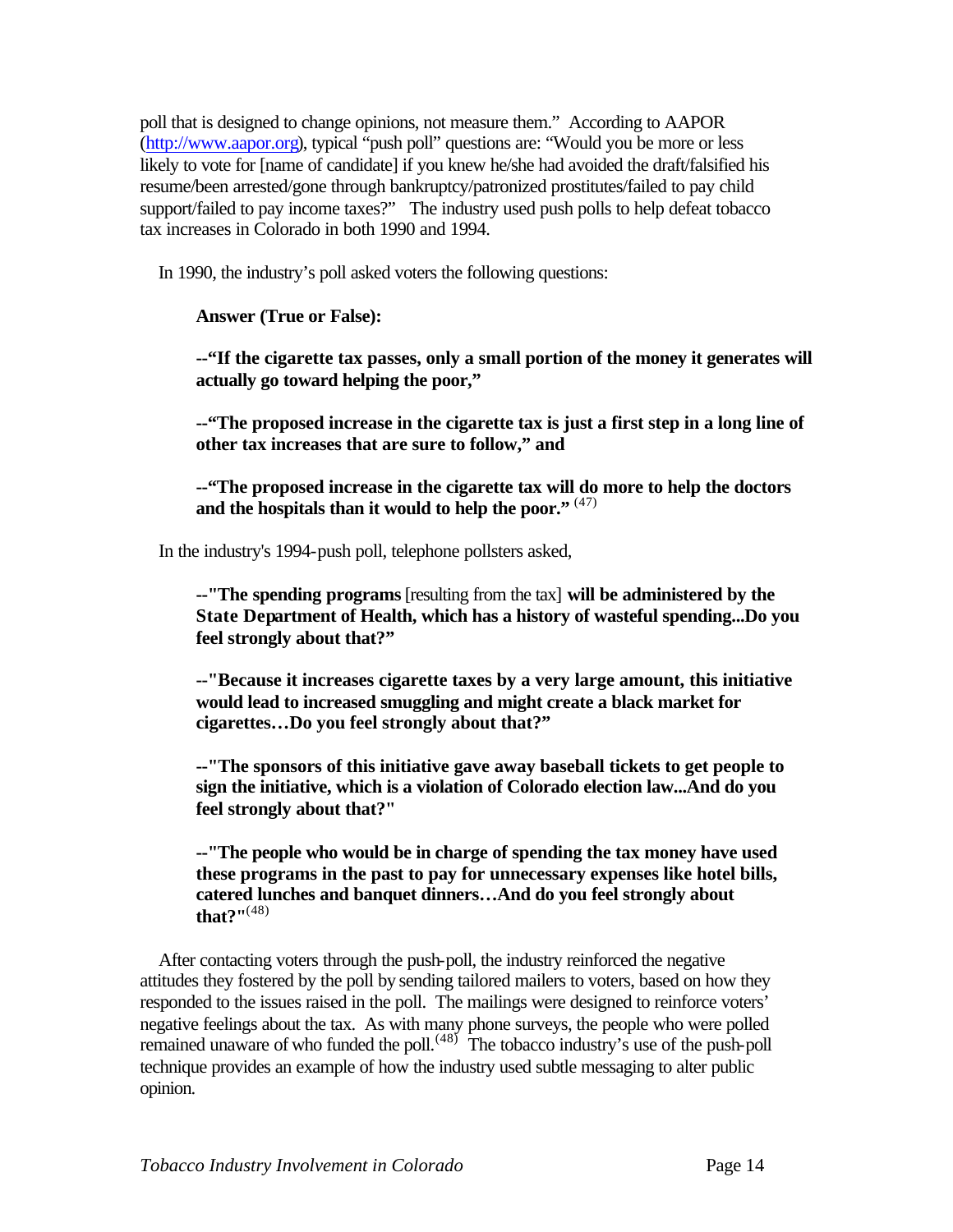poll that is designed to change opinions, not measure them." According to AAPOR (http://www.aapor.org), typical "push poll" questions are: "Would you be more or less likely to vote for [name of candidate] if you knew he/she had avoided the draft/falsified his resume/been arrested/gone through bankruptcy/patronized prostitutes/failed to pay child support/failed to pay income taxes?" The industry used push polls to help defeat tobacco tax increases in Colorado in both 1990 and 1994.

In 1990, the industry's poll asked voters the following questions:

> **Answer (True or False):**
>
> **--"If the cigarette tax passes, only a small portion of the money it generates will actually go toward helping the poor,"**
>
> **--"The proposed increase in the cigarette tax is just a first step in a long line of other tax increases that are sure to follow," and**
>
> **--"The proposed increase in the cigarette tax will do more to help the doctors and the hospitals than it would to help the poor."** (47)

In the industry's 1994-push poll, telephone pollsters asked,

> **--"The spending programs** [resulting from the tax] **will be administered by the State Department of Health, which has a history of wasteful spending...Do you feel strongly about that?"**
>
> **--"Because it increases cigarette taxes by a very large amount, this initiative would lead to increased smuggling and might create a black market for cigarettes…Do you feel strongly about that?"**
>
> **--"The sponsors of this initiative gave away baseball tickets to get people to sign the initiative, which is a violation of Colorado election law...And do you feel strongly about that?"**
>
> **--"The people who would be in charge of spending the tax money have used these programs in the past to pay for unnecessary expenses like hotel bills, catered lunches and banquet dinners…And do you feel strongly about that?"**(48)

After contacting voters through the push-poll, the industry reinforced the negative attitudes they fostered by the poll by sending tailored mailers to voters, based on how they responded to the issues raised in the poll. The mailings were designed to reinforce voters' negative feelings about the tax. As with many phone surveys, the people who were polled remained unaware of who funded the poll.(48) The tobacco industry's use of the push-poll technique provides an example of how the industry used subtle messaging to alter public opinion.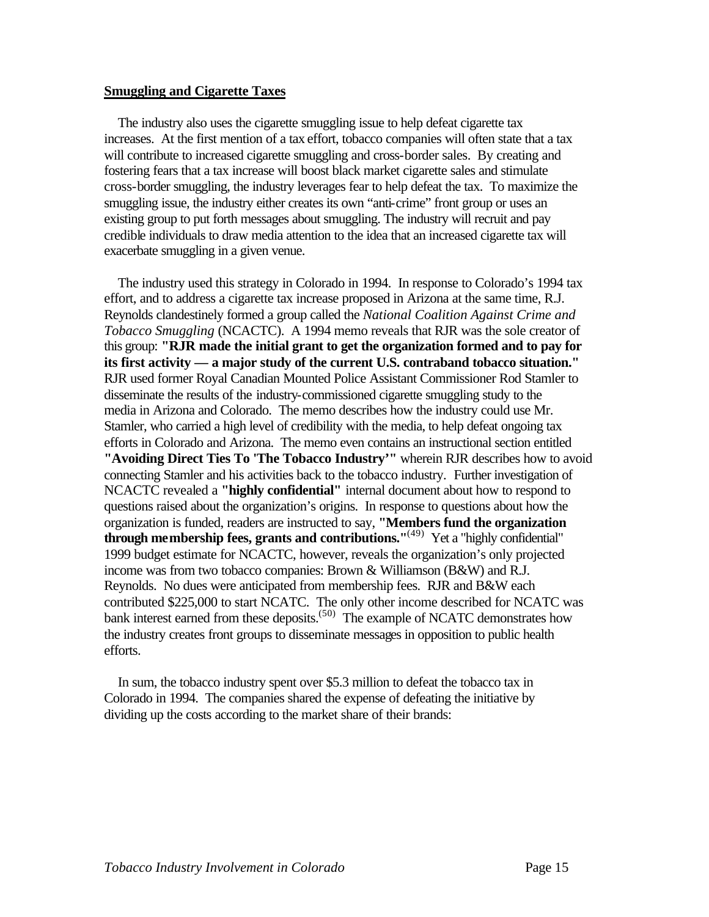**Smuggling and Cigarette Taxes**

The industry also uses the cigarette smuggling issue to help defeat cigarette tax increases. At the first mention of a tax effort, tobacco companies will often state that a tax will contribute to increased cigarette smuggling and cross-border sales. By creating and fostering fears that a tax increase will boost black market cigarette sales and stimulate cross-border smuggling, the industry leverages fear to help defeat the tax. To maximize the smuggling issue, the industry either creates its own "anti-crime" front group or uses an existing group to put forth messages about smuggling. The industry will recruit and pay credible individuals to draw media attention to the idea that an increased cigarette tax will exacerbate smuggling in a given venue.

The industry used this strategy in Colorado in 1994. In response to Colorado's 1994 tax effort, and to address a cigarette tax increase proposed in Arizona at the same time, R.J. Reynolds clandestinely formed a group called the *National Coalition Against Crime and Tobacco Smuggling* (NCACTC). A 1994 memo reveals that RJR was the sole creator of this group: **"RJR made the initial grant to get the organization formed and to pay for its first activity — a major study of the current U.S. contraband tobacco situation."** RJR used former Royal Canadian Mounted Police Assistant Commissioner Rod Stamler to disseminate the results of the industry-commissioned cigarette smuggling study to the media in Arizona and Colorado. The memo describes how the industry could use Mr. Stamler, who carried a high level of credibility with the media, to help defeat ongoing tax efforts in Colorado and Arizona. The memo even contains an instructional section entitled **"Avoiding Direct Ties To 'The Tobacco Industry'"** wherein RJR describes how to avoid connecting Stamler and his activities back to the tobacco industry. Further investigation of NCACTC revealed a **"highly confidential"** internal document about how to respond to questions raised about the organization's origins. In response to questions about how the organization is funded, readers are instructed to say, **"Members fund the organization through membership fees, grants and contributions."**(49) Yet a "highly confidential" 1999 budget estimate for NCACTC, however, reveals the organization's only projected income was from two tobacco companies: Brown & Williamson (B&W) and R.J. Reynolds. No dues were anticipated from membership fees. RJR and B&W each contributed $225,000 to start NCATC. The only other income described for NCATC was bank interest earned from these deposits.(50) The example of NCATC demonstrates how the industry creates front groups to disseminate messages in opposition to public health efforts.

In sum, the tobacco industry spent over $5.3 million to defeat the tobacco tax in Colorado in 1994. The companies shared the expense of defeating the initiative by dividing up the costs according to the market share of their brands: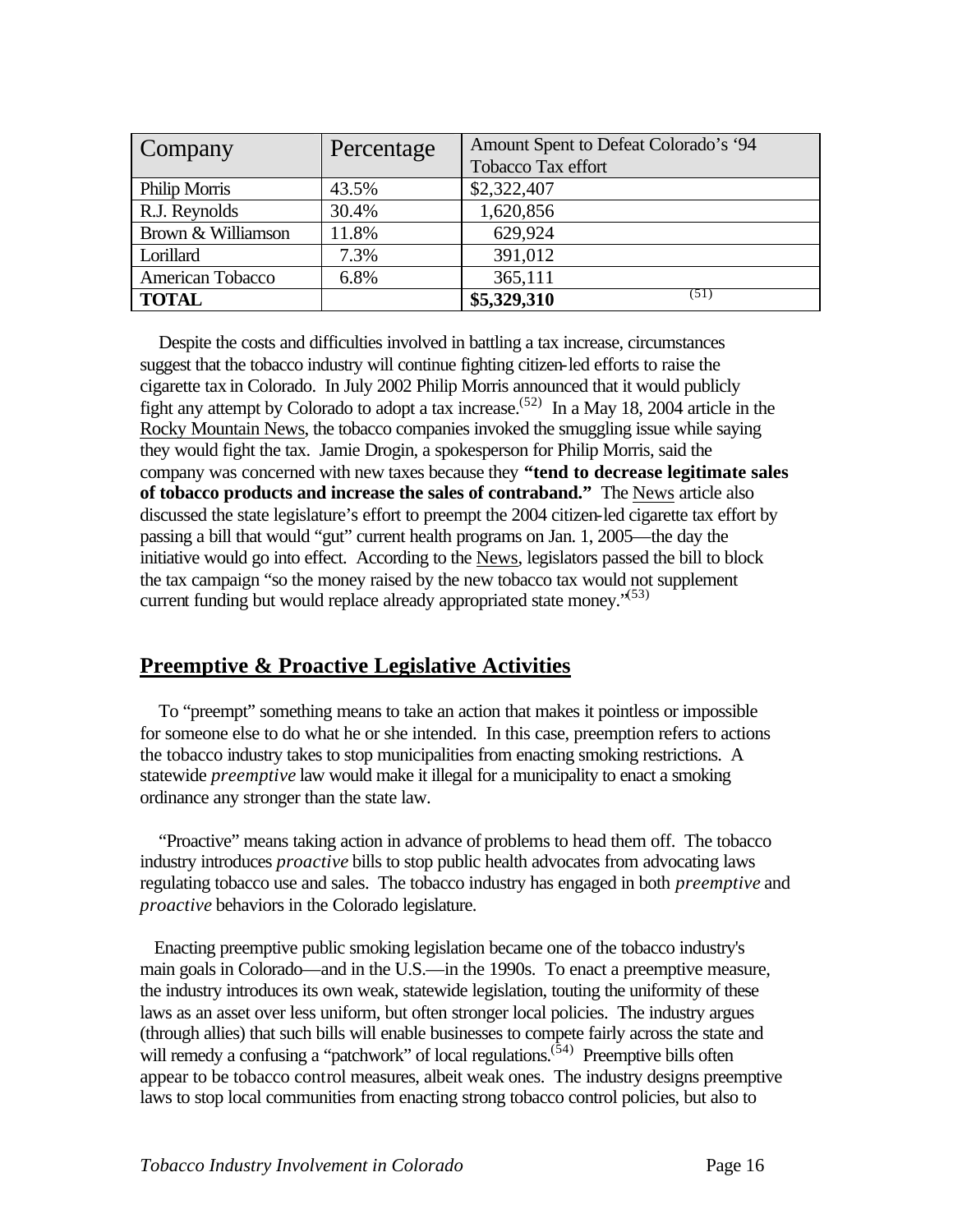| Company | Percentage | Amount Spent to Defeat Colorado's '94 Tobacco Tax effort |
| --- | --- | --- |
| Philip Morris | 43.5% | $2,322,407 |
| R.J. Reynolds | 30.4% | 1,620,856 |
| Brown & Williamson | 11.8% | 629,924 |
| Lorillard | 7.3% | 391,012 |
| American Tobacco | 6.8% | 365,111 |
| **TOTAL** | | **$5,329,310** (51) |

Despite the costs and difficulties involved in battling a tax increase, circumstances suggest that the tobacco industry will continue fighting citizen-led efforts to raise the cigarette tax in Colorado. In July 2002 Philip Morris announced that it would publicly fight any attempt by Colorado to adopt a tax increase.(52) In a May 18, 2004 article in the Rocky Mountain News, the tobacco companies invoked the smuggling issue while saying they would fight the tax. Jamie Drogin, a spokesperson for Philip Morris, said the company was concerned with new taxes because they **"tend to decrease legitimate sales of tobacco products and increase the sales of contraband."** The News article also discussed the state legislature's effort to preempt the 2004 citizen-led cigarette tax effort by passing a bill that would "gut" current health programs on Jan. 1, 2005—the day the initiative would go into effect. According to the News, legislators passed the bill to block the tax campaign "so the money raised by the new tobacco tax would not supplement current funding but would replace already appropriated state money."(53)

## Preemptive & Proactive Legislative Activities

To "preempt" something means to take an action that makes it pointless or impossible for someone else to do what he or she intended. In this case, preemption refers to actions the tobacco industry takes to stop municipalities from enacting smoking restrictions. A statewide *preemptive* law would make it illegal for a municipality to enact a smoking ordinance any stronger than the state law.

"Proactive" means taking action in advance of problems to head them off. The tobacco industry introduces *proactive* bills to stop public health advocates from advocating laws regulating tobacco use and sales. The tobacco industry has engaged in both *preemptive* and *proactive* behaviors in the Colorado legislature.

Enacting preemptive public smoking legislation became one of the tobacco industry's main goals in Colorado—and in the U.S.—in the 1990s. To enact a preemptive measure, the industry introduces its own weak, statewide legislation, touting the uniformity of these laws as an asset over less uniform, but often stronger local policies. The industry argues (through allies) that such bills will enable businesses to compete fairly across the state and will remedy a confusing a "patchwork" of local regulations.(54) Preemptive bills often appear to be tobacco control measures, albeit weak ones. The industry designs preemptive laws to stop local communities from enacting strong tobacco control policies, but also to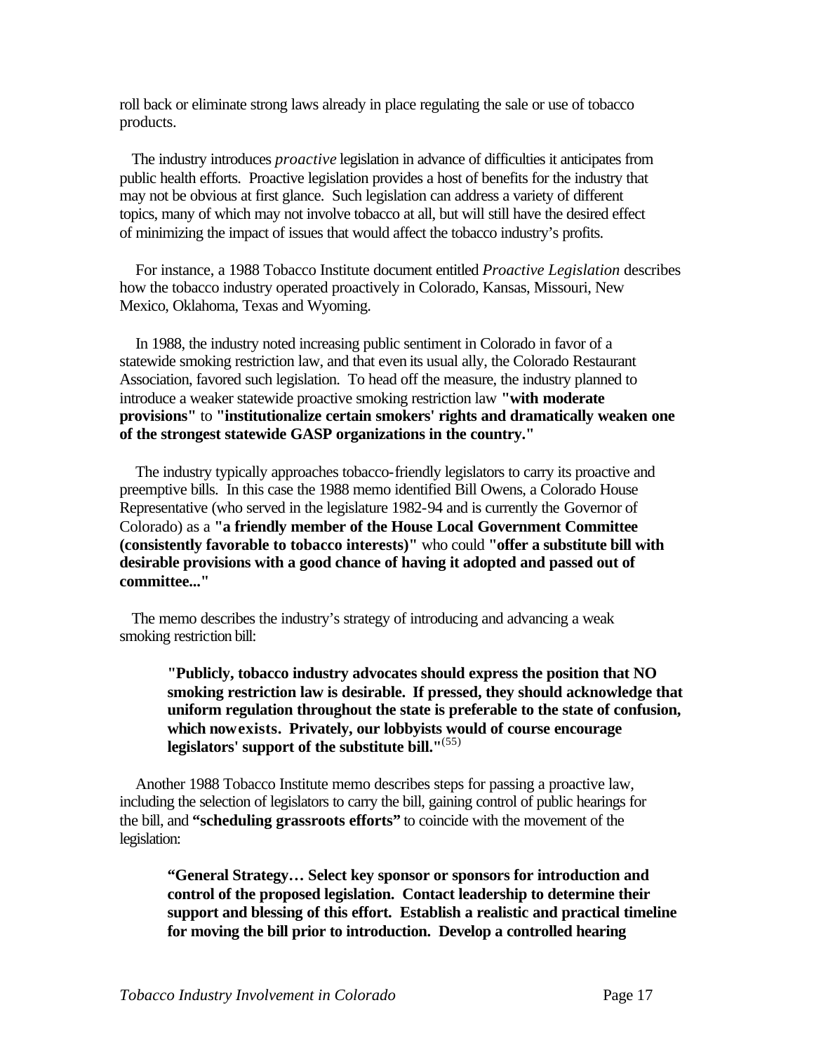roll back or eliminate strong laws already in place regulating the sale or use of tobacco products.

The industry introduces *proactive* legislation in advance of difficulties it anticipates from public health efforts. Proactive legislation provides a host of benefits for the industry that may not be obvious at first glance. Such legislation can address a variety of different topics, many of which may not involve tobacco at all, but will still have the desired effect of minimizing the impact of issues that would affect the tobacco industry's profits.

For instance, a 1988 Tobacco Institute document entitled *Proactive Legislation* describes how the tobacco industry operated proactively in Colorado, Kansas, Missouri, New Mexico, Oklahoma, Texas and Wyoming.

In 1988, the industry noted increasing public sentiment in Colorado in favor of a statewide smoking restriction law, and that even its usual ally, the Colorado Restaurant Association, favored such legislation. To head off the measure, the industry planned to introduce a weaker statewide proactive smoking restriction law **"with moderate provisions"** to **"institutionalize certain smokers' rights and dramatically weaken one of the strongest statewide GASP organizations in the country."**

The industry typically approaches tobacco-friendly legislators to carry its proactive and preemptive bills. In this case the 1988 memo identified Bill Owens, a Colorado House Representative (who served in the legislature 1982-94 and is currently the Governor of Colorado) as a **"a friendly member of the House Local Government Committee (consistently favorable to tobacco interests)"** who could **"offer a substitute bill with desirable provisions with a good chance of having it adopted and passed out of committee..."**

The memo describes the industry's strategy of introducing and advancing a weak smoking restriction bill:

> **"Publicly, tobacco industry advocates should express the position that NO smoking restriction law is desirable. If pressed, they should acknowledge that uniform regulation throughout the state is preferable to the state of confusion, which now exists. Privately, our lobbyists would of course encourage legislators' support of the substitute bill."**(55)

Another 1988 Tobacco Institute memo describes steps for passing a proactive law, including the selection of legislators to carry the bill, gaining control of public hearings for the bill, and **"scheduling grassroots efforts"** to coincide with the movement of the legislation:

> **"General Strategy… Select key sponsor or sponsors for introduction and control of the proposed legislation. Contact leadership to determine their support and blessing of this effort. Establish a realistic and practical timeline for moving the bill prior to introduction. Develop a controlled hearing**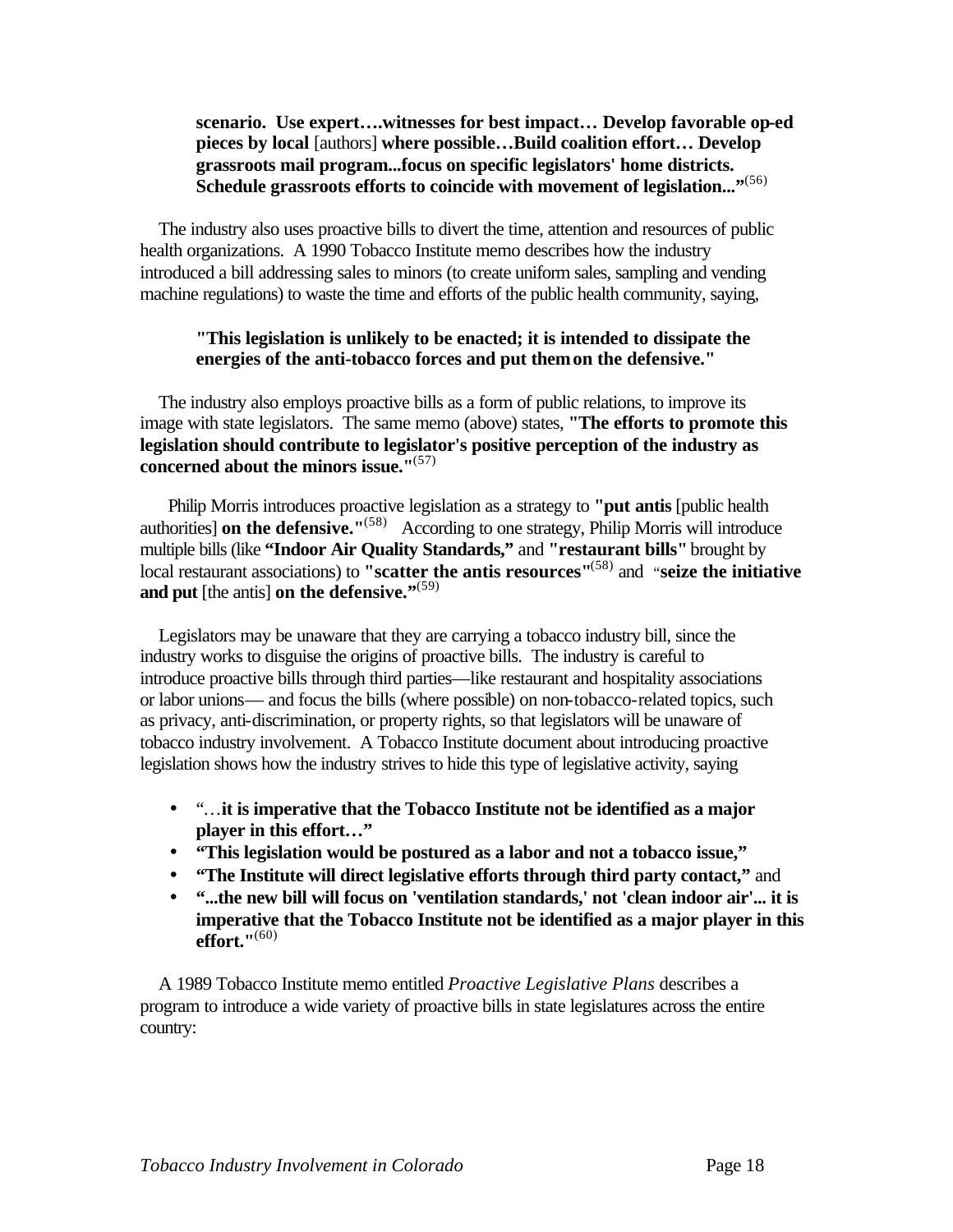**scenario. Use expert….witnesses for best impact… Develop favorable op-ed pieces by local** [authors] **where possible…Build coalition effort… Develop grassroots mail program...focus on specific legislators' home districts. Schedule grassroots efforts to coincide with movement of legislation..."**[56]

The industry also uses proactive bills to divert the time, attention and resources of public health organizations. A 1990 Tobacco Institute memo describes how the industry introduced a bill addressing sales to minors (to create uniform sales, sampling and vending machine regulations) to waste the time and efforts of the public health community, saying,

> **"This legislation is unlikely to be enacted; it is intended to dissipate the energies of the anti-tobacco forces and put them on the defensive."**

The industry also employs proactive bills as a form of public relations, to improve its image with state legislators. The same memo (above) states, **"The efforts to promote this legislation should contribute to legislator's positive perception of the industry as concerned about the minors issue."**[57]

Philip Morris introduces proactive legislation as a strategy to **"put antis** [public health authorities] **on the defensive."**[58] According to one strategy, Philip Morris will introduce multiple bills (like **"Indoor Air Quality Standards,"** and **"restaurant bills"** brought by local restaurant associations) to **"scatter the antis resources"**[58] and "**seize the initiative and put** [the antis] **on the defensive."**[59]

Legislators may be unaware that they are carrying a tobacco industry bill, since the industry works to disguise the origins of proactive bills. The industry is careful to introduce proactive bills through third parties—like restaurant and hospitality associations or labor unions— and focus the bills (where possible) on non-tobacco-related topics, such as privacy, anti-discrimination, or property rights, so that legislators will be unaware of tobacco industry involvement. A Tobacco Institute document about introducing proactive legislation shows how the industry strives to hide this type of legislative activity, saying

- "…**it is imperative that the Tobacco Institute not be identified as a major player in this effort…"**
- **"This legislation would be postured as a labor and not a tobacco issue,"**
- **"The Institute will direct legislative efforts through third party contact,"** and
- **"...the new bill will focus on 'ventilation standards,' not 'clean indoor air'... it is imperative that the Tobacco Institute not be identified as a major player in this effort."**[60]

A 1989 Tobacco Institute memo entitled *Proactive Legislative Plans* describes a program to introduce a wide variety of proactive bills in state legislatures across the entire country: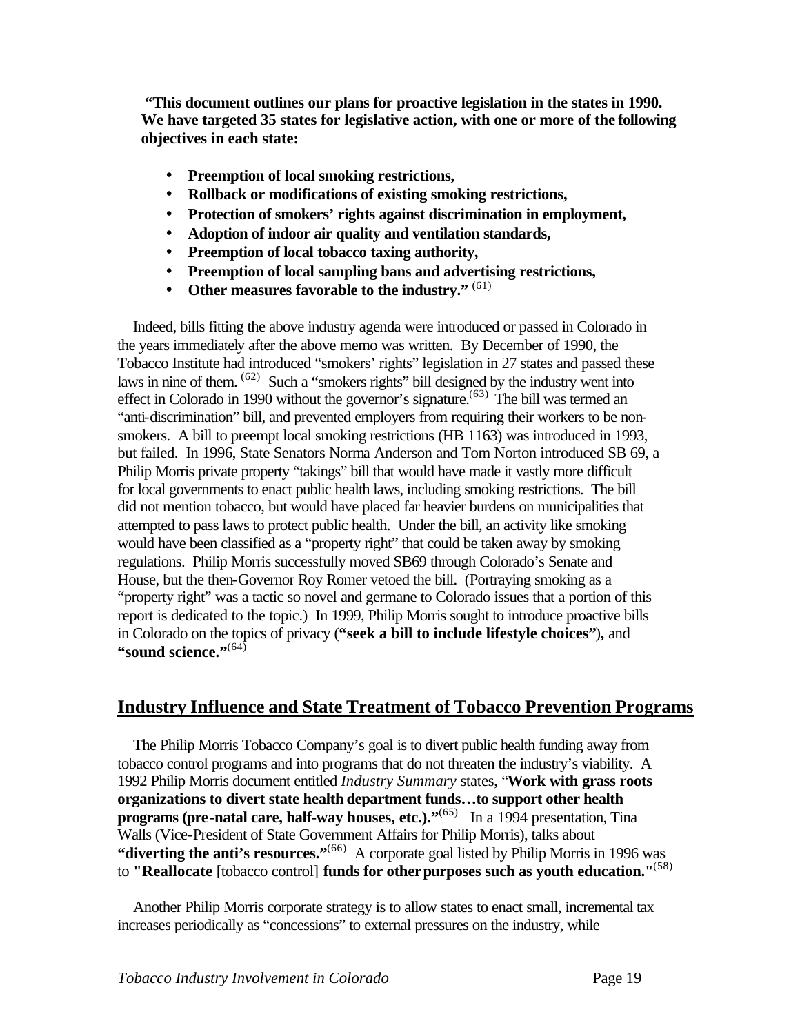**"This document outlines our plans for proactive legislation in the states in 1990. We have targeted 35 states for legislative action, with one or more of the following objectives in each state:**

- **Preemption of local smoking restrictions,**
- **Rollback or modifications of existing smoking restrictions,**
- **Protection of smokers' rights against discrimination in employment,**
- **Adoption of indoor air quality and ventilation standards,**
- **Preemption of local tobacco taxing authority,**
- **Preemption of local sampling bans and advertising restrictions,**
- **Other measures favorable to the industry."** [61]

Indeed, bills fitting the above industry agenda were introduced or passed in Colorado in the years immediately after the above memo was written. By December of 1990, the Tobacco Institute had introduced "smokers' rights" legislation in 27 states and passed these laws in nine of them. [62] Such a "smokers rights" bill designed by the industry went into effect in Colorado in 1990 without the governor's signature.[63] The bill was termed an "anti-discrimination" bill, and prevented employers from requiring their workers to be non-smokers. A bill to preempt local smoking restrictions (HB 1163) was introduced in 1993, but failed. In 1996, State Senators Norma Anderson and Tom Norton introduced SB 69, a Philip Morris private property "takings" bill that would have made it vastly more difficult for local governments to enact public health laws, including smoking restrictions. The bill did not mention tobacco, but would have placed far heavier burdens on municipalities that attempted to pass laws to protect public health. Under the bill, an activity like smoking would have been classified as a "property right" that could be taken away by smoking regulations. Philip Morris successfully moved SB69 through Colorado's Senate and House, but the then-Governor Roy Romer vetoed the bill. (Portraying smoking as a "property right" was a tactic so novel and germane to Colorado issues that a portion of this report is dedicated to the topic.) In 1999, Philip Morris sought to introduce proactive bills in Colorado on the topics of privacy (**"seek a bill to include lifestyle choices"**), and **"sound science."**[64]

## Industry Influence and State Treatment of Tobacco Prevention Programs

The Philip Morris Tobacco Company's goal is to divert public health funding away from tobacco control programs and into programs that do not threaten the industry's viability. A 1992 Philip Morris document entitled *Industry Summary* states, "**Work with grass roots organizations to divert state health department funds…to support other health programs (pre-natal care, half-way houses, etc.)."**[65] In a 1994 presentation, Tina Walls (Vice-President of State Government Affairs for Philip Morris), talks about **"diverting the anti's resources."**[66] A corporate goal listed by Philip Morris in 1996 was to **"Reallocate** [tobacco control] **funds for other purposes such as youth education."**[58]

Another Philip Morris corporate strategy is to allow states to enact small, incremental tax increases periodically as "concessions" to external pressures on the industry, while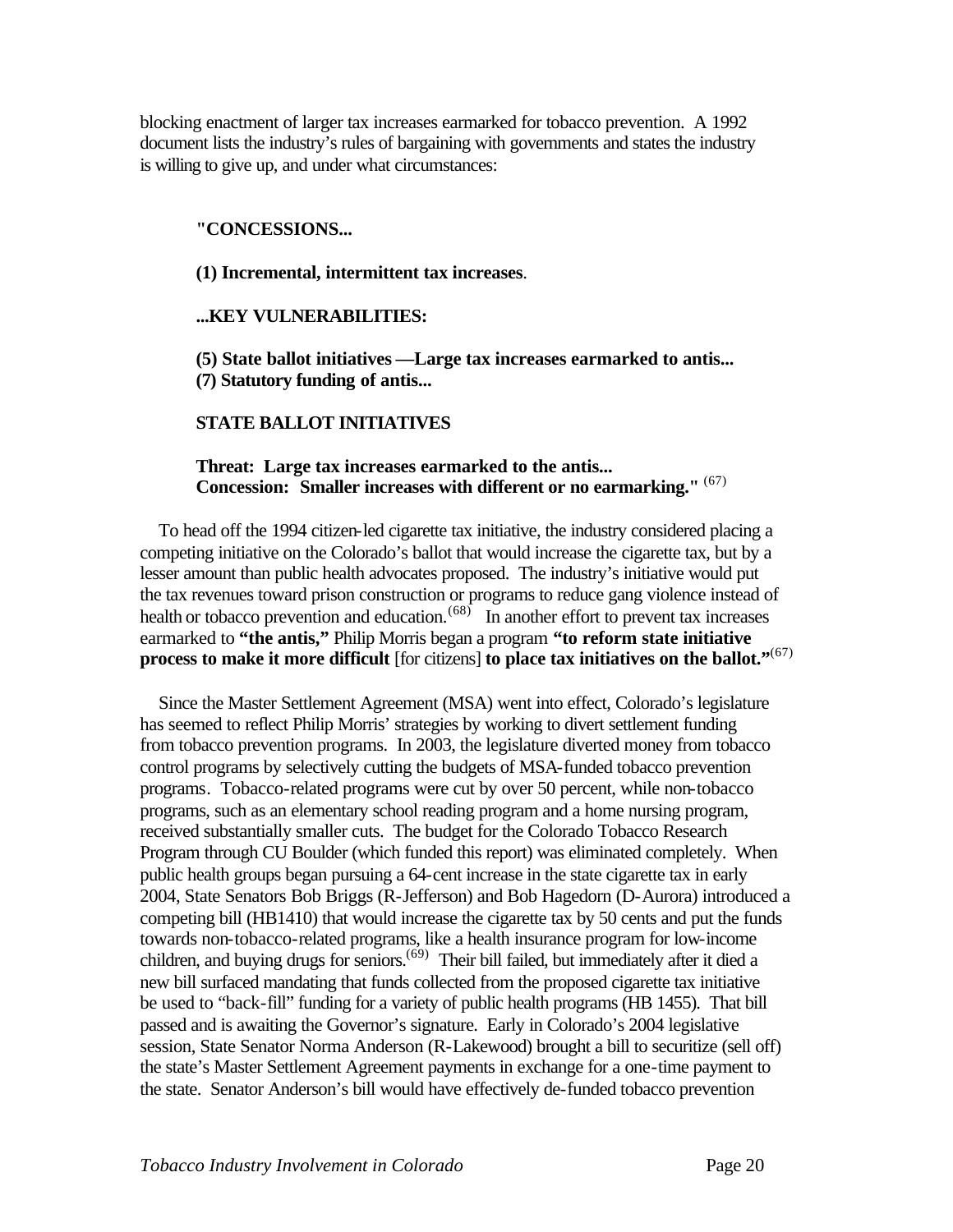blocking enactment of larger tax increases earmarked for tobacco prevention. A 1992 document lists the industry's rules of bargaining with governments and states the industry is willing to give up, and under what circumstances:

> **"CONCESSIONS...**
>
> **(1) Incremental, intermittent tax increases**.
>
> **...KEY VULNERABILITIES:**
>
> **(5) State ballot initiatives —Large tax increases earmarked to antis...**
> **(7) Statutory funding of antis...**
>
> **STATE BALLOT INITIATIVES**
>
> **Threat: Large tax increases earmarked to the antis...**
> **Concession: Smaller increases with different or no earmarking."** (67)

To head off the 1994 citizen-led cigarette tax initiative, the industry considered placing a competing initiative on the Colorado's ballot that would increase the cigarette tax, but by a lesser amount than public health advocates proposed. The industry's initiative would put the tax revenues toward prison construction or programs to reduce gang violence instead of health or tobacco prevention and education.(68) In another effort to prevent tax increases earmarked to **"the antis,"** Philip Morris began a program **"to reform state initiative process to make it more difficult** [for citizens] **to place tax initiatives on the ballot."**(67)

Since the Master Settlement Agreement (MSA) went into effect, Colorado's legislature has seemed to reflect Philip Morris' strategies by working to divert settlement funding from tobacco prevention programs. In 2003, the legislature diverted money from tobacco control programs by selectively cutting the budgets of MSA-funded tobacco prevention programs. Tobacco-related programs were cut by over 50 percent, while non-tobacco programs, such as an elementary school reading program and a home nursing program, received substantially smaller cuts. The budget for the Colorado Tobacco Research Program through CU Boulder (which funded this report) was eliminated completely. When public health groups began pursuing a 64-cent increase in the state cigarette tax in early 2004, State Senators Bob Briggs (R-Jefferson) and Bob Hagedorn (D-Aurora) introduced a competing bill (HB1410) that would increase the cigarette tax by 50 cents and put the funds towards non-tobacco-related programs, like a health insurance program for low-income children, and buying drugs for seniors.(69) Their bill failed, but immediately after it died a new bill surfaced mandating that funds collected from the proposed cigarette tax initiative be used to "back-fill" funding for a variety of public health programs (HB 1455). That bill passed and is awaiting the Governor's signature. Early in Colorado's 2004 legislative session, State Senator Norma Anderson (R-Lakewood) brought a bill to securitize (sell off) the state's Master Settlement Agreement payments in exchange for a one-time payment to the state. Senator Anderson's bill would have effectively de-funded tobacco prevention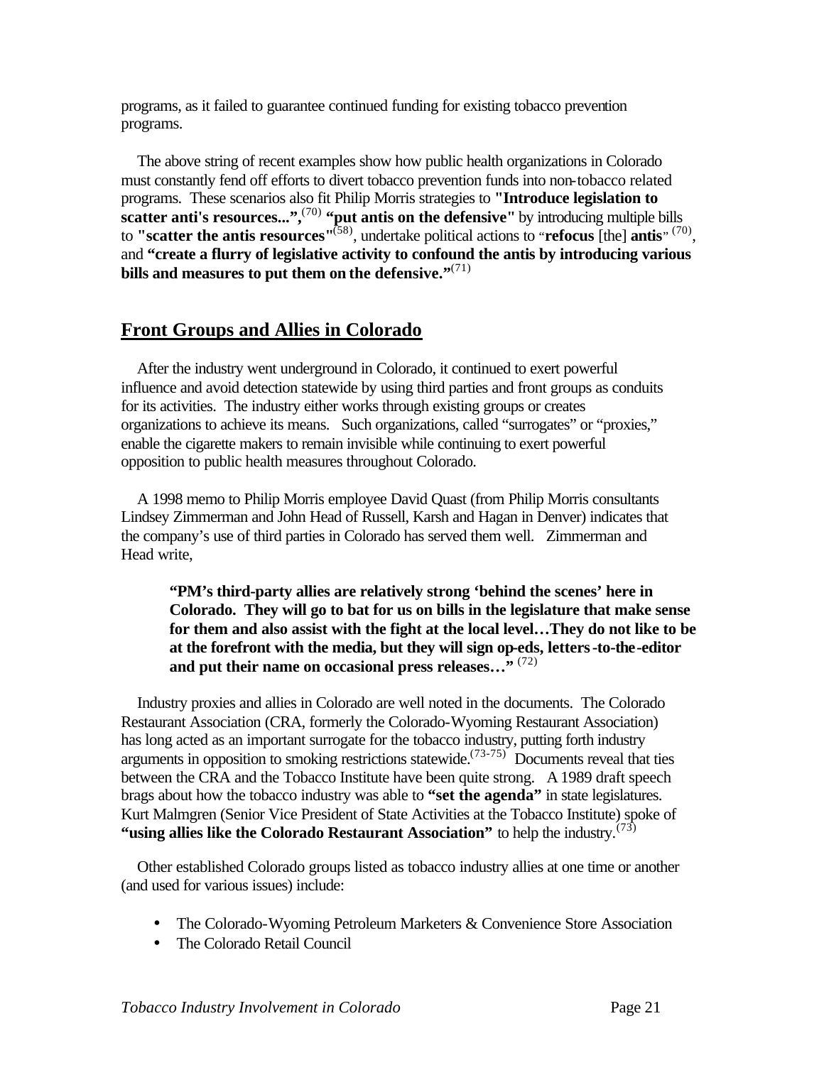programs, as it failed to guarantee continued funding for existing tobacco prevention programs.

The above string of recent examples show how public health organizations in Colorado must constantly fend off efforts to divert tobacco prevention funds into non-tobacco related programs. These scenarios also fit Philip Morris strategies to **"Introduce legislation to scatter anti's resources...",**[70] **"put antis on the defensive"** by introducing multiple bills to **"scatter the antis resources"**[58], undertake political actions to "**refocus** [the] **antis**" [70], and **"create a flurry of legislative activity to confound the antis by introducing various bills and measures to put them on the defensive."**[71]

## Front Groups and Allies in Colorado

After the industry went underground in Colorado, it continued to exert powerful influence and avoid detection statewide by using third parties and front groups as conduits for its activities. The industry either works through existing groups or creates organizations to achieve its means. Such organizations, called "surrogates" or "proxies," enable the cigarette makers to remain invisible while continuing to exert powerful opposition to public health measures throughout Colorado.

A 1998 memo to Philip Morris employee David Quast (from Philip Morris consultants Lindsey Zimmerman and John Head of Russell, Karsh and Hagan in Denver) indicates that the company's use of third parties in Colorado has served them well. Zimmerman and Head write,

> **"PM's third-party allies are relatively strong 'behind the scenes' here in Colorado. They will go to bat for us on bills in the legislature that make sense for them and also assist with the fight at the local level…They do not like to be at the forefront with the media, but they will sign op-eds, letters-to-the-editor and put their name on occasional press releases…"** [72]

Industry proxies and allies in Colorado are well noted in the documents. The Colorado Restaurant Association (CRA, formerly the Colorado-Wyoming Restaurant Association) has long acted as an important surrogate for the tobacco industry, putting forth industry arguments in opposition to smoking restrictions statewide.[73-75] Documents reveal that ties between the CRA and the Tobacco Institute have been quite strong. A 1989 draft speech brags about how the tobacco industry was able to **"set the agenda"** in state legislatures. Kurt Malmgren (Senior Vice President of State Activities at the Tobacco Institute) spoke of **"using allies like the Colorado Restaurant Association"** to help the industry.[73]

Other established Colorado groups listed as tobacco industry allies at one time or another (and used for various issues) include:

- The Colorado-Wyoming Petroleum Marketers & Convenience Store Association
- The Colorado Retail Council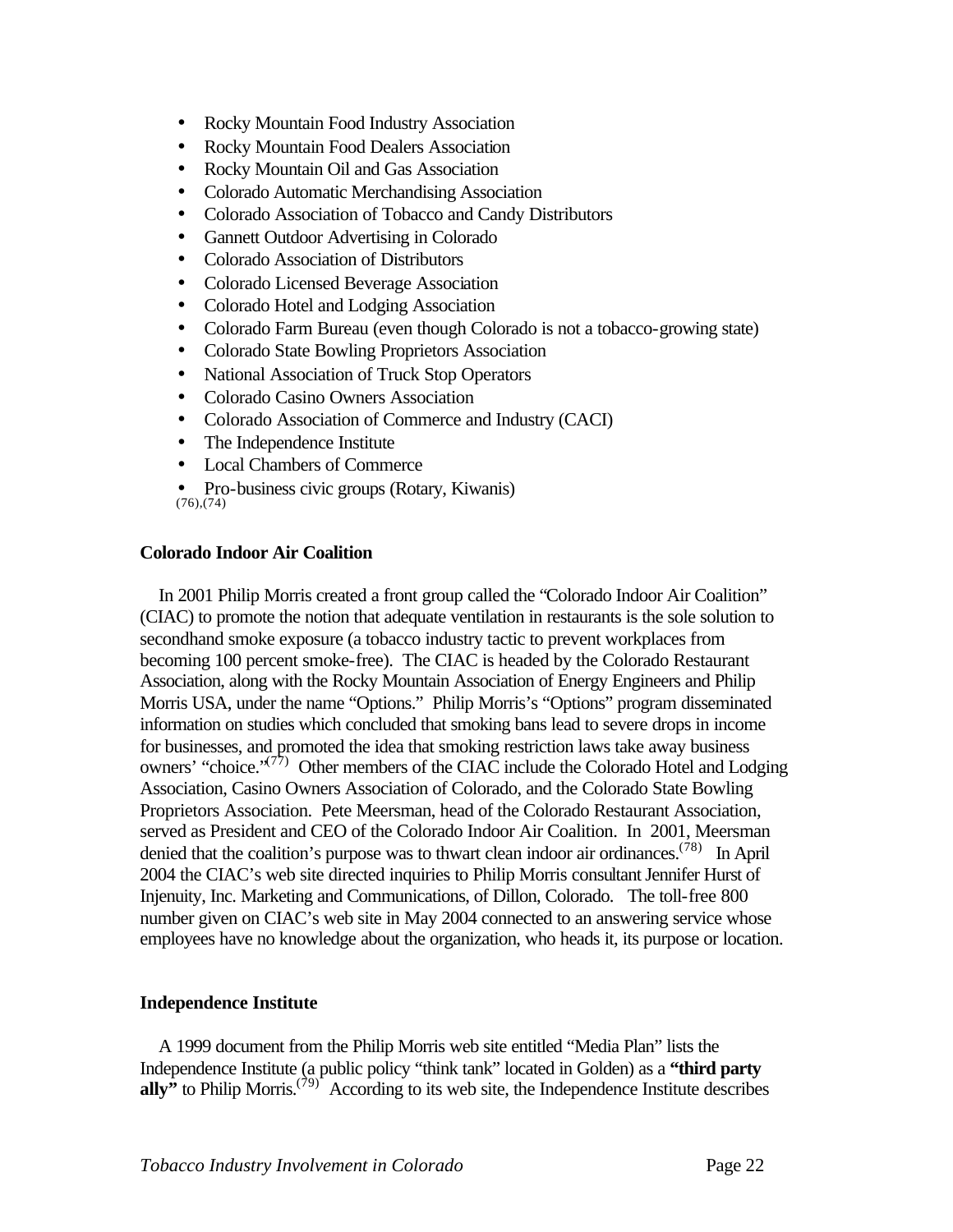- Rocky Mountain Food Industry Association
- Rocky Mountain Food Dealers Association
- Rocky Mountain Oil and Gas Association
- Colorado Automatic Merchandising Association
- Colorado Association of Tobacco and Candy Distributors
- Gannett Outdoor Advertising in Colorado
- Colorado Association of Distributors
- Colorado Licensed Beverage Association
- Colorado Hotel and Lodging Association
- Colorado Farm Bureau (even though Colorado is not a tobacco-growing state)
- Colorado State Bowling Proprietors Association
- National Association of Truck Stop Operators
- Colorado Casino Owners Association
- Colorado Association of Commerce and Industry (CACI)
- The Independence Institute
- Local Chambers of Commerce
- Pro-business civic groups (Rotary, Kiwanis)

(76),(74)

**Colorado Indoor Air Coalition**

In 2001 Philip Morris created a front group called the "Colorado Indoor Air Coalition" (CIAC) to promote the notion that adequate ventilation in restaurants is the sole solution to secondhand smoke exposure (a tobacco industry tactic to prevent workplaces from becoming 100 percent smoke-free). The CIAC is headed by the Colorado Restaurant Association, along with the Rocky Mountain Association of Energy Engineers and Philip Morris USA, under the name "Options." Philip Morris's "Options" program disseminated information on studies which concluded that smoking bans lead to severe drops in income for businesses, and promoted the idea that smoking restriction laws take away business owners' "choice."[(77)] Other members of the CIAC include the Colorado Hotel and Lodging Association, Casino Owners Association of Colorado, and the Colorado State Bowling Proprietors Association. Pete Meersman, head of the Colorado Restaurant Association, served as President and CEO of the Colorado Indoor Air Coalition. In 2001, Meersman denied that the coalition's purpose was to thwart clean indoor air ordinances.[(78)] In April 2004 the CIAC's web site directed inquiries to Philip Morris consultant Jennifer Hurst of Injenuity, Inc. Marketing and Communications, of Dillon, Colorado. The toll-free 800 number given on CIAC's web site in May 2004 connected to an answering service whose employees have no knowledge about the organization, who heads it, its purpose or location.

**Independence Institute**

A 1999 document from the Philip Morris web site entitled "Media Plan" lists the Independence Institute (a public policy "think tank" located in Golden) as a **"third party ally"** to Philip Morris.[(79)] According to its web site, the Independence Institute describes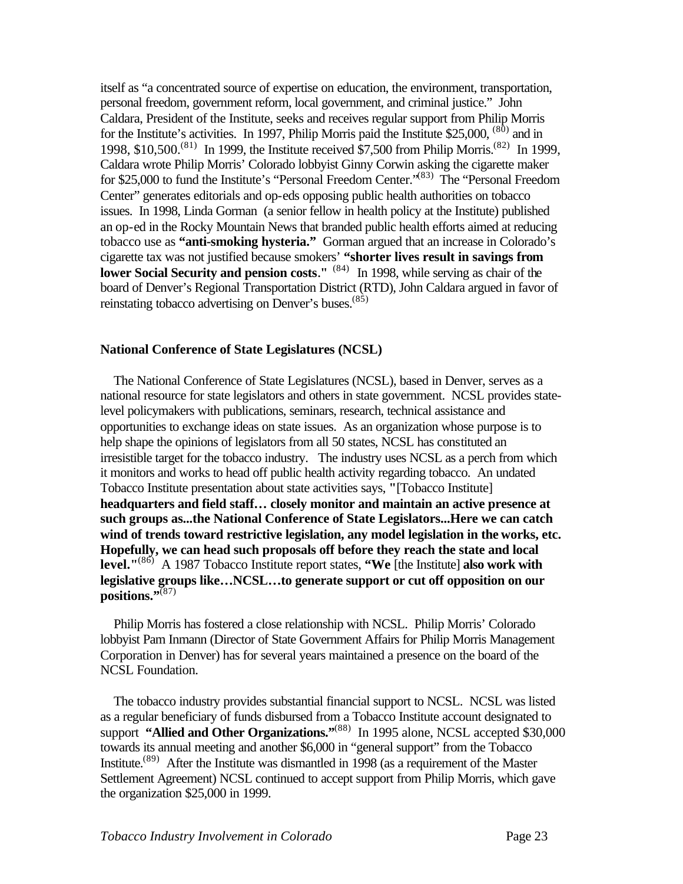itself as "a concentrated source of expertise on education, the environment, transportation, personal freedom, government reform, local government, and criminal justice." John Caldara, President of the Institute, seeks and receives regular support from Philip Morris for the Institute's activities. In 1997, Philip Morris paid the Institute $25,000, (80) and in 1998, $10,500.(81) In 1999, the Institute received $7,500 from Philip Morris.(82) In 1999, Caldara wrote Philip Morris' Colorado lobbyist Ginny Corwin asking the cigarette maker for $25,000 to fund the Institute's "Personal Freedom Center."(83) The "Personal Freedom Center" generates editorials and op-eds opposing public health authorities on tobacco issues. In 1998, Linda Gorman (a senior fellow in health policy at the Institute) published an op-ed in the Rocky Mountain News that branded public health efforts aimed at reducing tobacco use as **"anti-smoking hysteria."** Gorman argued that an increase in Colorado's cigarette tax was not justified because smokers' **"shorter lives result in savings from lower Social Security and pension costs."** (84) In 1998, while serving as chair of the board of Denver's Regional Transportation District (RTD), John Caldara argued in favor of reinstating tobacco advertising on Denver's buses.(85)

**National Conference of State Legislatures (NCSL)**

The National Conference of State Legislatures (NCSL), based in Denver, serves as a national resource for state legislators and others in state government. NCSL provides state-level policymakers with publications, seminars, research, technical assistance and opportunities to exchange ideas on state issues. As an organization whose purpose is to help shape the opinions of legislators from all 50 states, NCSL has constituted an irresistible target for the tobacco industry. The industry uses NCSL as a perch from which it monitors and works to head off public health activity regarding tobacco. An undated Tobacco Institute presentation about state activities says, "[Tobacco Institute] **headquarters and field staff… closely monitor and maintain an active presence at such groups as...the National Conference of State Legislators...Here we can catch wind of trends toward restrictive legislation, any model legislation in the works, etc. Hopefully, we can head such proposals off before they reach the state and local level."**(86) A 1987 Tobacco Institute report states, **"We** [the Institute] **also work with legislative groups like…NCSL…to generate support or cut off opposition on our positions."**(87)

Philip Morris has fostered a close relationship with NCSL. Philip Morris' Colorado lobbyist Pam Inmann (Director of State Government Affairs for Philip Morris Management Corporation in Denver) has for several years maintained a presence on the board of the NCSL Foundation.

The tobacco industry provides substantial financial support to NCSL. NCSL was listed as a regular beneficiary of funds disbursed from a Tobacco Institute account designated to support **"Allied and Other Organizations."**(88) In 1995 alone, NCSL accepted $30,000 towards its annual meeting and another $6,000 in "general support" from the Tobacco Institute.(89) After the Institute was dismantled in 1998 (as a requirement of the Master Settlement Agreement) NCSL continued to accept support from Philip Morris, which gave the organization $25,000 in 1999.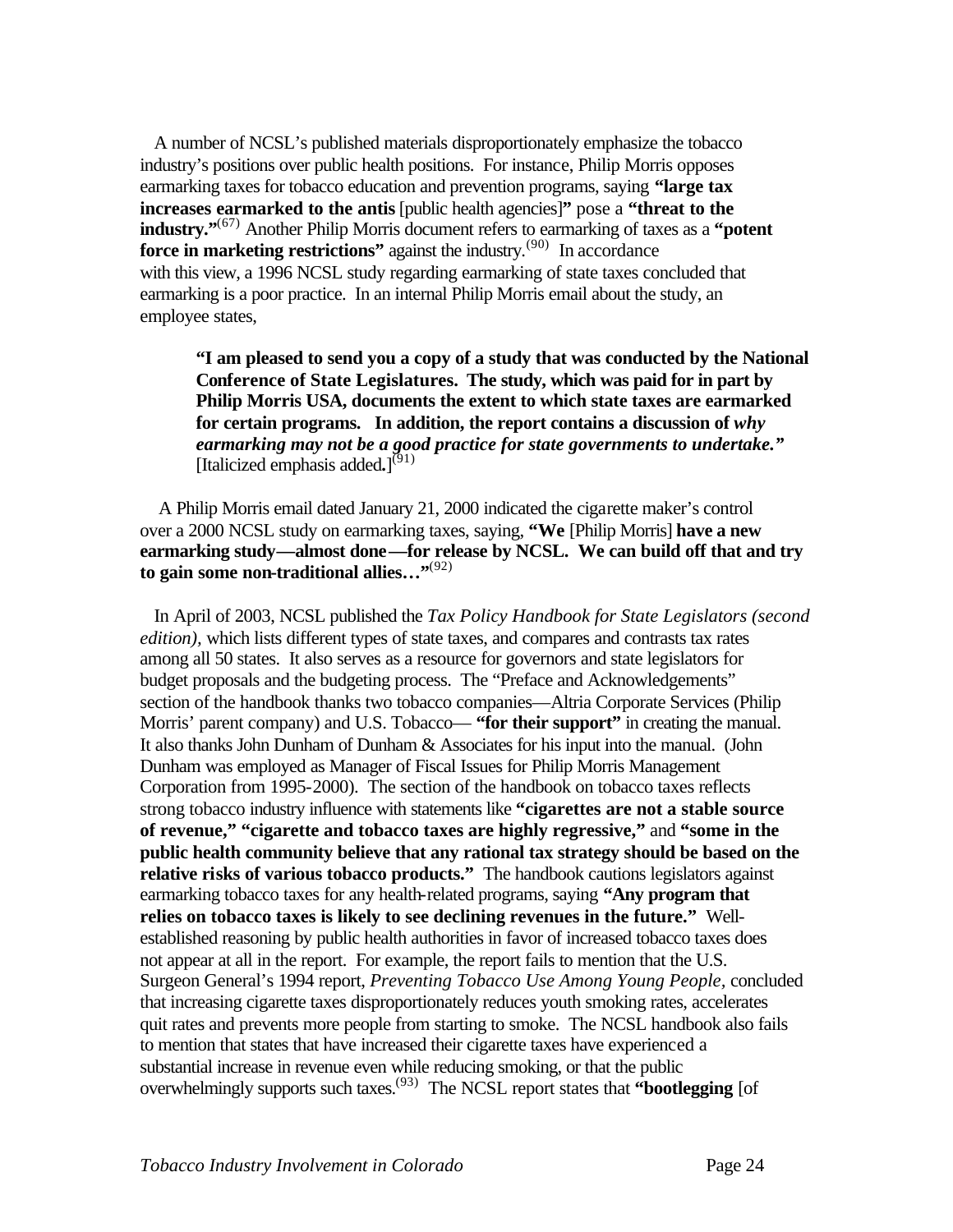A number of NCSL's published materials disproportionately emphasize the tobacco industry's positions over public health positions. For instance, Philip Morris opposes earmarking taxes for tobacco education and prevention programs, saying **"large tax increases earmarked to the antis** [public health agencies]**"** pose a **"threat to the industry."**[67] Another Philip Morris document refers to earmarking of taxes as a **"potent force in marketing restrictions"** against the industry.[90] In accordance with this view, a 1996 NCSL study regarding earmarking of state taxes concluded that earmarking is a poor practice. In an internal Philip Morris email about the study, an employee states,

> **"I am pleased to send you a copy of a study that was conducted by the National Conference of State Legislatures. The study, which was paid for in part by Philip Morris USA, documents the extent to which state taxes are earmarked for certain programs. In addition, the report contains a discussion of *why earmarking may not be a good practice for state governments to undertake.*"** [Italicized emphasis added**.**][91]

A Philip Morris email dated January 21, 2000 indicated the cigarette maker's control over a 2000 NCSL study on earmarking taxes, saying, **"We** [Philip Morris] **have a new earmarking study—almost done—for release by NCSL. We can build off that and try to gain some non-traditional allies…"**[92]

In April of 2003, NCSL published the *Tax Policy Handbook for State Legislators (second edition),* which lists different types of state taxes, and compares and contrasts tax rates among all 50 states. It also serves as a resource for governors and state legislators for budget proposals and the budgeting process. The "Preface and Acknowledgements" section of the handbook thanks two tobacco companies—Altria Corporate Services (Philip Morris' parent company) and U.S. Tobacco— **"for their support"** in creating the manual. It also thanks John Dunham of Dunham & Associates for his input into the manual. (John Dunham was employed as Manager of Fiscal Issues for Philip Morris Management Corporation from 1995-2000). The section of the handbook on tobacco taxes reflects strong tobacco industry influence with statements like **"cigarettes are not a stable source of revenue," "cigarette and tobacco taxes are highly regressive,"** and **"some in the public health community believe that any rational tax strategy should be based on the relative risks of various tobacco products."** The handbook cautions legislators against earmarking tobacco taxes for any health-related programs, saying **"Any program that relies on tobacco taxes is likely to see declining revenues in the future."** Well-established reasoning by public health authorities in favor of increased tobacco taxes does not appear at all in the report. For example, the report fails to mention that the U.S. Surgeon General's 1994 report, *Preventing Tobacco Use Among Young People*, concluded that increasing cigarette taxes disproportionately reduces youth smoking rates, accelerates quit rates and prevents more people from starting to smoke. The NCSL handbook also fails to mention that states that have increased their cigarette taxes have experienced a substantial increase in revenue even while reducing smoking, or that the public overwhelmingly supports such taxes.[93] The NCSL report states that **"bootlegging** [of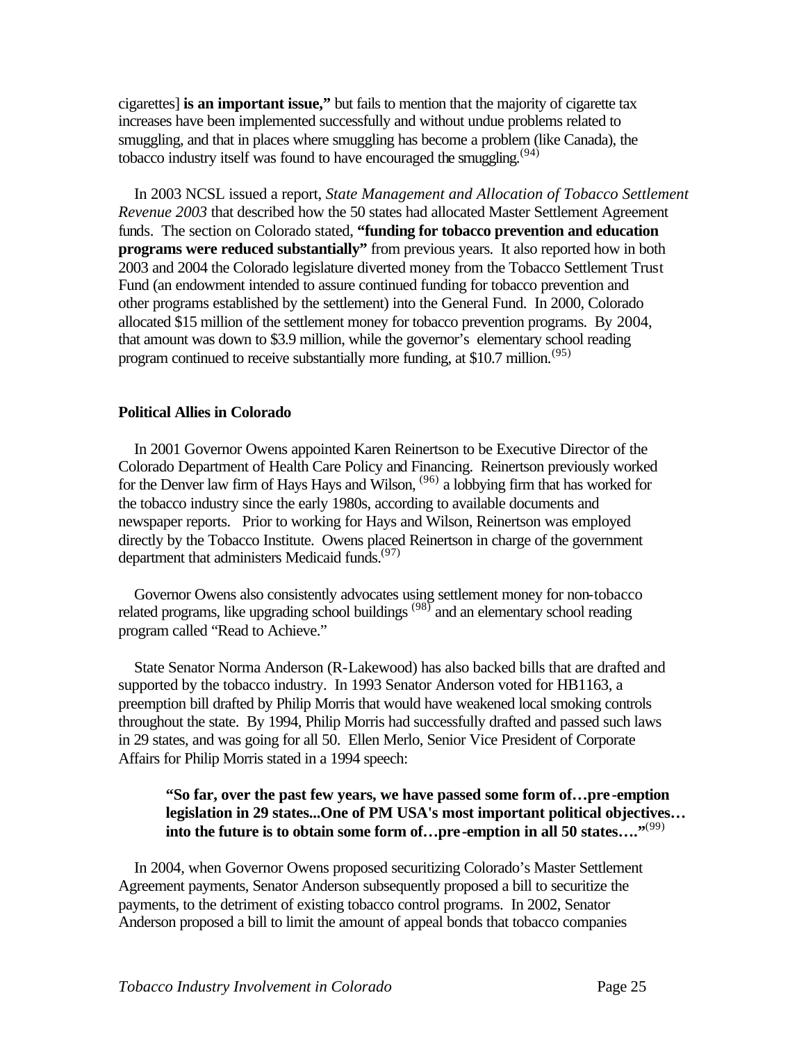cigarettes] **is an important issue,"** but fails to mention that the majority of cigarette tax increases have been implemented successfully and without undue problems related to smuggling, and that in places where smuggling has become a problem (like Canada), the tobacco industry itself was found to have encouraged the smuggling.[94]

In 2003 NCSL issued a report, *State Management and Allocation of Tobacco Settlement Revenue 2003* that described how the 50 states had allocated Master Settlement Agreement funds. The section on Colorado stated, **"funding for tobacco prevention and education programs were reduced substantially"** from previous years. It also reported how in both 2003 and 2004 the Colorado legislature diverted money from the Tobacco Settlement Trust Fund (an endowment intended to assure continued funding for tobacco prevention and other programs established by the settlement) into the General Fund. In 2000, Colorado allocated $15 million of the settlement money for tobacco prevention programs. By 2004, that amount was down to $3.9 million, while the governor's elementary school reading program continued to receive substantially more funding, at $10.7 million.[95]

**Political Allies in Colorado**

In 2001 Governor Owens appointed Karen Reinertson to be Executive Director of the Colorado Department of Health Care Policy and Financing. Reinertson previously worked for the Denver law firm of Hays Hays and Wilson, [96] a lobbying firm that has worked for the tobacco industry since the early 1980s, according to available documents and newspaper reports. Prior to working for Hays and Wilson, Reinertson was employed directly by the Tobacco Institute. Owens placed Reinertson in charge of the government department that administers Medicaid funds.[97]

Governor Owens also consistently advocates using settlement money for non-tobacco related programs, like upgrading school buildings [98] and an elementary school reading program called "Read to Achieve."

State Senator Norma Anderson (R-Lakewood) has also backed bills that are drafted and supported by the tobacco industry. In 1993 Senator Anderson voted for HB1163, a preemption bill drafted by Philip Morris that would have weakened local smoking controls throughout the state. By 1994, Philip Morris had successfully drafted and passed such laws in 29 states, and was going for all 50. Ellen Merlo, Senior Vice President of Corporate Affairs for Philip Morris stated in a 1994 speech:

> **"So far, over the past few years, we have passed some form of…pre-emption legislation in 29 states...One of PM USA's most important political objectives… into the future is to obtain some form of…pre-emption in all 50 states…."**[99]

In 2004, when Governor Owens proposed securitizing Colorado's Master Settlement Agreement payments, Senator Anderson subsequently proposed a bill to securitize the payments, to the detriment of existing tobacco control programs. In 2002, Senator Anderson proposed a bill to limit the amount of appeal bonds that tobacco companies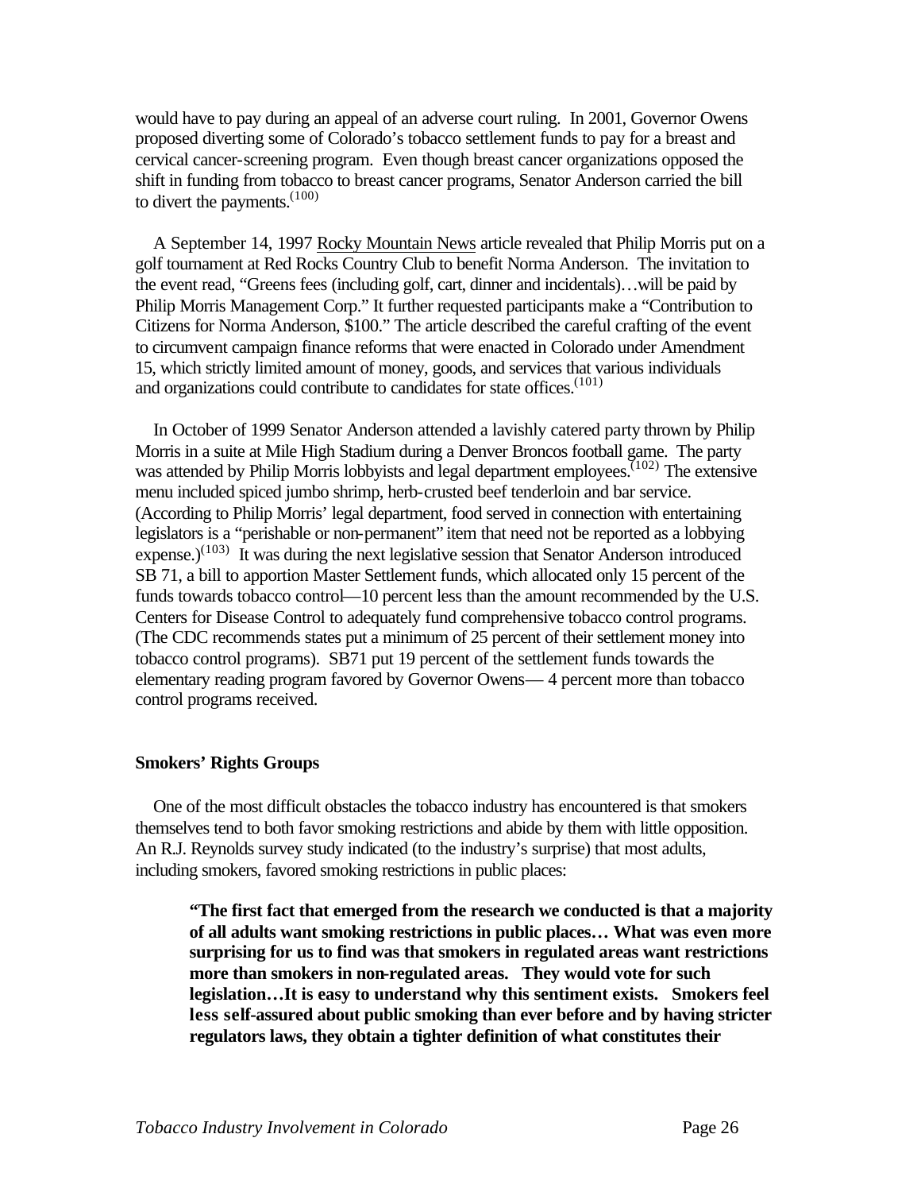would have to pay during an appeal of an adverse court ruling. In 2001, Governor Owens proposed diverting some of Colorado's tobacco settlement funds to pay for a breast and cervical cancer-screening program. Even though breast cancer organizations opposed the shift in funding from tobacco to breast cancer programs, Senator Anderson carried the bill to divert the payments.[100]

A September 14, 1997 Rocky Mountain News article revealed that Philip Morris put on a golf tournament at Red Rocks Country Club to benefit Norma Anderson. The invitation to the event read, "Greens fees (including golf, cart, dinner and incidentals)…will be paid by Philip Morris Management Corp." It further requested participants make a "Contribution to Citizens for Norma Anderson, $100." The article described the careful crafting of the event to circumvent campaign finance reforms that were enacted in Colorado under Amendment 15, which strictly limited amount of money, goods, and services that various individuals and organizations could contribute to candidates for state offices.[101]

In October of 1999 Senator Anderson attended a lavishly catered party thrown by Philip Morris in a suite at Mile High Stadium during a Denver Broncos football game. The party was attended by Philip Morris lobbyists and legal department employees.[102] The extensive menu included spiced jumbo shrimp, herb-crusted beef tenderloin and bar service. (According to Philip Morris' legal department, food served in connection with entertaining legislators is a "perishable or non-permanent" item that need not be reported as a lobbying expense.)[103] It was during the next legislative session that Senator Anderson introduced SB 71, a bill to apportion Master Settlement funds, which allocated only 15 percent of the funds towards tobacco control—10 percent less than the amount recommended by the U.S. Centers for Disease Control to adequately fund comprehensive tobacco control programs. (The CDC recommends states put a minimum of 25 percent of their settlement money into tobacco control programs). SB71 put 19 percent of the settlement funds towards the elementary reading program favored by Governor Owens— 4 percent more than tobacco control programs received.

**Smokers' Rights Groups**

One of the most difficult obstacles the tobacco industry has encountered is that smokers themselves tend to both favor smoking restrictions and abide by them with little opposition. An R.J. Reynolds survey study indicated (to the industry's surprise) that most adults, including smokers, favored smoking restrictions in public places:

> **"The first fact that emerged from the research we conducted is that a majority of all adults want smoking restrictions in public places… What was even more surprising for us to find was that smokers in regulated areas want restrictions more than smokers in non-regulated areas. They would vote for such legislation…It is easy to understand why this sentiment exists. Smokers feel less self-assured about public smoking than ever before and by having stricter regulators laws, they obtain a tighter definition of what constitutes their**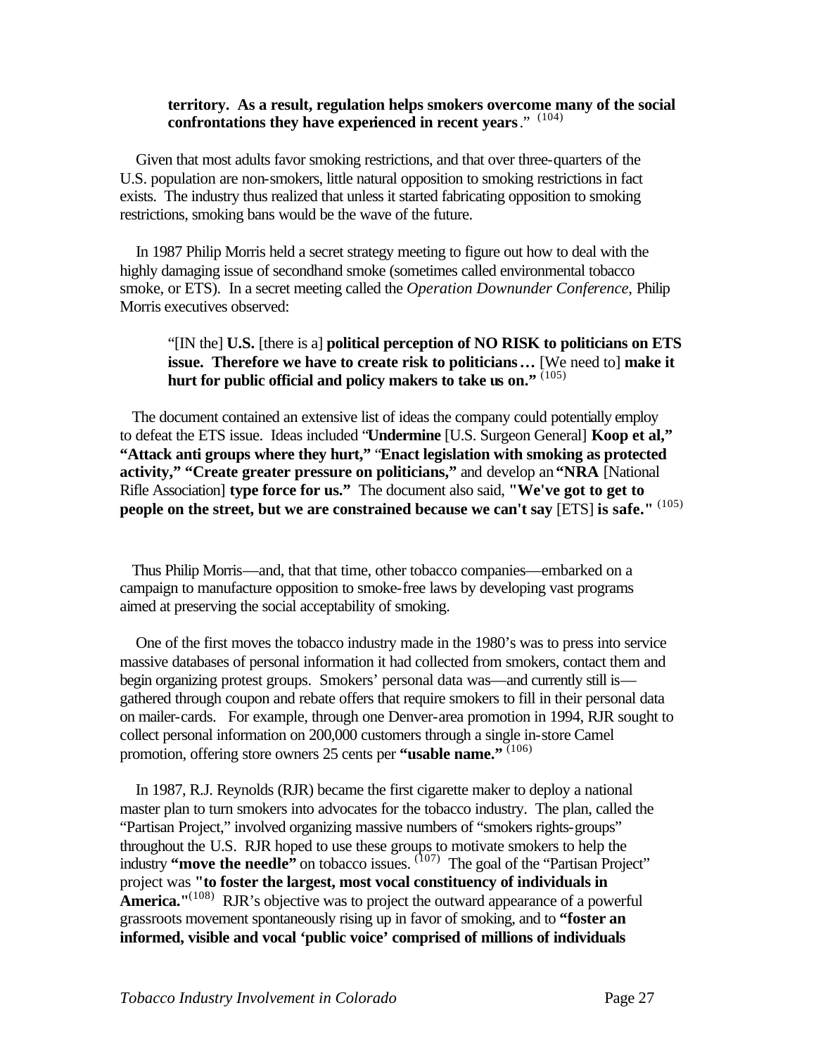> **territory. As a result, regulation helps smokers overcome many of the social confrontations they have experienced in recent years**." [104]

Given that most adults favor smoking restrictions, and that over three-quarters of the U.S. population are non-smokers, little natural opposition to smoking restrictions in fact exists. The industry thus realized that unless it started fabricating opposition to smoking restrictions, smoking bans would be the wave of the future.

In 1987 Philip Morris held a secret strategy meeting to figure out how to deal with the highly damaging issue of secondhand smoke (sometimes called environmental tobacco smoke, or ETS). In a secret meeting called the *Operation Downunder Conference*, Philip Morris executives observed:

> "[IN the] **U.S.** [there is a] **political perception of NO RISK to politicians on ETS issue. Therefore we have to create risk to politicians…** [We need to] **make it hurt for public official and policy makers to take us on."** [105]

The document contained an extensive list of ideas the company could potentially employ to defeat the ETS issue. Ideas included "**Undermine** [U.S. Surgeon General] **Koop et al," "Attack anti groups where they hurt,"** "**Enact legislation with smoking as protected activity," "Create greater pressure on politicians,"** and develop an **"NRA** [National Rifle Association] **type force for us."** The document also said, **"We've got to get to people on the street, but we are constrained because we can't say** [ETS] **is safe."** [105]

Thus Philip Morris—and, that that time, other tobacco companies—embarked on a campaign to manufacture opposition to smoke-free laws by developing vast programs aimed at preserving the social acceptability of smoking.

One of the first moves the tobacco industry made in the 1980's was to press into service massive databases of personal information it had collected from smokers, contact them and begin organizing protest groups. Smokers' personal data was—and currently still is—gathered through coupon and rebate offers that require smokers to fill in their personal data on mailer-cards. For example, through one Denver-area promotion in 1994, RJR sought to collect personal information on 200,000 customers through a single in-store Camel promotion, offering store owners 25 cents per **"usable name."** [106]

In 1987, R.J. Reynolds (RJR) became the first cigarette maker to deploy a national master plan to turn smokers into advocates for the tobacco industry. The plan, called the "Partisan Project," involved organizing massive numbers of "smokers rights-groups" throughout the U.S. RJR hoped to use these groups to motivate smokers to help the industry **"move the needle"** on tobacco issues. [107] The goal of the "Partisan Project" project was **"to foster the largest, most vocal constituency of individuals in America."**[108] RJR's objective was to project the outward appearance of a powerful grassroots movement spontaneously rising up in favor of smoking, and to **"foster an informed, visible and vocal 'public voice' comprised of millions of individuals**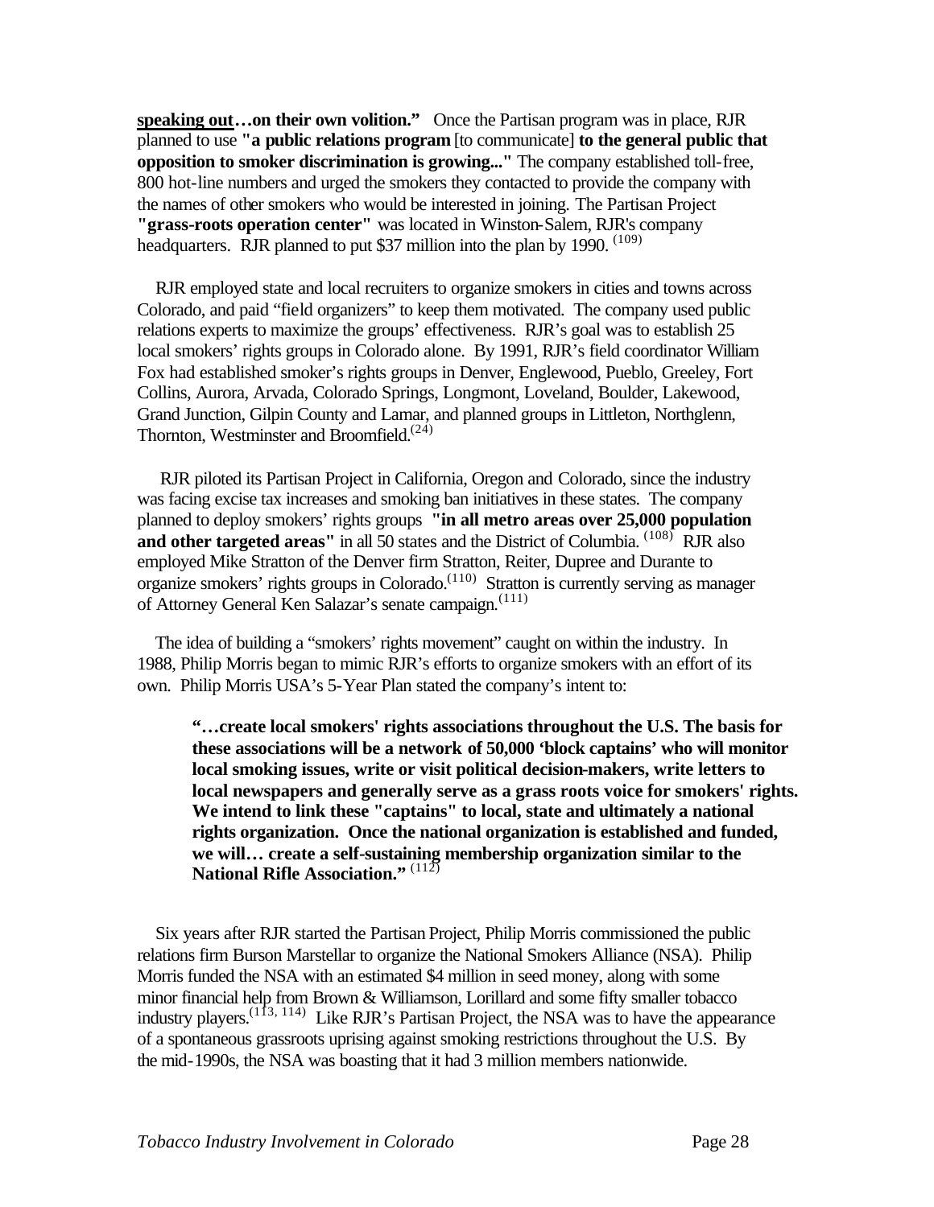**speaking out…on their own volition."** Once the Partisan program was in place, RJR planned to use **"a public relations program** [to communicate] **to the general public that opposition to smoker discrimination is growing..."** The company established toll-free, 800 hot-line numbers and urged the smokers they contacted to provide the company with the names of other smokers who would be interested in joining. The Partisan Project **"grass-roots operation center"** was located in Winston-Salem, RJR's company headquarters. RJR planned to put $37 million into the plan by 1990. [109]

RJR employed state and local recruiters to organize smokers in cities and towns across Colorado, and paid "field organizers" to keep them motivated. The company used public relations experts to maximize the groups' effectiveness. RJR's goal was to establish 25 local smokers' rights groups in Colorado alone. By 1991, RJR's field coordinator William Fox had established smoker's rights groups in Denver, Englewood, Pueblo, Greeley, Fort Collins, Aurora, Arvada, Colorado Springs, Longmont, Loveland, Boulder, Lakewood, Grand Junction, Gilpin County and Lamar, and planned groups in Littleton, Northglenn, Thornton, Westminster and Broomfield.[24]

RJR piloted its Partisan Project in California, Oregon and Colorado, since the industry was facing excise tax increases and smoking ban initiatives in these states. The company planned to deploy smokers' rights groups **"in all metro areas over 25,000 population and other targeted areas"** in all 50 states and the District of Columbia. [108] RJR also employed Mike Stratton of the Denver firm Stratton, Reiter, Dupree and Durante to organize smokers' rights groups in Colorado.[110] Stratton is currently serving as manager of Attorney General Ken Salazar's senate campaign.[111]

The idea of building a "smokers' rights movement" caught on within the industry. In 1988, Philip Morris began to mimic RJR's efforts to organize smokers with an effort of its own. Philip Morris USA's 5-Year Plan stated the company's intent to:

> **"…create local smokers' rights associations throughout the U.S. The basis for these associations will be a network of 50,000 'block captains' who will monitor local smoking issues, write or visit political decision-makers, write letters to local newspapers and generally serve as a grass roots voice for smokers' rights. We intend to link these "captains" to local, state and ultimately a national rights organization. Once the national organization is established and funded, we will… create a self-sustaining membership organization similar to the National Rifle Association."** [112]

Six years after RJR started the Partisan Project, Philip Morris commissioned the public relations firm Burson Marstellar to organize the National Smokers Alliance (NSA). Philip Morris funded the NSA with an estimated $4 million in seed money, along with some minor financial help from Brown & Williamson, Lorillard and some fifty smaller tobacco industry players.[113, 114] Like RJR's Partisan Project, the NSA was to have the appearance of a spontaneous grassroots uprising against smoking restrictions throughout the U.S. By the mid-1990s, the NSA was boasting that it had 3 million members nationwide.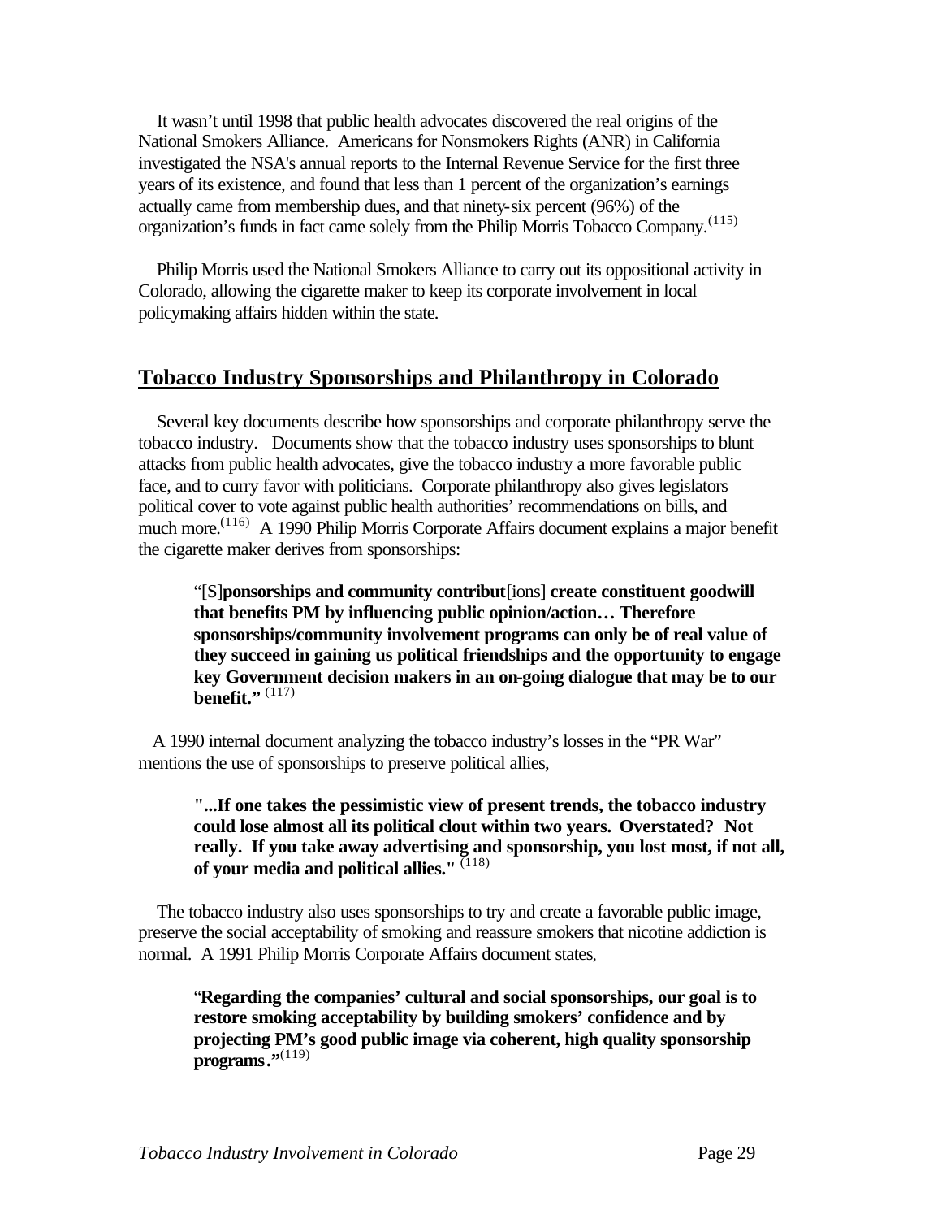It wasn't until 1998 that public health advocates discovered the real origins of the National Smokers Alliance. Americans for Nonsmokers Rights (ANR) in California investigated the NSA's annual reports to the Internal Revenue Service for the first three years of its existence, and found that less than 1 percent of the organization's earnings actually came from membership dues, and that ninety-six percent (96%) of the organization's funds in fact came solely from the Philip Morris Tobacco Company.(115)

Philip Morris used the National Smokers Alliance to carry out its oppositional activity in Colorado, allowing the cigarette maker to keep its corporate involvement in local policymaking affairs hidden within the state.

## Tobacco Industry Sponsorships and Philanthropy in Colorado

Several key documents describe how sponsorships and corporate philanthropy serve the tobacco industry. Documents show that the tobacco industry uses sponsorships to blunt attacks from public health advocates, give the tobacco industry a more favorable public face, and to curry favor with politicians. Corporate philanthropy also gives legislators political cover to vote against public health authorities' recommendations on bills, and much more.(116) A 1990 Philip Morris Corporate Affairs document explains a major benefit the cigarette maker derives from sponsorships:

> "[S]**ponsorships and community contribut**[ions] **create constituent goodwill that benefits PM by influencing public opinion/action… Therefore sponsorships/community involvement programs can only be of real value of they succeed in gaining us political friendships and the opportunity to engage key Government decision makers in an on-going dialogue that may be to our benefit."** (117)

A 1990 internal document analyzing the tobacco industry's losses in the "PR War" mentions the use of sponsorships to preserve political allies,

> **"...If one takes the pessimistic view of present trends, the tobacco industry could lose almost all its political clout within two years. Overstated? Not really. If you take away advertising and sponsorship, you lost most, if not all, of your media and political allies."** (118)

The tobacco industry also uses sponsorships to try and create a favorable public image, preserve the social acceptability of smoking and reassure smokers that nicotine addiction is normal. A 1991 Philip Morris Corporate Affairs document states,

> "**Regarding the companies' cultural and social sponsorships, our goal is to restore smoking acceptability by building smokers' confidence and by projecting PM's good public image via coherent, high quality sponsorship programs."**(119)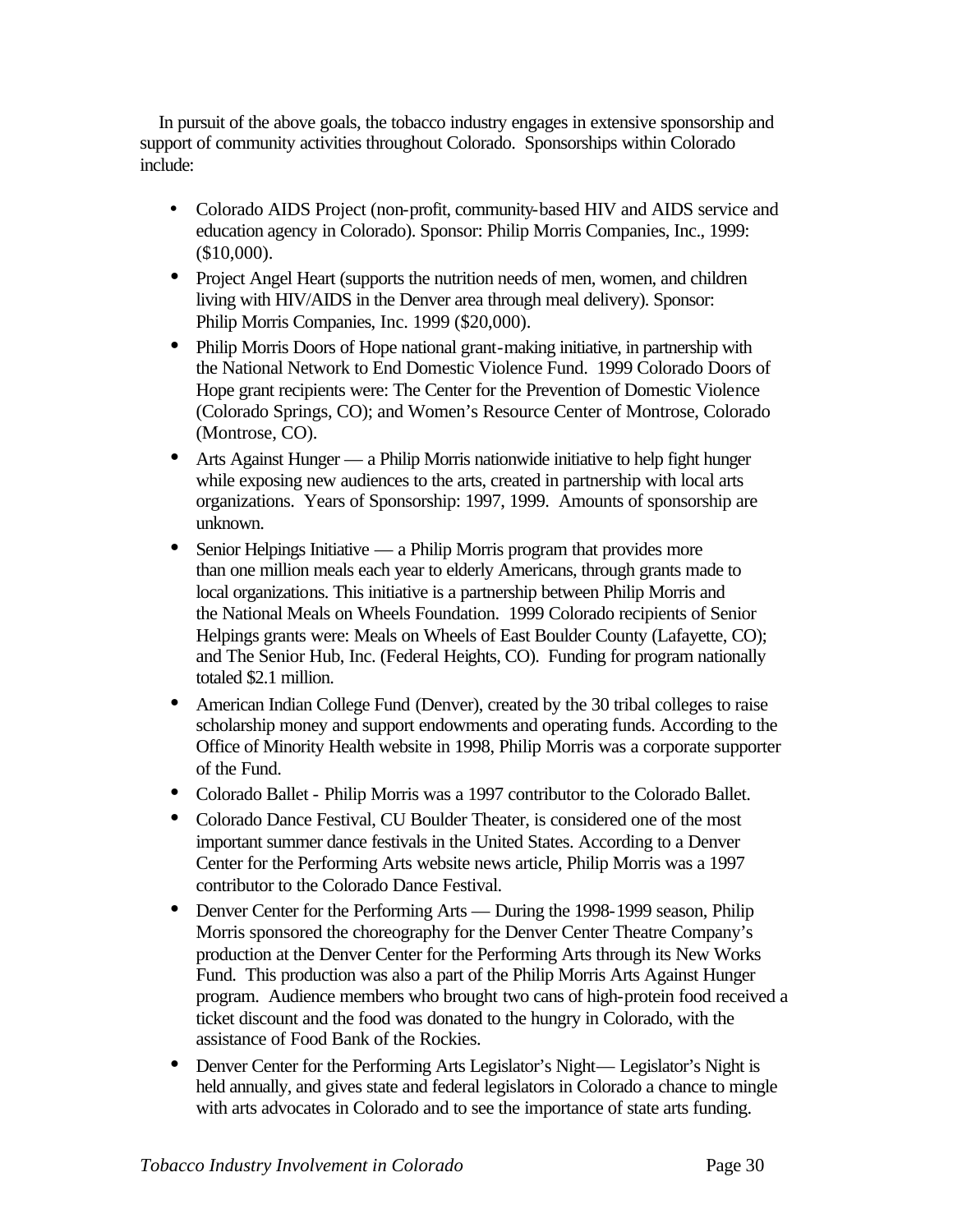In pursuit of the above goals, the tobacco industry engages in extensive sponsorship and support of community activities throughout Colorado. Sponsorships within Colorado include:

- Colorado AIDS Project (non-profit, community-based HIV and AIDS service and education agency in Colorado). Sponsor: Philip Morris Companies, Inc., 1999: ($10,000).
- Project Angel Heart (supports the nutrition needs of men, women, and children living with HIV/AIDS in the Denver area through meal delivery). Sponsor: Philip Morris Companies, Inc. 1999 ($20,000).
- Philip Morris Doors of Hope national grant-making initiative, in partnership with the National Network to End Domestic Violence Fund. 1999 Colorado Doors of Hope grant recipients were: The Center for the Prevention of Domestic Violence (Colorado Springs, CO); and Women's Resource Center of Montrose, Colorado (Montrose, CO).
- Arts Against Hunger — a Philip Morris nationwide initiative to help fight hunger while exposing new audiences to the arts, created in partnership with local arts organizations. Years of Sponsorship: 1997, 1999. Amounts of sponsorship are unknown.
- Senior Helpings Initiative — a Philip Morris program that provides more than one million meals each year to elderly Americans, through grants made to local organizations. This initiative is a partnership between Philip Morris and the National Meals on Wheels Foundation. 1999 Colorado recipients of Senior Helpings grants were: Meals on Wheels of East Boulder County (Lafayette, CO); and The Senior Hub, Inc. (Federal Heights, CO). Funding for program nationally totaled $2.1 million.
- American Indian College Fund (Denver), created by the 30 tribal colleges to raise scholarship money and support endowments and operating funds. According to the Office of Minority Health website in 1998, Philip Morris was a corporate supporter of the Fund.
- Colorado Ballet - Philip Morris was a 1997 contributor to the Colorado Ballet.
- Colorado Dance Festival, CU Boulder Theater, is considered one of the most important summer dance festivals in the United States. According to a Denver Center for the Performing Arts website news article, Philip Morris was a 1997 contributor to the Colorado Dance Festival.
- Denver Center for the Performing Arts — During the 1998-1999 season, Philip Morris sponsored the choreography for the Denver Center Theatre Company's production at the Denver Center for the Performing Arts through its New Works Fund. This production was also a part of the Philip Morris Arts Against Hunger program. Audience members who brought two cans of high-protein food received a ticket discount and the food was donated to the hungry in Colorado, with the assistance of Food Bank of the Rockies.
- Denver Center for the Performing Arts Legislator's Night— Legislator's Night is held annually, and gives state and federal legislators in Colorado a chance to mingle with arts advocates in Colorado and to see the importance of state arts funding.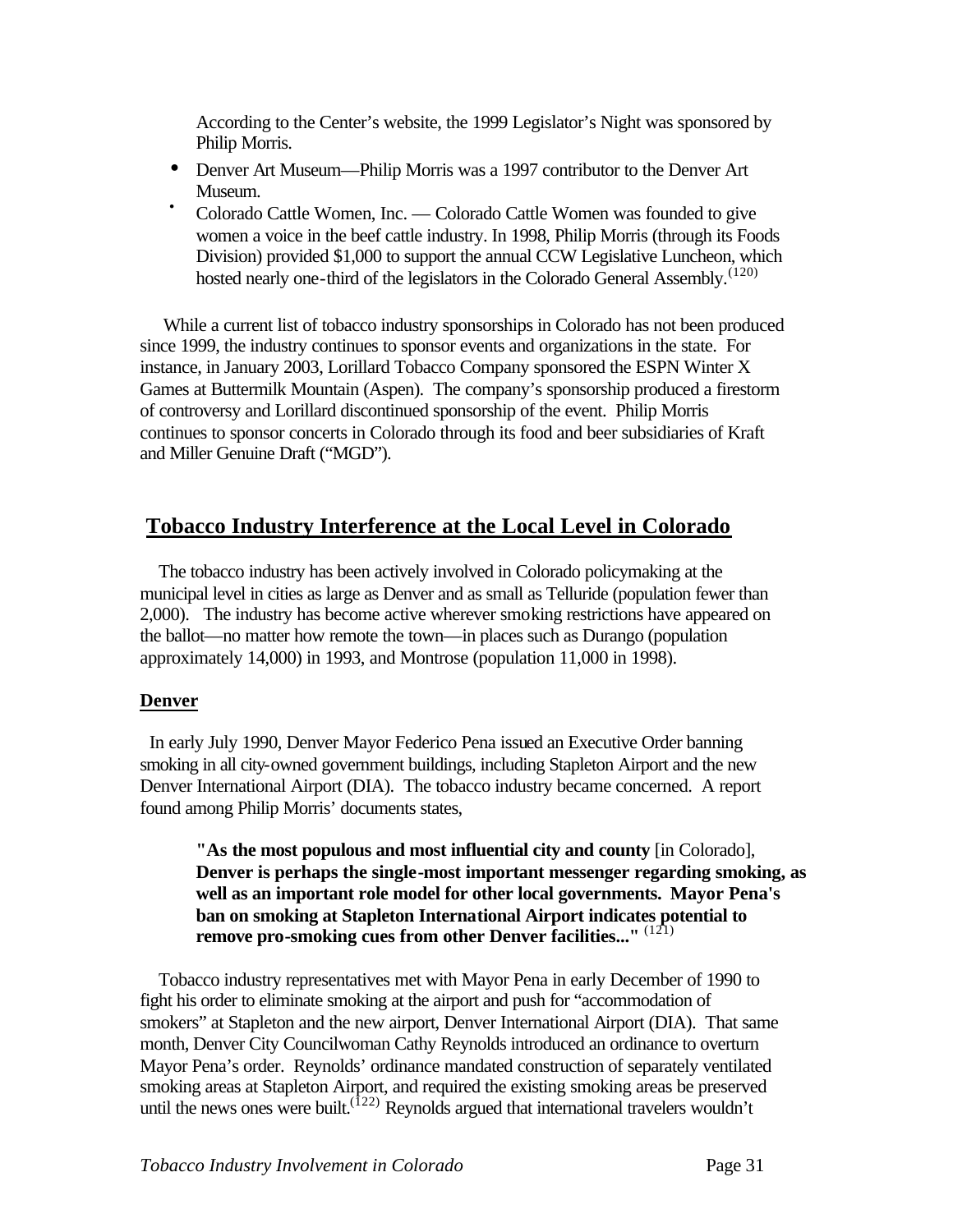According to the Center's website, the 1999 Legislator's Night was sponsored by Philip Morris.

- Denver Art Museum—Philip Morris was a 1997 contributor to the Denver Art Museum.
- Colorado Cattle Women, Inc. — Colorado Cattle Women was founded to give women a voice in the beef cattle industry. In 1998, Philip Morris (through its Foods Division) provided $1,000 to support the annual CCW Legislative Luncheon, which hosted nearly one-third of the legislators in the Colorado General Assembly.(120)

While a current list of tobacco industry sponsorships in Colorado has not been produced since 1999, the industry continues to sponsor events and organizations in the state. For instance, in January 2003, Lorillard Tobacco Company sponsored the ESPN Winter X Games at Buttermilk Mountain (Aspen). The company's sponsorship produced a firestorm of controversy and Lorillard discontinued sponsorship of the event. Philip Morris continues to sponsor concerts in Colorado through its food and beer subsidiaries of Kraft and Miller Genuine Draft ("MGD").

## Tobacco Industry Interference at the Local Level in Colorado

The tobacco industry has been actively involved in Colorado policymaking at the municipal level in cities as large as Denver and as small as Telluride (population fewer than 2,000). The industry has become active wherever smoking restrictions have appeared on the ballot—no matter how remote the town—in places such as Durango (population approximately 14,000) in 1993, and Montrose (population 11,000 in 1998).

### Denver

In early July 1990, Denver Mayor Federico Pena issued an Executive Order banning smoking in all city-owned government buildings, including Stapleton Airport and the new Denver International Airport (DIA). The tobacco industry became concerned. A report found among Philip Morris' documents states,

> **"As the most populous and most influential city and county** [in Colorado], **Denver is perhaps the single-most important messenger regarding smoking, as well as an important role model for other local governments. Mayor Pena's ban on smoking at Stapleton International Airport indicates potential to remove pro-smoking cues from other Denver facilities..."** (121)

Tobacco industry representatives met with Mayor Pena in early December of 1990 to fight his order to eliminate smoking at the airport and push for "accommodation of smokers" at Stapleton and the new airport, Denver International Airport (DIA). That same month, Denver City Councilwoman Cathy Reynolds introduced an ordinance to overturn Mayor Pena's order. Reynolds' ordinance mandated construction of separately ventilated smoking areas at Stapleton Airport, and required the existing smoking areas be preserved until the news ones were built.(122) Reynolds argued that international travelers wouldn't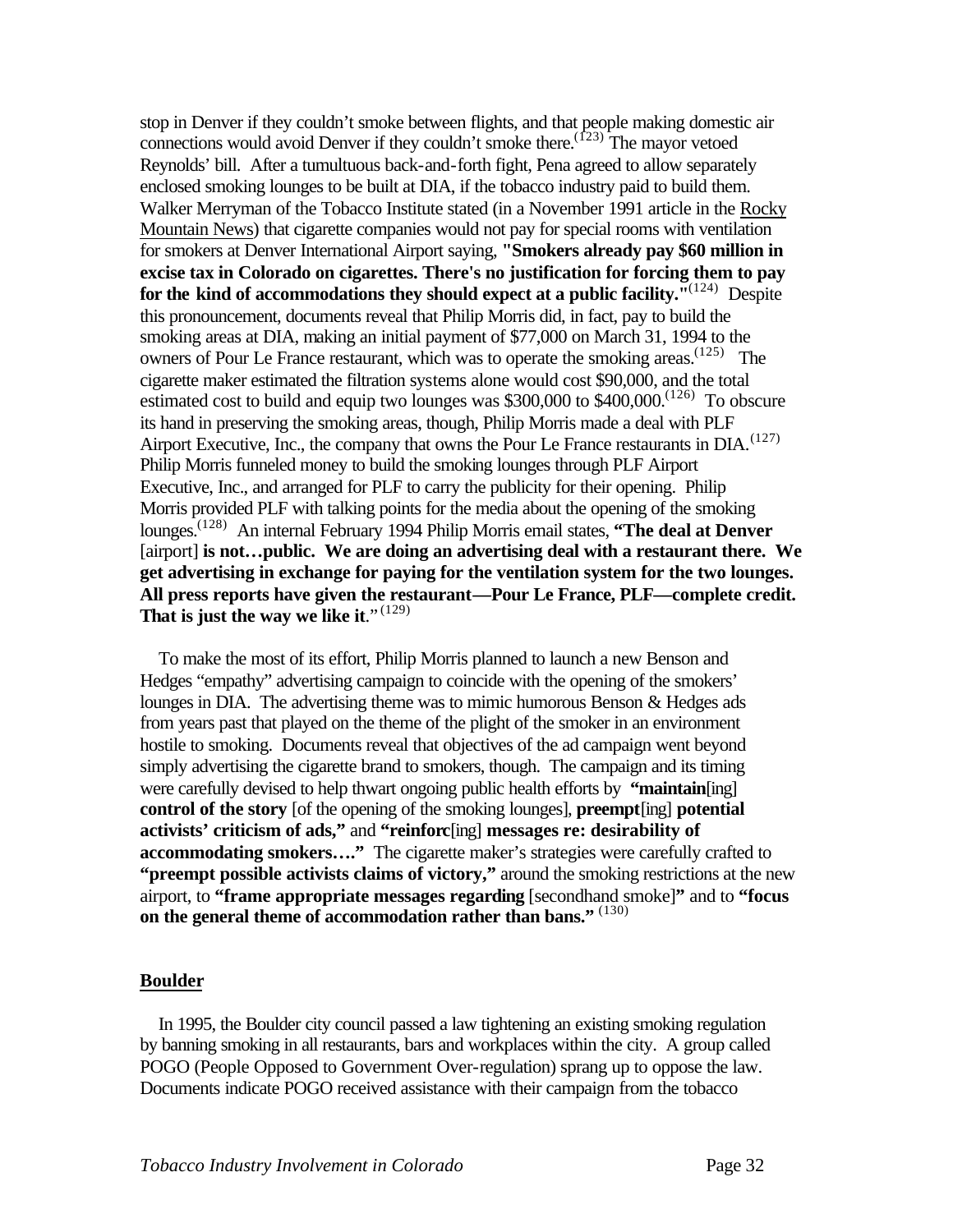stop in Denver if they couldn't smoke between flights, and that people making domestic air connections would avoid Denver if they couldn't smoke there.[123] The mayor vetoed Reynolds' bill. After a tumultuous back-and-forth fight, Pena agreed to allow separately enclosed smoking lounges to be built at DIA, if the tobacco industry paid to build them. Walker Merryman of the Tobacco Institute stated (in a November 1991 article in the Rocky Mountain News) that cigarette companies would not pay for special rooms with ventilation for smokers at Denver International Airport saying, **"Smokers already pay $60 million in excise tax in Colorado on cigarettes. There's no justification for forcing them to pay for the kind of accommodations they should expect at a public facility."**[124] Despite this pronouncement, documents reveal that Philip Morris did, in fact, pay to build the smoking areas at DIA, making an initial payment of $77,000 on March 31, 1994 to the owners of Pour Le France restaurant, which was to operate the smoking areas.[125] The cigarette maker estimated the filtration systems alone would cost $90,000, and the total estimated cost to build and equip two lounges was $300,000 to $400,000.[126] To obscure its hand in preserving the smoking areas, though, Philip Morris made a deal with PLF Airport Executive, Inc., the company that owns the Pour Le France restaurants in DIA.[127] Philip Morris funneled money to build the smoking lounges through PLF Airport Executive, Inc., and arranged for PLF to carry the publicity for their opening. Philip Morris provided PLF with talking points for the media about the opening of the smoking lounges.[128] An internal February 1994 Philip Morris email states, **"The deal at Denver** [airport] **is not…public. We are doing an advertising deal with a restaurant there. We get advertising in exchange for paying for the ventilation system for the two lounges. All press reports have given the restaurant—Pour Le France, PLF—complete credit. That is just the way we like it**."[129]

To make the most of its effort, Philip Morris planned to launch a new Benson and Hedges "empathy" advertising campaign to coincide with the opening of the smokers' lounges in DIA. The advertising theme was to mimic humorous Benson & Hedges ads from years past that played on the theme of the plight of the smoker in an environment hostile to smoking. Documents reveal that objectives of the ad campaign went beyond simply advertising the cigarette brand to smokers, though. The campaign and its timing were carefully devised to help thwart ongoing public health efforts by **"maintain**[ing] **control of the story** [of the opening of the smoking lounges], **preempt**[ing] **potential activists' criticism of ads,"** and **"reinforc**[ing] **messages re: desirability of accommodating smokers…."** The cigarette maker's strategies were carefully crafted to **"preempt possible activists claims of victory,"** around the smoking restrictions at the new airport, to **"frame appropriate messages regarding** [secondhand smoke]**"** and to **"focus on the general theme of accommodation rather than bans."** [130]

## Boulder

In 1995, the Boulder city council passed a law tightening an existing smoking regulation by banning smoking in all restaurants, bars and workplaces within the city. A group called POGO (People Opposed to Government Over-regulation) sprang up to oppose the law. Documents indicate POGO received assistance with their campaign from the tobacco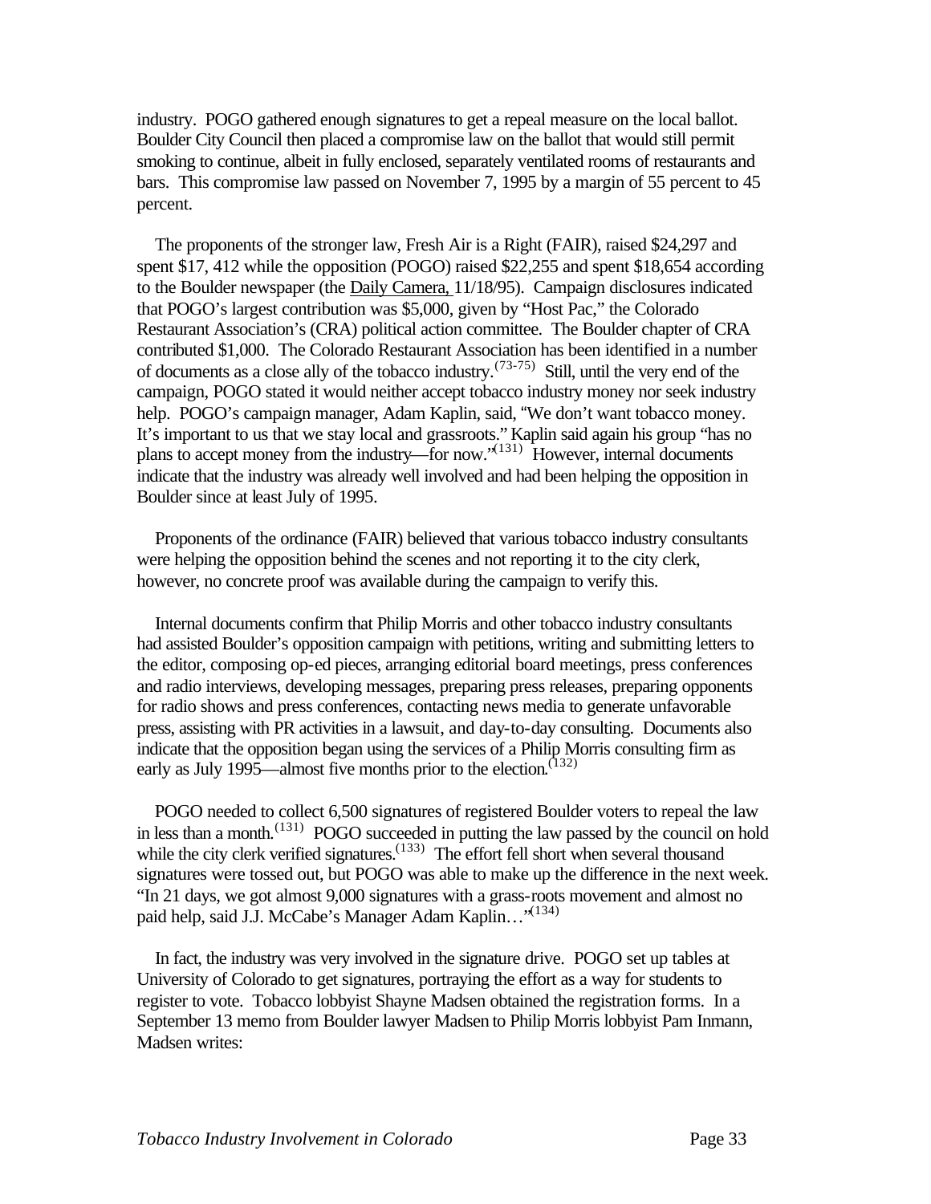industry. POGO gathered enough signatures to get a repeal measure on the local ballot. Boulder City Council then placed a compromise law on the ballot that would still permit smoking to continue, albeit in fully enclosed, separately ventilated rooms of restaurants and bars. This compromise law passed on November 7, 1995 by a margin of 55 percent to 45 percent.

The proponents of the stronger law, Fresh Air is a Right (FAIR), raised $24,297 and spent $17, 412 while the opposition (POGO) raised $22,255 and spent $18,654 according to the Boulder newspaper (the Daily Camera, 11/18/95). Campaign disclosures indicated that POGO's largest contribution was $5,000, given by "Host Pac," the Colorado Restaurant Association's (CRA) political action committee. The Boulder chapter of CRA contributed $1,000. The Colorado Restaurant Association has been identified in a number of documents as a close ally of the tobacco industry.[73-75] Still, until the very end of the campaign, POGO stated it would neither accept tobacco industry money nor seek industry help. POGO's campaign manager, Adam Kaplin, said, "We don't want tobacco money. It's important to us that we stay local and grassroots." Kaplin said again his group "has no plans to accept money from the industry—for now."[131] However, internal documents indicate that the industry was already well involved and had been helping the opposition in Boulder since at least July of 1995.

Proponents of the ordinance (FAIR) believed that various tobacco industry consultants were helping the opposition behind the scenes and not reporting it to the city clerk, however, no concrete proof was available during the campaign to verify this.

Internal documents confirm that Philip Morris and other tobacco industry consultants had assisted Boulder's opposition campaign with petitions, writing and submitting letters to the editor, composing op-ed pieces, arranging editorial board meetings, press conferences and radio interviews, developing messages, preparing press releases, preparing opponents for radio shows and press conferences, contacting news media to generate unfavorable press, assisting with PR activities in a lawsuit, and day-to-day consulting. Documents also indicate that the opposition began using the services of a Philip Morris consulting firm as early as July 1995—almost five months prior to the election.[132]

POGO needed to collect 6,500 signatures of registered Boulder voters to repeal the law in less than a month.[131] POGO succeeded in putting the law passed by the council on hold while the city clerk verified signatures.[133] The effort fell short when several thousand signatures were tossed out, but POGO was able to make up the difference in the next week. "In 21 days, we got almost 9,000 signatures with a grass-roots movement and almost no paid help, said J.J. McCabe's Manager Adam Kaplin…"[134]

In fact, the industry was very involved in the signature drive. POGO set up tables at University of Colorado to get signatures, portraying the effort as a way for students to register to vote. Tobacco lobbyist Shayne Madsen obtained the registration forms. In a September 13 memo from Boulder lawyer Madsen to Philip Morris lobbyist Pam Inmann, Madsen writes: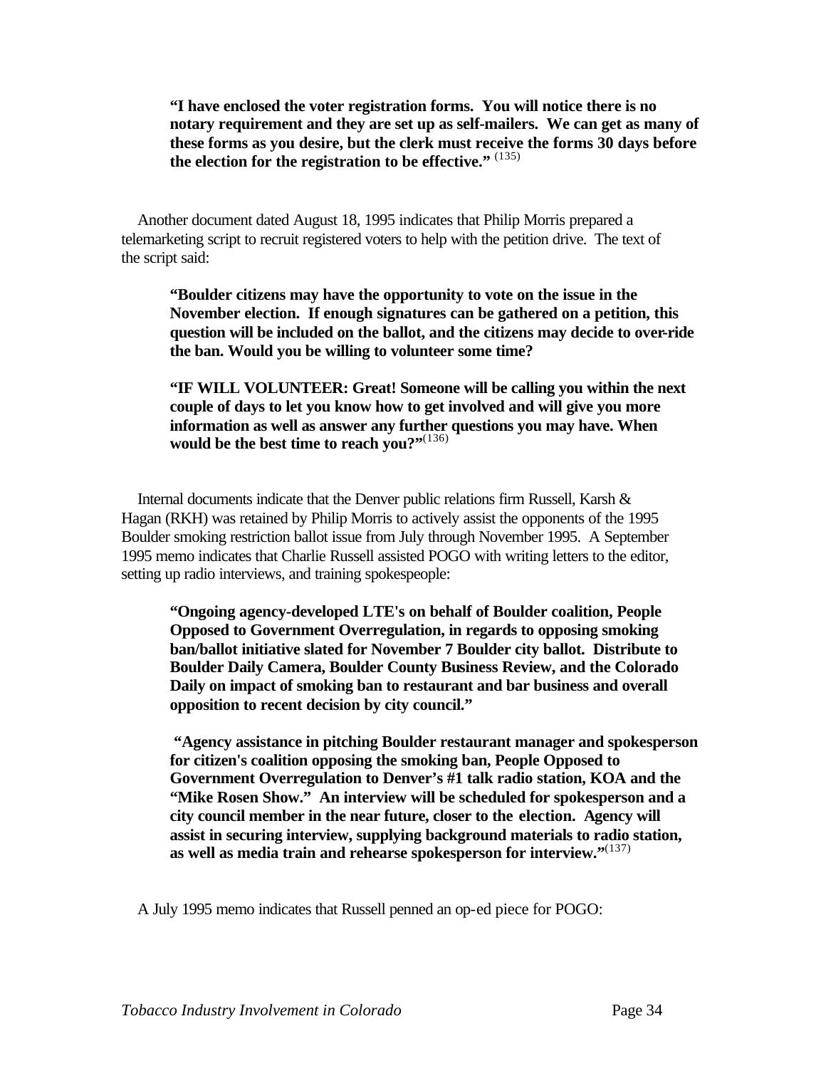**"I have enclosed the voter registration forms. You will notice there is no notary requirement and they are set up as self-mailers. We can get as many of these forms as you desire, but the clerk must receive the forms 30 days before the election for the registration to be effective."** [135]

Another document dated August 18, 1995 indicates that Philip Morris prepared a telemarketing script to recruit registered voters to help with the petition drive. The text of the script said:

**"Boulder citizens may have the opportunity to vote on the issue in the November election. If enough signatures can be gathered on a petition, this question will be included on the ballot, and the citizens may decide to over-ride the ban. Would you be willing to volunteer some time?**

**"IF WILL VOLUNTEER: Great! Someone will be calling you within the next couple of days to let you know how to get involved and will give you more information as well as answer any further questions you may have. When would be the best time to reach you?"**[136]

Internal documents indicate that the Denver public relations firm Russell, Karsh & Hagan (RKH) was retained by Philip Morris to actively assist the opponents of the 1995 Boulder smoking restriction ballot issue from July through November 1995. A September 1995 memo indicates that Charlie Russell assisted POGO with writing letters to the editor, setting up radio interviews, and training spokespeople:

**"Ongoing agency-developed LTE's on behalf of Boulder coalition, People Opposed to Government Overregulation, in regards to opposing smoking ban/ballot initiative slated for November 7 Boulder city ballot. Distribute to Boulder Daily Camera, Boulder County Business Review, and the Colorado Daily on impact of smoking ban to restaurant and bar business and overall opposition to recent decision by city council."**

**"Agency assistance in pitching Boulder restaurant manager and spokesperson for citizen's coalition opposing the smoking ban, People Opposed to Government Overregulation to Denver's #1 talk radio station, KOA and the "Mike Rosen Show." An interview will be scheduled for spokesperson and a city council member in the near future, closer to the election. Agency will assist in securing interview, supplying background materials to radio station, as well as media train and rehearse spokesperson for interview."**[137]

A July 1995 memo indicates that Russell penned an op-ed piece for POGO: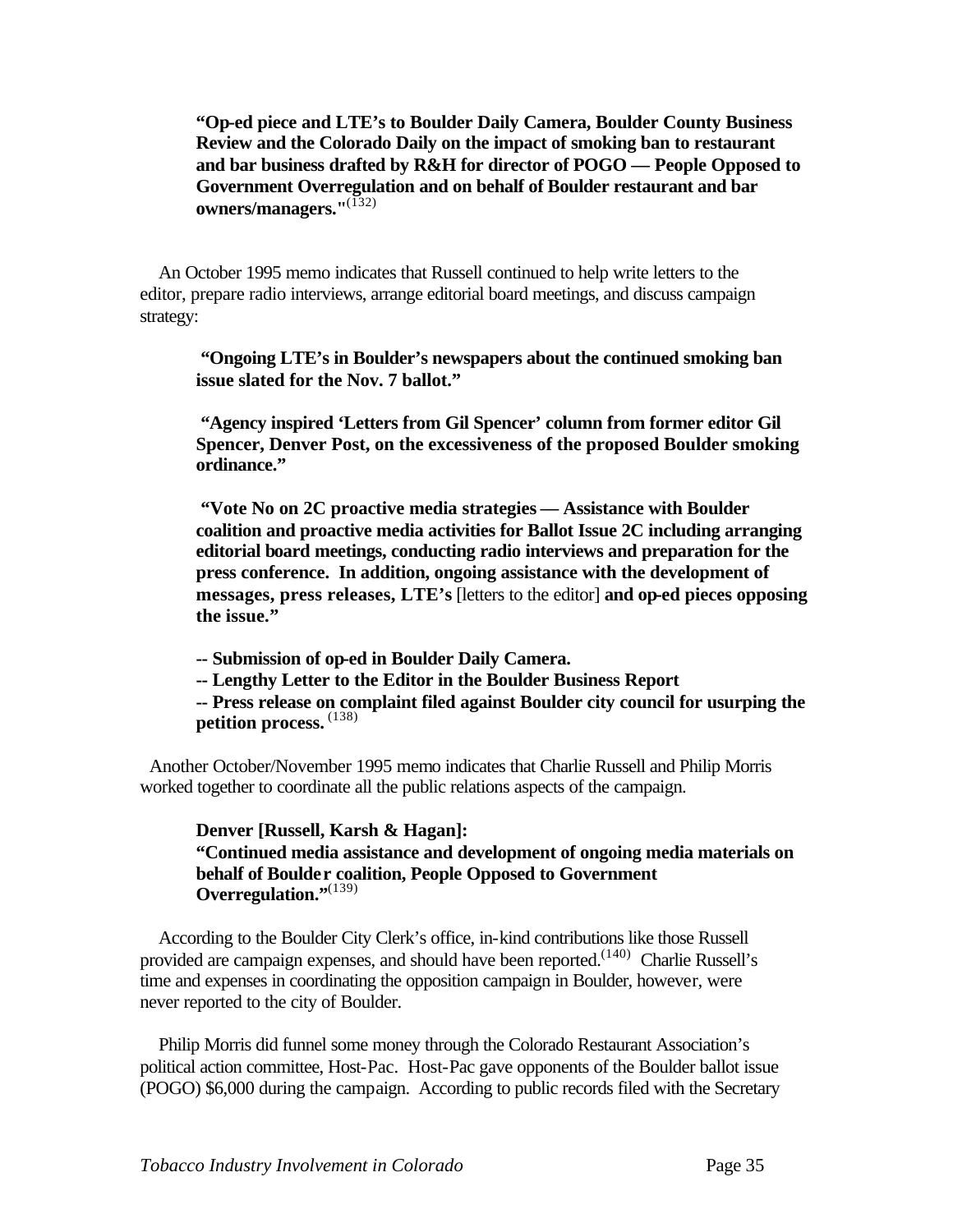**"Op-ed piece and LTE's to Boulder Daily Camera, Boulder County Business Review and the Colorado Daily on the impact of smoking ban to restaurant and bar business drafted by R&H for director of POGO — People Opposed to Government Overregulation and on behalf of Boulder restaurant and bar owners/managers."**[132]

An October 1995 memo indicates that Russell continued to help write letters to the editor, prepare radio interviews, arrange editorial board meetings, and discuss campaign strategy:

**"Ongoing LTE's in Boulder's newspapers about the continued smoking ban issue slated for the Nov. 7 ballot."**

**"Agency inspired 'Letters from Gil Spencer' column from former editor Gil Spencer, Denver Post, on the excessiveness of the proposed Boulder smoking ordinance."**

**"Vote No on 2C proactive media strategies — Assistance with Boulder coalition and proactive media activities for Ballot Issue 2C including arranging editorial board meetings, conducting radio interviews and preparation for the press conference. In addition, ongoing assistance with the development of messages, press releases, LTE's** [letters to the editor] **and op-ed pieces opposing the issue."**

**-- Submission of op-ed in Boulder Daily Camera.**
**-- Lengthy Letter to the Editor in the Boulder Business Report**
**-- Press release on complaint filed against Boulder city council for usurping the petition process.** [138]

Another October/November 1995 memo indicates that Charlie Russell and Philip Morris worked together to coordinate all the public relations aspects of the campaign.

**Denver [Russell, Karsh & Hagan]:**
**"Continued media assistance and development of ongoing media materials on behalf of Boulder coalition, People Opposed to Government Overregulation."**[139]

According to the Boulder City Clerk's office, in-kind contributions like those Russell provided are campaign expenses, and should have been reported.[140] Charlie Russell's time and expenses in coordinating the opposition campaign in Boulder, however, were never reported to the city of Boulder.

Philip Morris did funnel some money through the Colorado Restaurant Association's political action committee, Host-Pac. Host-Pac gave opponents of the Boulder ballot issue (POGO) $6,000 during the campaign. According to public records filed with the Secretary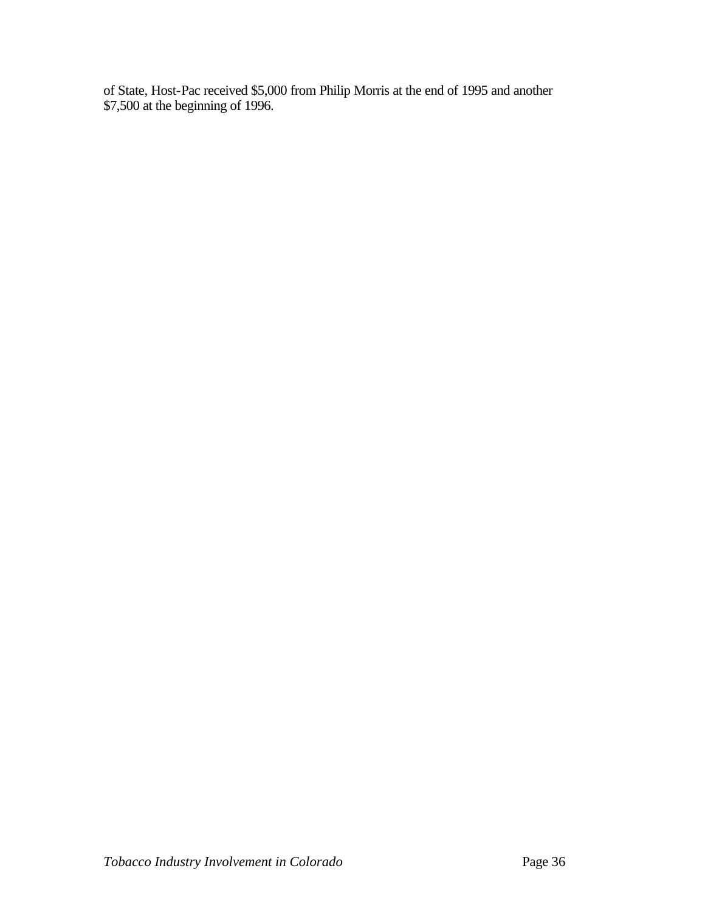of State, Host-Pac received $5,000 from Philip Morris at the end of 1995 and another $7,500 at the beginning of 1996.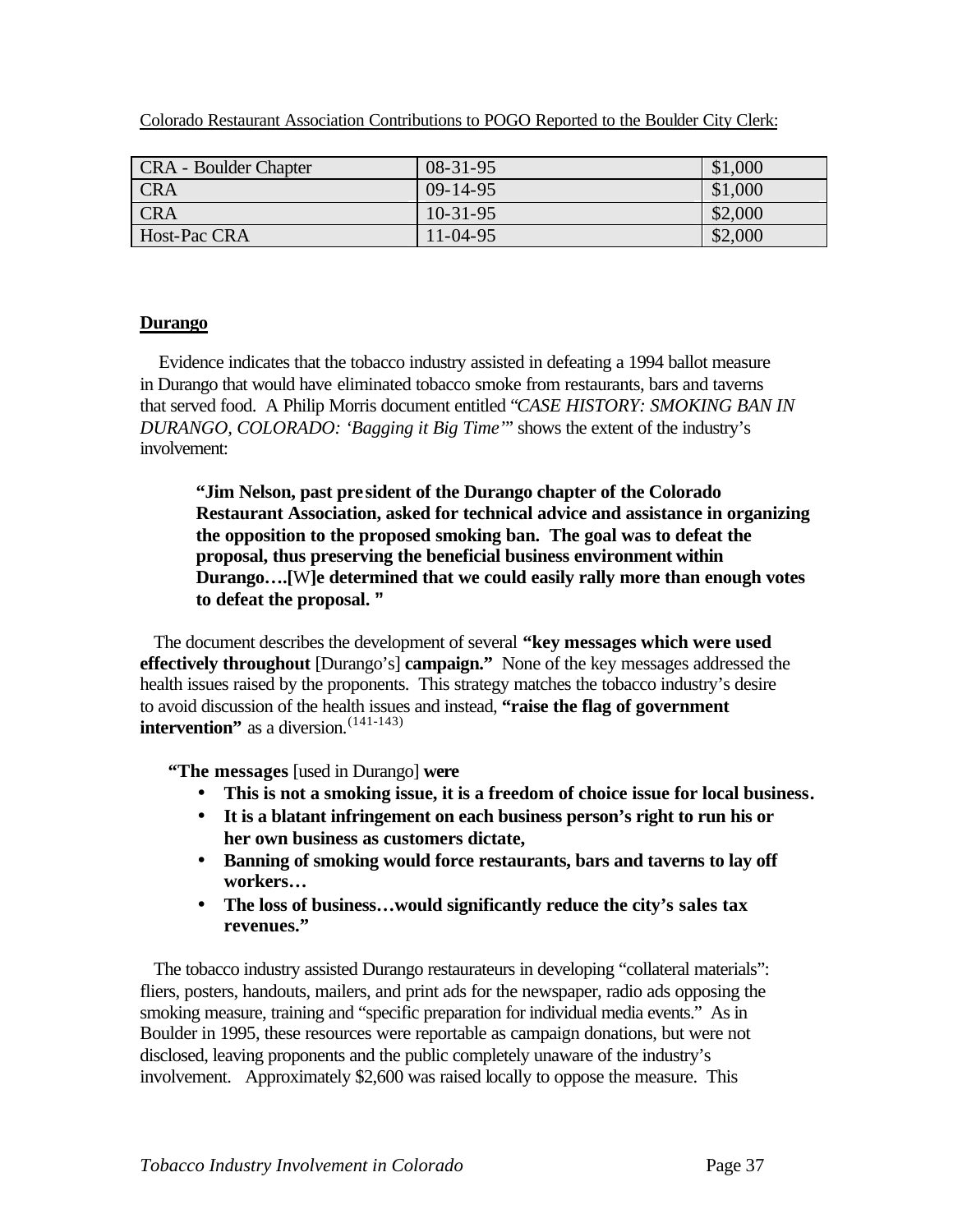Colorado Restaurant Association Contributions to POGO Reported to the Boulder City Clerk:

| CRA - Boulder Chapter | 08-31-95 | $1,000 |
|---|---|---|
| CRA | 09-14-95 | $1,000 |
| CRA | 10-31-95 | $2,000 |
| Host-Pac CRA | 11-04-95 | $2,000 |

**Durango**

Evidence indicates that the tobacco industry assisted in defeating a 1994 ballot measure in Durango that would have eliminated tobacco smoke from restaurants, bars and taverns that served food. A Philip Morris document entitled "*CASE HISTORY: SMOKING BAN IN DURANGO, COLORADO: 'Bagging it Big Time'*" shows the extent of the industry's involvement:

> **"Jim Nelson, past president of the Durango chapter of the Colorado Restaurant Association, asked for technical advice and assistance in organizing the opposition to the proposed smoking ban. The goal was to defeat the proposal, thus preserving the beneficial business environment within Durango….[**W**]e determined that we could easily rally more than enough votes to defeat the proposal. "**

The document describes the development of several **"key messages which were used effectively throughout** [Durango's] **campaign."** None of the key messages addressed the health issues raised by the proponents. This strategy matches the tobacco industry's desire to avoid discussion of the health issues and instead, **"raise the flag of government intervention"** as a diversion.[141-143]

**"The messages** [used in Durango] **were**

- **This is not a smoking issue, it is a freedom of choice issue for local business.**
- **It is a blatant infringement on each business person's right to run his or her own business as customers dictate,**
- **Banning of smoking would force restaurants, bars and taverns to lay off workers…**
- **The loss of business…would significantly reduce the city's sales tax revenues."**

The tobacco industry assisted Durango restaurateurs in developing "collateral materials": fliers, posters, handouts, mailers, and print ads for the newspaper, radio ads opposing the smoking measure, training and "specific preparation for individual media events." As in Boulder in 1995, these resources were reportable as campaign donations, but were not disclosed, leaving proponents and the public completely unaware of the industry's involvement. Approximately $2,600 was raised locally to oppose the measure. This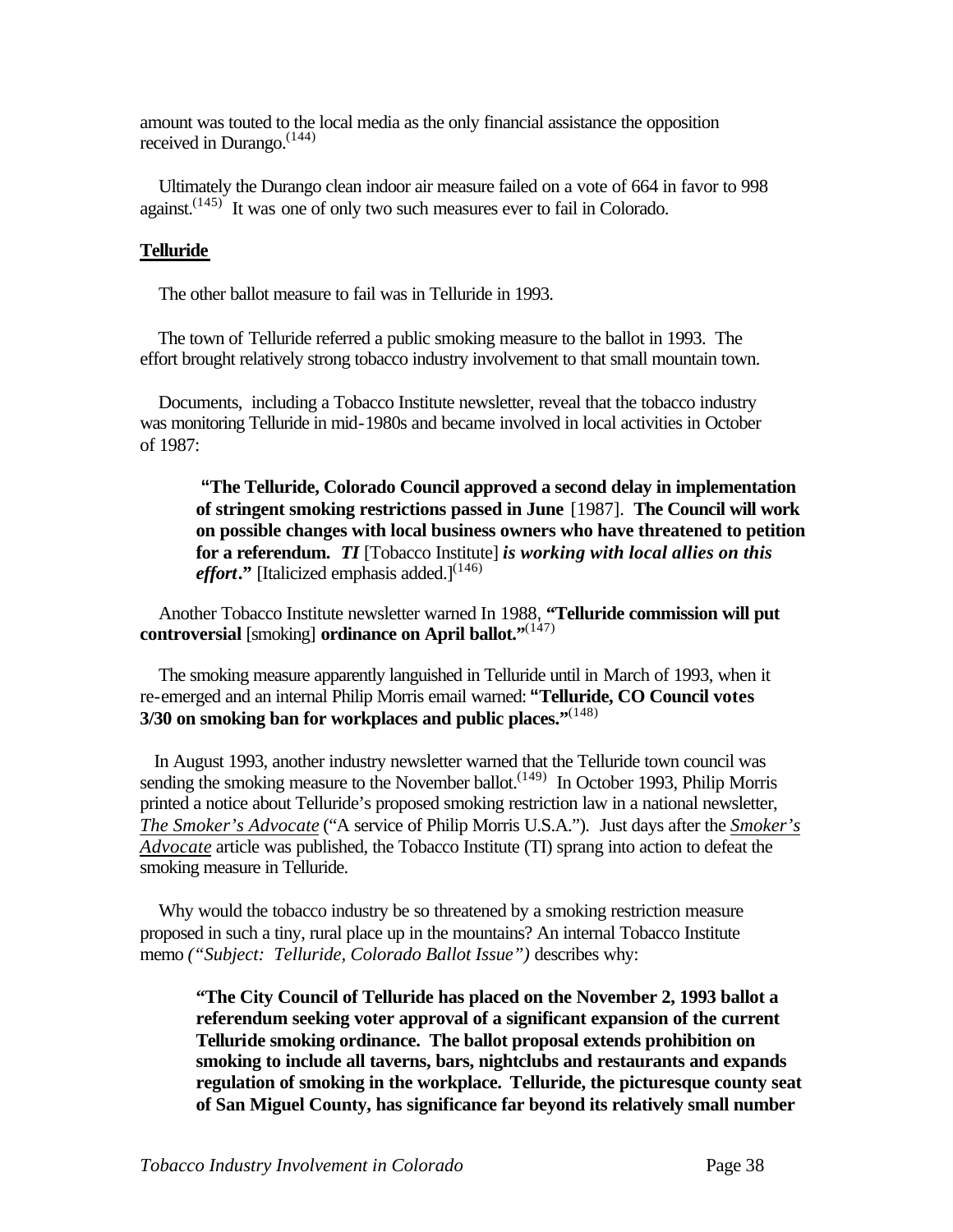amount was touted to the local media as the only financial assistance the opposition received in Durango.[144]

Ultimately the Durango clean indoor air measure failed on a vote of 664 in favor to 998 against.[145] It was one of only two such measures ever to fail in Colorado.

## Telluride

The other ballot measure to fail was in Telluride in 1993.

The town of Telluride referred a public smoking measure to the ballot in 1993. The effort brought relatively strong tobacco industry involvement to that small mountain town.

Documents, including a Tobacco Institute newsletter, reveal that the tobacco industry was monitoring Telluride in mid-1980s and became involved in local activities in October of 1987:

> **"The Telluride, Colorado Council approved a second delay in implementation of stringent smoking restrictions passed in June** [1987]. **The Council will work on possible changes with local business owners who have threatened to petition for a referendum.** ***TI*** [Tobacco Institute] ***is working with local allies on this effort*.**" [Italicized emphasis added.][146]

Another Tobacco Institute newsletter warned In 1988, **"Telluride commission will put controversial** [smoking] **ordinance on April ballot."**[147]

The smoking measure apparently languished in Telluride until in March of 1993, when it re-emerged and an internal Philip Morris email warned: **"Telluride, CO Council votes 3/30 on smoking ban for workplaces and public places."**[148]

In August 1993, another industry newsletter warned that the Telluride town council was sending the smoking measure to the November ballot.[149] In October 1993, Philip Morris printed a notice about Telluride's proposed smoking restriction law in a national newsletter, *The Smoker's Advocate* ("A service of Philip Morris U.S.A."). Just days after the *Smoker's Advocate* article was published, the Tobacco Institute (TI) sprang into action to defeat the smoking measure in Telluride.

Why would the tobacco industry be so threatened by a smoking restriction measure proposed in such a tiny, rural place up in the mountains? An internal Tobacco Institute memo *("Subject: Telluride, Colorado Ballot Issue")* describes why:

> **"The City Council of Telluride has placed on the November 2, 1993 ballot a referendum seeking voter approval of a significant expansion of the current Telluride smoking ordinance. The ballot proposal extends prohibition on smoking to include all taverns, bars, nightclubs and restaurants and expands regulation of smoking in the workplace. Telluride, the picturesque county seat of San Miguel County, has significance far beyond its relatively small number**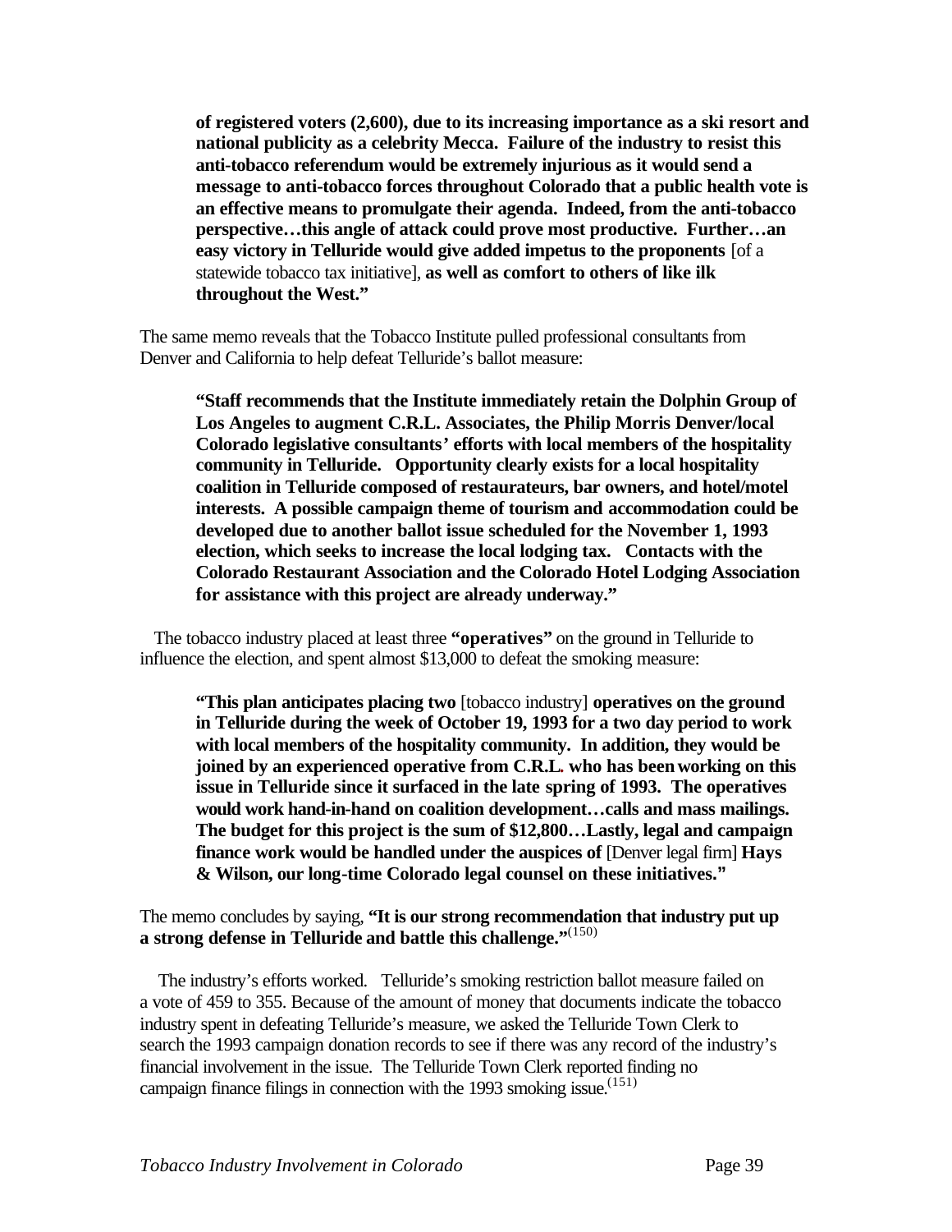> **of registered voters (2,600), due to its increasing importance as a ski resort and national publicity as a celebrity Mecca. Failure of the industry to resist this anti-tobacco referendum would be extremely injurious as it would send a message to anti-tobacco forces throughout Colorado that a public health vote is an effective means to promulgate their agenda. Indeed, from the anti-tobacco perspective…this angle of attack could prove most productive. Further…an easy victory in Telluride would give added impetus to the proponents** [of a statewide tobacco tax initiative], **as well as comfort to others of like ilk throughout the West."**

The same memo reveals that the Tobacco Institute pulled professional consultants from Denver and California to help defeat Telluride's ballot measure:

> **"Staff recommends that the Institute immediately retain the Dolphin Group of Los Angeles to augment C.R.L. Associates, the Philip Morris Denver/local Colorado legislative consultants' efforts with local members of the hospitality community in Telluride. Opportunity clearly exists for a local hospitality coalition in Telluride composed of restaurateurs, bar owners, and hotel/motel interests. A possible campaign theme of tourism and accommodation could be developed due to another ballot issue scheduled for the November 1, 1993 election, which seeks to increase the local lodging tax. Contacts with the Colorado Restaurant Association and the Colorado Hotel Lodging Association for assistance with this project are already underway."**

The tobacco industry placed at least three **"operatives"** on the ground in Telluride to influence the election, and spent almost $13,000 to defeat the smoking measure:

> **"This plan anticipates placing two** [tobacco industry] **operatives on the ground in Telluride during the week of October 19, 1993 for a two day period to work with local members of the hospitality community. In addition, they would be joined by an experienced operative from C.R.L. who has been working on this issue in Telluride since it surfaced in the late spring of 1993. The operatives would work hand-in-hand on coalition development…calls and mass mailings. The budget for this project is the sum of $12,800…Lastly, legal and campaign finance work would be handled under the auspices of** [Denver legal firm] **Hays & Wilson, our long-time Colorado legal counsel on these initiatives."**

The memo concludes by saying, **"It is our strong recommendation that industry put up a strong defense in Telluride and battle this challenge."**(150)

The industry's efforts worked. Telluride's smoking restriction ballot measure failed on a vote of 459 to 355. Because of the amount of money that documents indicate the tobacco industry spent in defeating Telluride's measure, we asked the Telluride Town Clerk to search the 1993 campaign donation records to see if there was any record of the industry's financial involvement in the issue. The Telluride Town Clerk reported finding no campaign finance filings in connection with the 1993 smoking issue.(151)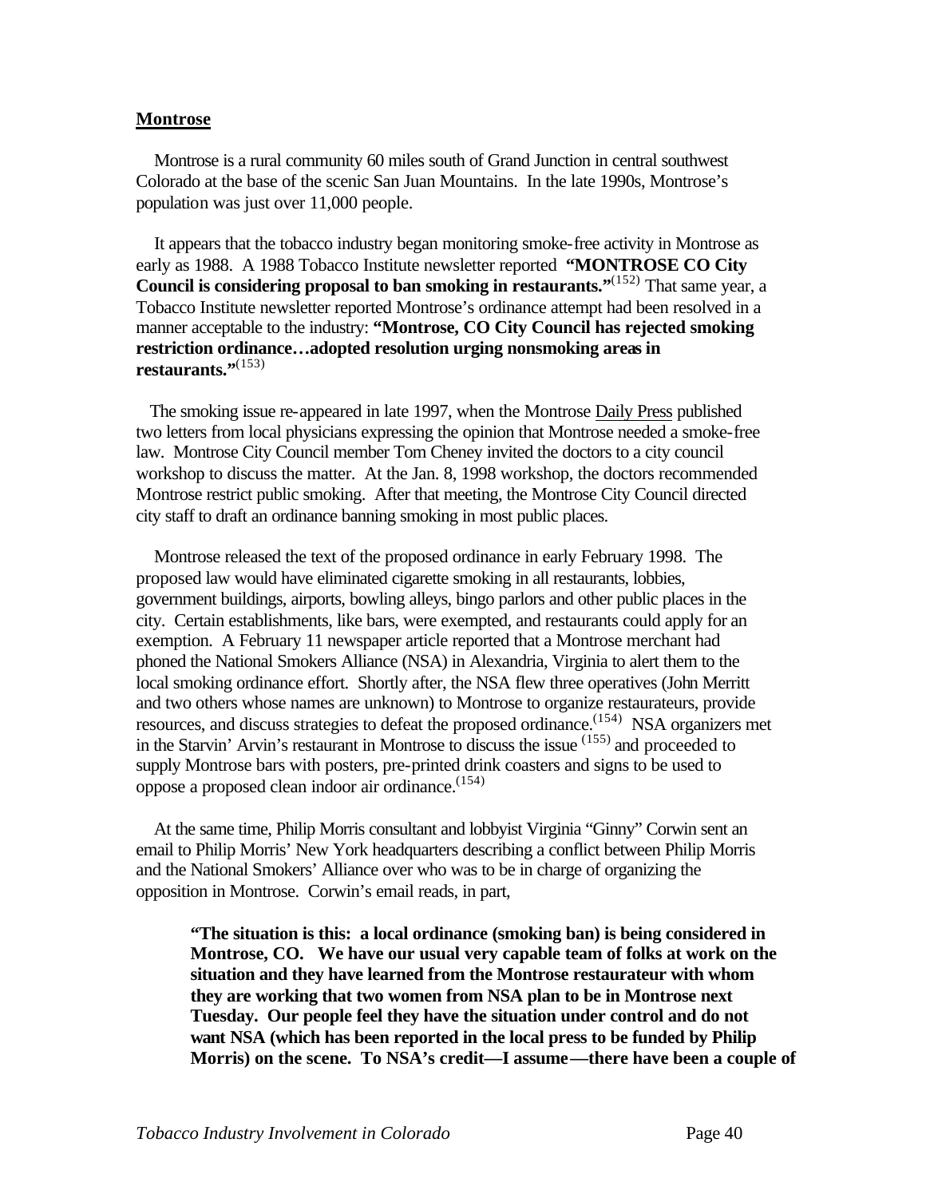## Montrose

Montrose is a rural community 60 miles south of Grand Junction in central southwest Colorado at the base of the scenic San Juan Mountains. In the late 1990s, Montrose's population was just over 11,000 people.

It appears that the tobacco industry began monitoring smoke-free activity in Montrose as early as 1988. A 1988 Tobacco Institute newsletter reported **"MONTROSE CO City Council is considering proposal to ban smoking in restaurants."**[152] That same year, a Tobacco Institute newsletter reported Montrose's ordinance attempt had been resolved in a manner acceptable to the industry: **"Montrose, CO City Council has rejected smoking restriction ordinance…adopted resolution urging nonsmoking areas in restaurants."**[153]

The smoking issue re-appeared in late 1997, when the Montrose Daily Press published two letters from local physicians expressing the opinion that Montrose needed a smoke-free law. Montrose City Council member Tom Cheney invited the doctors to a city council workshop to discuss the matter. At the Jan. 8, 1998 workshop, the doctors recommended Montrose restrict public smoking. After that meeting, the Montrose City Council directed city staff to draft an ordinance banning smoking in most public places.

Montrose released the text of the proposed ordinance in early February 1998. The proposed law would have eliminated cigarette smoking in all restaurants, lobbies, government buildings, airports, bowling alleys, bingo parlors and other public places in the city. Certain establishments, like bars, were exempted, and restaurants could apply for an exemption. A February 11 newspaper article reported that a Montrose merchant had phoned the National Smokers Alliance (NSA) in Alexandria, Virginia to alert them to the local smoking ordinance effort. Shortly after, the NSA flew three operatives (John Merritt and two others whose names are unknown) to Montrose to organize restaurateurs, provide resources, and discuss strategies to defeat the proposed ordinance.[154] NSA organizers met in the Starvin' Arvin's restaurant in Montrose to discuss the issue [155] and proceeded to supply Montrose bars with posters, pre-printed drink coasters and signs to be used to oppose a proposed clean indoor air ordinance.[154]

At the same time, Philip Morris consultant and lobbyist Virginia "Ginny" Corwin sent an email to Philip Morris' New York headquarters describing a conflict between Philip Morris and the National Smokers' Alliance over who was to be in charge of organizing the opposition in Montrose. Corwin's email reads, in part,

> **"The situation is this: a local ordinance (smoking ban) is being considered in Montrose, CO. We have our usual very capable team of folks at work on the situation and they have learned from the Montrose restaurateur with whom they are working that two women from NSA plan to be in Montrose next Tuesday. Our people feel they have the situation under control and do not want NSA (which has been reported in the local press to be funded by Philip Morris) on the scene. To NSA's credit—I assume—there have been a couple of**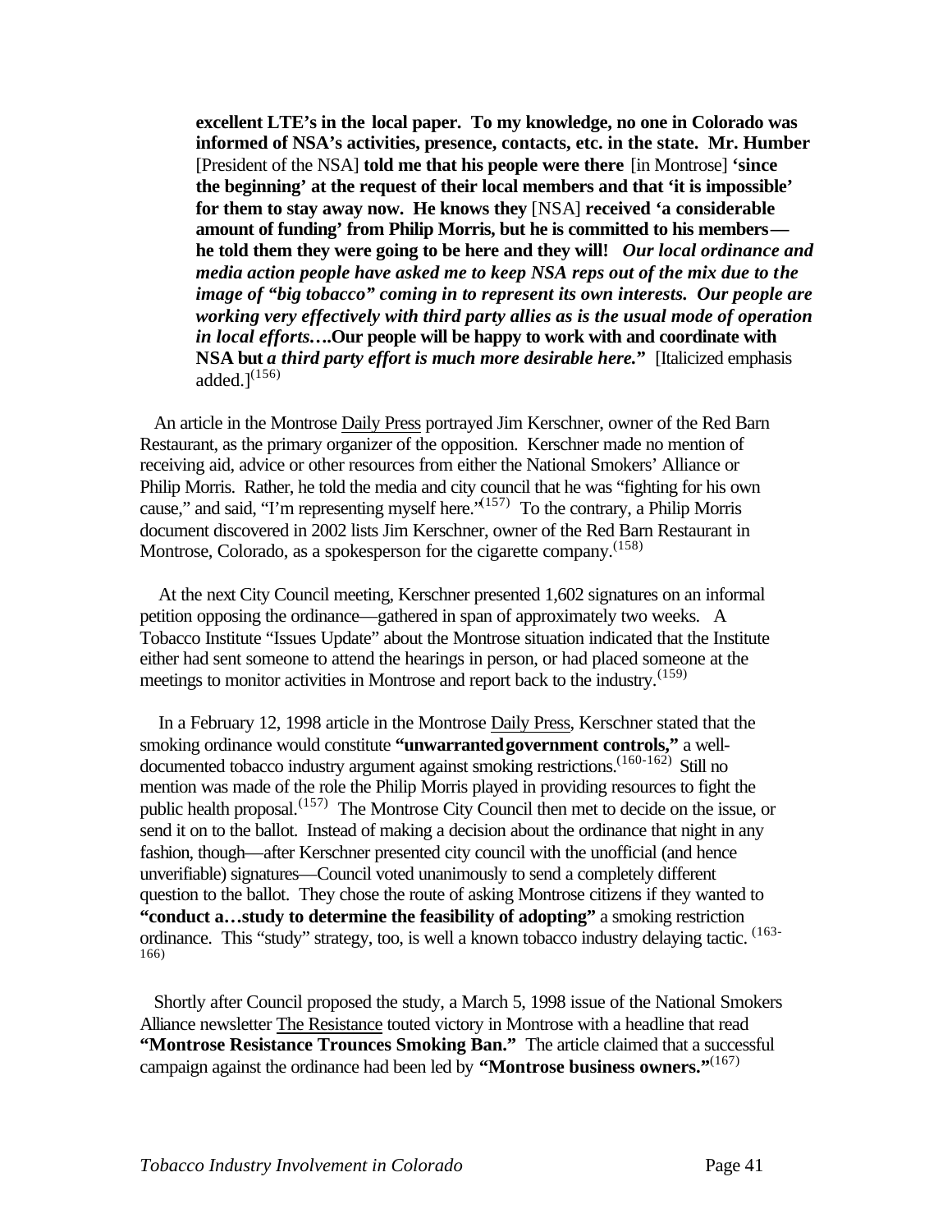> **excellent LTE's in the local paper. To my knowledge, no one in Colorado was informed of NSA's activities, presence, contacts, etc. in the state. Mr. Humber** [President of the NSA] **told me that his people were there** [in Montrose] **'since the beginning' at the request of their local members and that 'it is impossible' for them to stay away now. He knows they** [NSA] **received 'a considerable amount of funding' from Philip Morris, but he is committed to his members—he told them they were going to be here and they will!** ***Our local ordinance and media action people have asked me to keep NSA reps out of the mix due to the image of "big tobacco" coming in to represent its own interests. Our people are working very effectively with third party allies as is the usual mode of operation in local efforts….*****Our people will be happy to work with and coordinate with NSA but** ***a third party effort is much more desirable here.*****"** [Italicized emphasis added.][156]

An article in the Montrose Daily Press portrayed Jim Kerschner, owner of the Red Barn Restaurant, as the primary organizer of the opposition. Kerschner made no mention of receiving aid, advice or other resources from either the National Smokers' Alliance or Philip Morris. Rather, he told the media and city council that he was "fighting for his own cause," and said, "I'm representing myself here."[157] To the contrary, a Philip Morris document discovered in 2002 lists Jim Kerschner, owner of the Red Barn Restaurant in Montrose, Colorado, as a spokesperson for the cigarette company.[158]

At the next City Council meeting, Kerschner presented 1,602 signatures on an informal petition opposing the ordinance—gathered in span of approximately two weeks. A Tobacco Institute "Issues Update" about the Montrose situation indicated that the Institute either had sent someone to attend the hearings in person, or had placed someone at the meetings to monitor activities in Montrose and report back to the industry.[159]

In a February 12, 1998 article in the Montrose Daily Press, Kerschner stated that the smoking ordinance would constitute **"unwarranted government controls,"** a well-documented tobacco industry argument against smoking restrictions.[160-162] Still no mention was made of the role the Philip Morris played in providing resources to fight the public health proposal.[157] The Montrose City Council then met to decide on the issue, or send it on to the ballot. Instead of making a decision about the ordinance that night in any fashion, though—after Kerschner presented city council with the unofficial (and hence unverifiable) signatures—Council voted unanimously to send a completely different question to the ballot. They chose the route of asking Montrose citizens if they wanted to **"conduct a…study to determine the feasibility of adopting"** a smoking restriction ordinance. This "study" strategy, too, is well a known tobacco industry delaying tactic. [163-166]

Shortly after Council proposed the study, a March 5, 1998 issue of the National Smokers Alliance newsletter The Resistance touted victory in Montrose with a headline that read **"Montrose Resistance Trounces Smoking Ban."** The article claimed that a successful campaign against the ordinance had been led by **"Montrose business owners."**[167]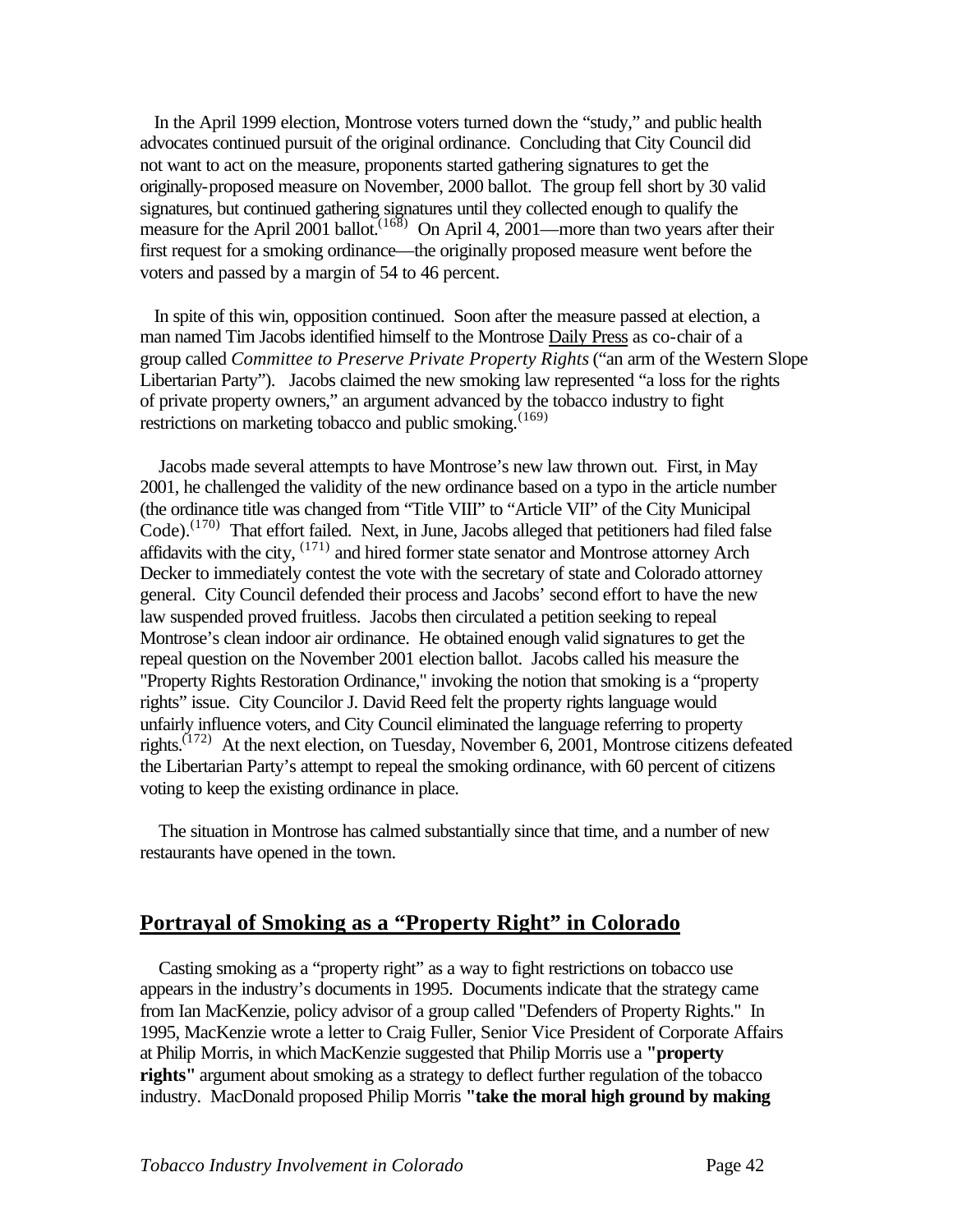In the April 1999 election, Montrose voters turned down the "study," and public health advocates continued pursuit of the original ordinance. Concluding that City Council did not want to act on the measure, proponents started gathering signatures to get the originally-proposed measure on November, 2000 ballot. The group fell short by 30 valid signatures, but continued gathering signatures until they collected enough to qualify the measure for the April 2001 ballot.[168] On April 4, 2001—more than two years after their first request for a smoking ordinance—the originally proposed measure went before the voters and passed by a margin of 54 to 46 percent.

In spite of this win, opposition continued. Soon after the measure passed at election, a man named Tim Jacobs identified himself to the Montrose Daily Press as co-chair of a group called *Committee to Preserve Private Property Rights* ("an arm of the Western Slope Libertarian Party"). Jacobs claimed the new smoking law represented "a loss for the rights of private property owners," an argument advanced by the tobacco industry to fight restrictions on marketing tobacco and public smoking.[169]

Jacobs made several attempts to have Montrose's new law thrown out. First, in May 2001, he challenged the validity of the new ordinance based on a typo in the article number (the ordinance title was changed from "Title VIII" to "Article VII" of the City Municipal Code).[170] That effort failed. Next, in June, Jacobs alleged that petitioners had filed false affidavits with the city, [171] and hired former state senator and Montrose attorney Arch Decker to immediately contest the vote with the secretary of state and Colorado attorney general. City Council defended their process and Jacobs' second effort to have the new law suspended proved fruitless. Jacobs then circulated a petition seeking to repeal Montrose's clean indoor air ordinance. He obtained enough valid signatures to get the repeal question on the November 2001 election ballot. Jacobs called his measure the "Property Rights Restoration Ordinance," invoking the notion that smoking is a "property rights" issue. City Councilor J. David Reed felt the property rights language would unfairly influence voters, and City Council eliminated the language referring to property rights.[172] At the next election, on Tuesday, November 6, 2001, Montrose citizens defeated the Libertarian Party's attempt to repeal the smoking ordinance, with 60 percent of citizens voting to keep the existing ordinance in place.

The situation in Montrose has calmed substantially since that time, and a number of new restaurants have opened in the town.

## Portrayal of Smoking as a "Property Right" in Colorado

Casting smoking as a "property right" as a way to fight restrictions on tobacco use appears in the industry's documents in 1995. Documents indicate that the strategy came from Ian MacKenzie, policy advisor of a group called "Defenders of Property Rights." In 1995, MacKenzie wrote a letter to Craig Fuller, Senior Vice President of Corporate Affairs at Philip Morris, in which MacKenzie suggested that Philip Morris use a **"property rights"** argument about smoking as a strategy to deflect further regulation of the tobacco industry. MacDonald proposed Philip Morris **"take the moral high ground by making**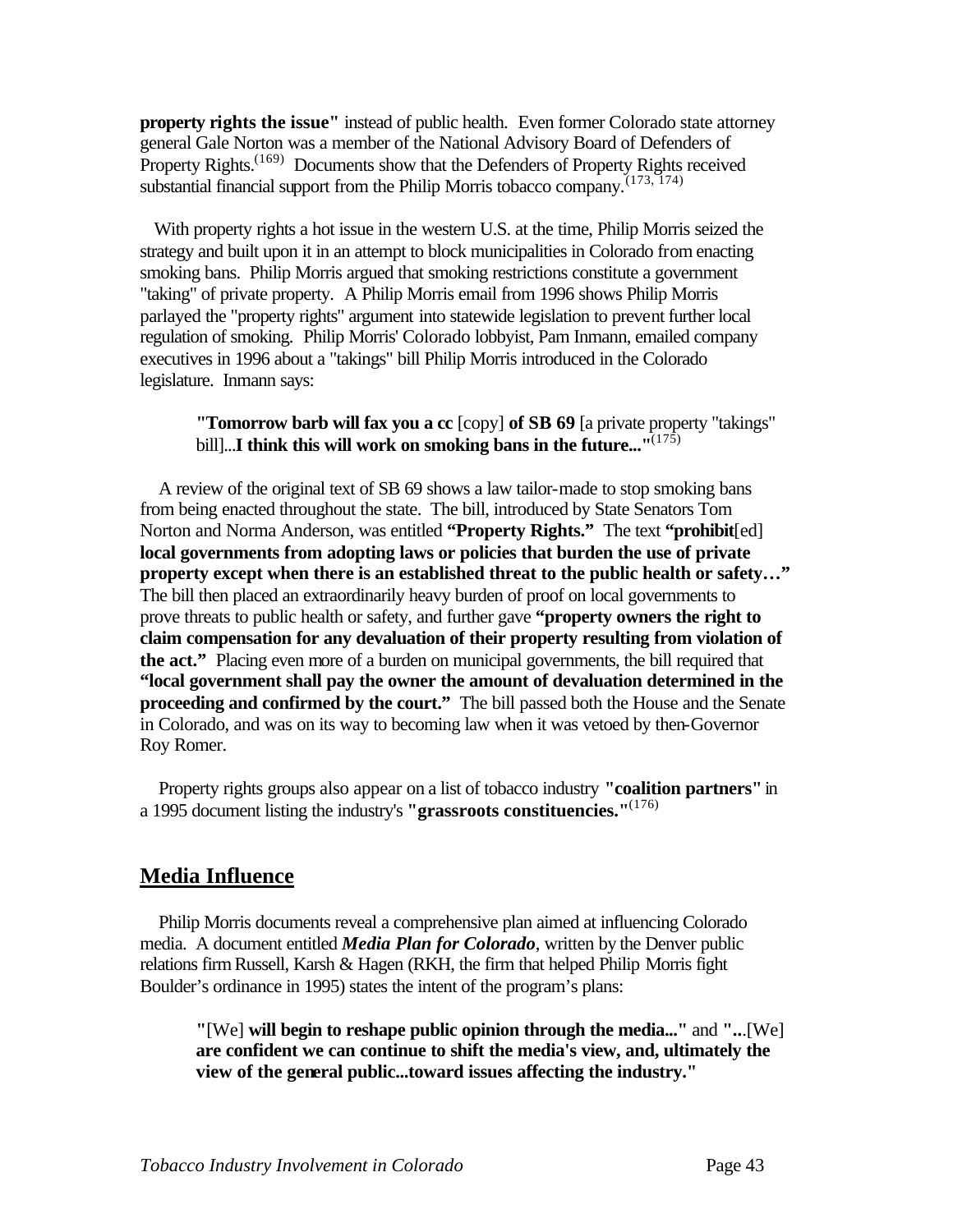**property rights the issue"** instead of public health. Even former Colorado state attorney general Gale Norton was a member of the National Advisory Board of Defenders of Property Rights.[169] Documents show that the Defenders of Property Rights received substantial financial support from the Philip Morris tobacco company.[173, 174]

With property rights a hot issue in the western U.S. at the time, Philip Morris seized the strategy and built upon it in an attempt to block municipalities in Colorado from enacting smoking bans. Philip Morris argued that smoking restrictions constitute a government "taking" of private property. A Philip Morris email from 1996 shows Philip Morris parlayed the "property rights" argument into statewide legislation to prevent further local regulation of smoking. Philip Morris' Colorado lobbyist, Pam Inmann, emailed company executives in 1996 about a "takings" bill Philip Morris introduced in the Colorado legislature. Inmann says:

> **"Tomorrow barb will fax you a cc** [copy] **of SB 69** [a private property "takings" bill]...**I think this will work on smoking bans in the future..."**[175]

A review of the original text of SB 69 shows a law tailor-made to stop smoking bans from being enacted throughout the state. The bill, introduced by State Senators Tom Norton and Norma Anderson, was entitled **"Property Rights."** The text **"prohibit**[ed] **local governments from adopting laws or policies that burden the use of private property except when there is an established threat to the public health or safety…"** The bill then placed an extraordinarily heavy burden of proof on local governments to prove threats to public health or safety, and further gave **"property owners the right to claim compensation for any devaluation of their property resulting from violation of the act."** Placing even more of a burden on municipal governments, the bill required that **"local government shall pay the owner the amount of devaluation determined in the proceeding and confirmed by the court."** The bill passed both the House and the Senate in Colorado, and was on its way to becoming law when it was vetoed by then-Governor Roy Romer.

Property rights groups also appear on a list of tobacco industry **"coalition partners"** in a 1995 document listing the industry's **"grassroots constituencies."**[176]

## Media Influence

Philip Morris documents reveal a comprehensive plan aimed at influencing Colorado media. A document entitled ***Media Plan for Colorado***, written by the Denver public relations firm Russell, Karsh & Hagen (RKH, the firm that helped Philip Morris fight Boulder's ordinance in 1995) states the intent of the program's plans:

> **"**[We] **will begin to reshape public opinion through the media..."** and **"...**[We] **are confident we can continue to shift the media's view, and, ultimately the view of the general public...toward issues affecting the industry."**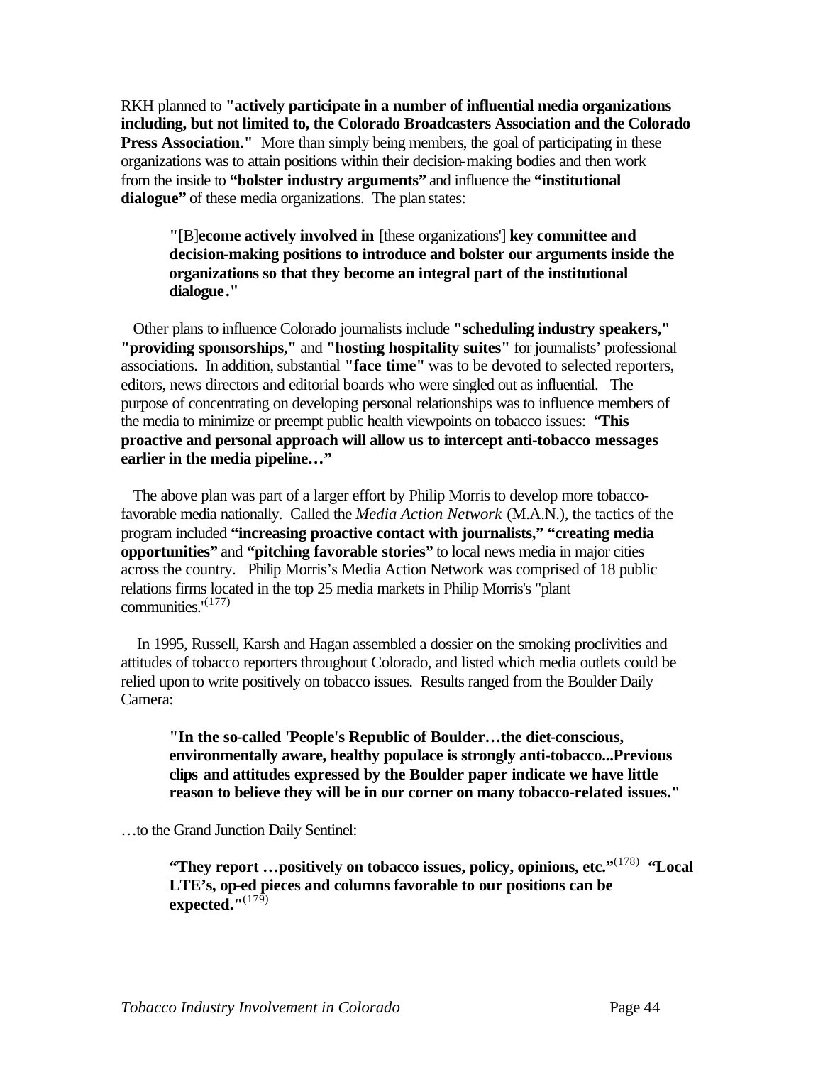RKH planned to **"actively participate in a number of influential media organizations including, but not limited to, the Colorado Broadcasters Association and the Colorado Press Association."** More than simply being members, the goal of participating in these organizations was to attain positions within their decision-making bodies and then work from the inside to **"bolster industry arguments"** and influence the **"institutional dialogue"** of these media organizations. The plan states:

> **"**[B]**ecome actively involved in** [these organizations'] **key committee and decision-making positions to introduce and bolster our arguments inside the organizations so that they become an integral part of the institutional dialogue."**

Other plans to influence Colorado journalists include **"scheduling industry speakers," "providing sponsorships,"** and **"hosting hospitality suites"** for journalists' professional associations. In addition, substantial **"face time"** was to be devoted to selected reporters, editors, news directors and editorial boards who were singled out as influential. The purpose of concentrating on developing personal relationships was to influence members of the media to minimize or preempt public health viewpoints on tobacco issues: "**This proactive and personal approach will allow us to intercept anti-tobacco messages earlier in the media pipeline…"**

The above plan was part of a larger effort by Philip Morris to develop more tobacco-favorable media nationally. Called the *Media Action Network* (M.A.N.), the tactics of the program included **"increasing proactive contact with journalists," "creating media opportunities"** and **"pitching favorable stories"** to local news media in major cities across the country. Philip Morris's Media Action Network was comprised of 18 public relations firms located in the top 25 media markets in Philip Morris's "plant communities."[177]

In 1995, Russell, Karsh and Hagan assembled a dossier on the smoking proclivities and attitudes of tobacco reporters throughout Colorado, and listed which media outlets could be relied upon to write positively on tobacco issues. Results ranged from the Boulder Daily Camera:

> **"In the so-called 'People's Republic of Boulder…the diet-conscious, environmentally aware, healthy populace is strongly anti-tobacco...Previous clips and attitudes expressed by the Boulder paper indicate we have little reason to believe they will be in our corner on many tobacco-related issues."**

…to the Grand Junction Daily Sentinel:

> **"They report …positively on tobacco issues, policy, opinions, etc."**[178] **"Local LTE's, op-ed pieces and columns favorable to our positions can be expected."**[179]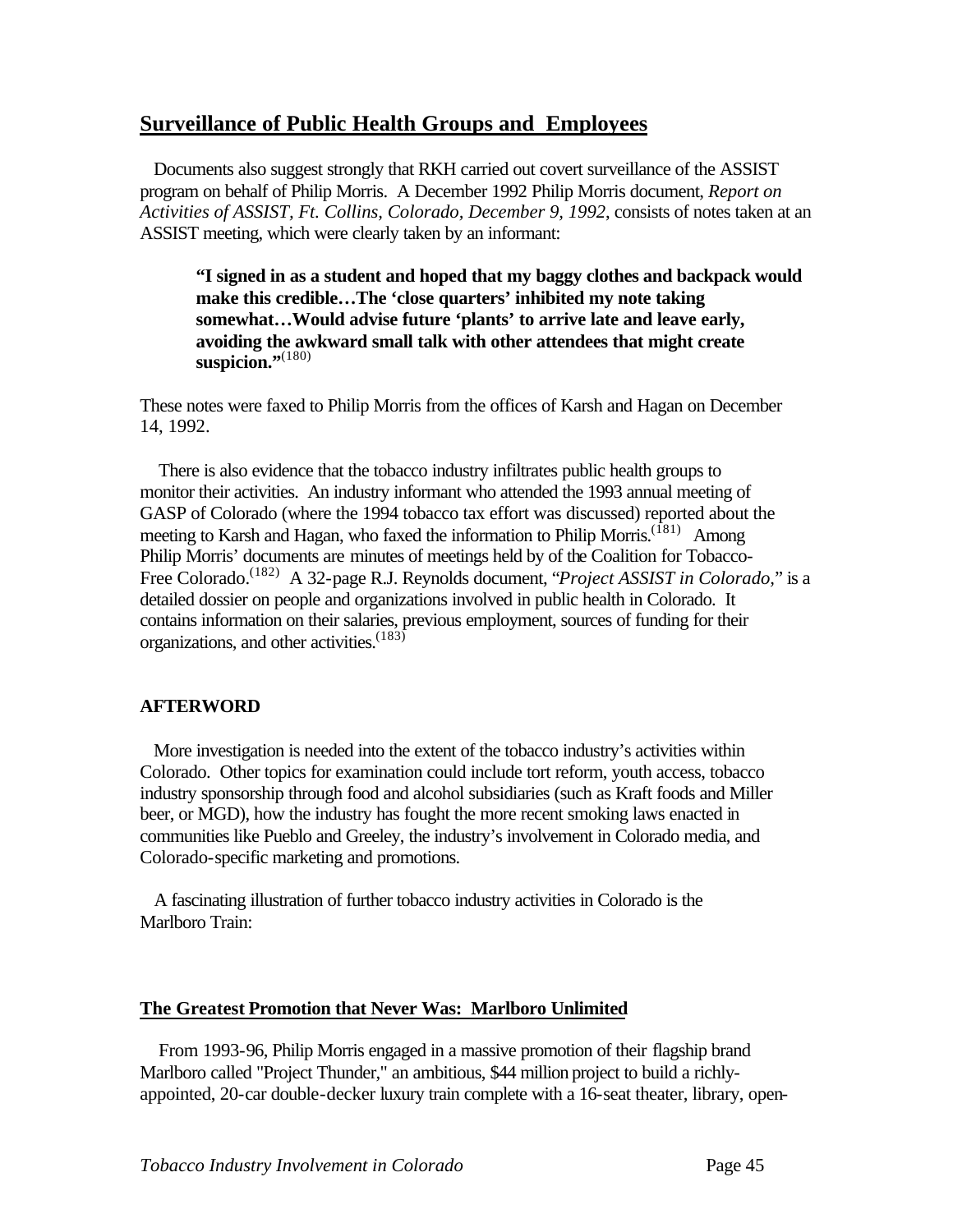## Surveillance of Public Health Groups and Employees

Documents also suggest strongly that RKH carried out covert surveillance of the ASSIST program on behalf of Philip Morris. A December 1992 Philip Morris document, *Report on Activities of ASSIST, Ft. Collins, Colorado, December 9, 1992*, consists of notes taken at an ASSIST meeting, which were clearly taken by an informant:

> **"I signed in as a student and hoped that my baggy clothes and backpack would make this credible…The 'close quarters' inhibited my note taking somewhat…Would advise future 'plants' to arrive late and leave early, avoiding the awkward small talk with other attendees that might create suspicion."**[(180)]

These notes were faxed to Philip Morris from the offices of Karsh and Hagan on December 14, 1992.

There is also evidence that the tobacco industry infiltrates public health groups to monitor their activities. An industry informant who attended the 1993 annual meeting of GASP of Colorado (where the 1994 tobacco tax effort was discussed) reported about the meeting to Karsh and Hagan, who faxed the information to Philip Morris.[(181)] Among Philip Morris' documents are minutes of meetings held by of the Coalition for Tobacco-Free Colorado.[(182)] A 32-page R.J. Reynolds document, "*Project ASSIST in Colorado*," is a detailed dossier on people and organizations involved in public health in Colorado. It contains information on their salaries, previous employment, sources of funding for their organizations, and other activities.[(183)]

### AFTERWORD

More investigation is needed into the extent of the tobacco industry's activities within Colorado. Other topics for examination could include tort reform, youth access, tobacco industry sponsorship through food and alcohol subsidiaries (such as Kraft foods and Miller beer, or MGD), how the industry has fought the more recent smoking laws enacted in communities like Pueblo and Greeley, the industry's involvement in Colorado media, and Colorado-specific marketing and promotions.

A fascinating illustration of further tobacco industry activities in Colorado is the Marlboro Train:

## The Greatest Promotion that Never Was: Marlboro Unlimited

From 1993-96, Philip Morris engaged in a massive promotion of their flagship brand Marlboro called "Project Thunder," an ambitious, $44 million project to build a richly-appointed, 20-car double-decker luxury train complete with a 16-seat theater, library, open-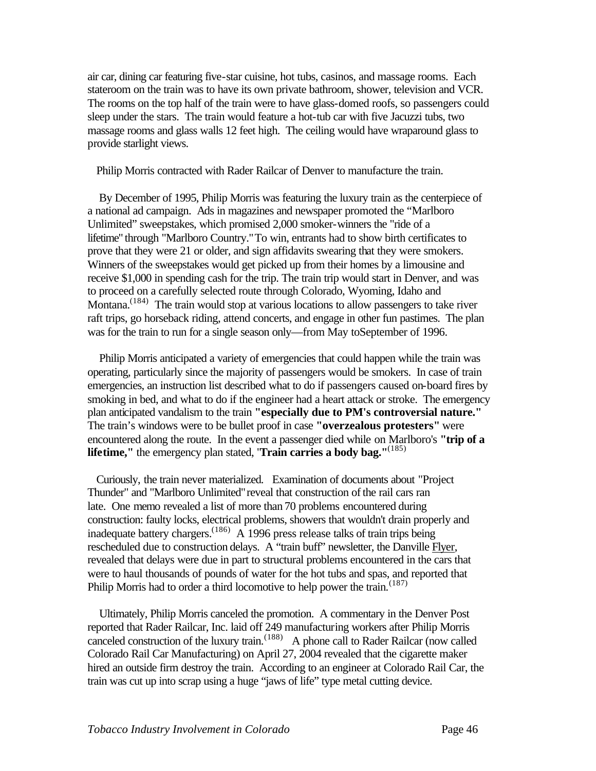air car, dining car featuring five-star cuisine, hot tubs, casinos, and massage rooms. Each stateroom on the train was to have its own private bathroom, shower, television and VCR. The rooms on the top half of the train were to have glass-domed roofs, so passengers could sleep under the stars. The train would feature a hot-tub car with five Jacuzzi tubs, two massage rooms and glass walls 12 feet high. The ceiling would have wraparound glass to provide starlight views.

Philip Morris contracted with Rader Railcar of Denver to manufacture the train.

By December of 1995, Philip Morris was featuring the luxury train as the centerpiece of a national ad campaign. Ads in magazines and newspaper promoted the "Marlboro Unlimited" sweepstakes, which promised 2,000 smoker-winners the "ride of a lifetime" through "Marlboro Country." To win, entrants had to show birth certificates to prove that they were 21 or older, and sign affidavits swearing that they were smokers. Winners of the sweepstakes would get picked up from their homes by a limousine and receive $1,000 in spending cash for the trip. The train trip would start in Denver, and was to proceed on a carefully selected route through Colorado, Wyoming, Idaho and Montana.[184] The train would stop at various locations to allow passengers to take river raft trips, go horseback riding, attend concerts, and engage in other fun pastimes. The plan was for the train to run for a single season only—from May toSeptember of 1996.

Philip Morris anticipated a variety of emergencies that could happen while the train was operating, particularly since the majority of passengers would be smokers. In case of train emergencies, an instruction list described what to do if passengers caused on-board fires by smoking in bed, and what to do if the engineer had a heart attack or stroke. The emergency plan anticipated vandalism to the train **"especially due to PM's controversial nature."** The train's windows were to be bullet proof in case **"overzealous protesters"** were encountered along the route. In the event a passenger died while on Marlboro's **"trip of a lifetime,"** the emergency plan stated, '**Train carries a body bag."**[185]

Curiously, the train never materialized. Examination of documents about "Project Thunder" and "Marlboro Unlimited" reveal that construction of the rail cars ran late. One memo revealed a list of more than 70 problems encountered during construction: faulty locks, electrical problems, showers that wouldn't drain properly and inadequate battery chargers.[186] A 1996 press release talks of train trips being rescheduled due to construction delays. A "train buff" newsletter, the Danville Flyer, revealed that delays were due in part to structural problems encountered in the cars that were to haul thousands of pounds of water for the hot tubs and spas, and reported that Philip Morris had to order a third locomotive to help power the train.[187]

Ultimately, Philip Morris canceled the promotion. A commentary in the Denver Post reported that Rader Railcar, Inc. laid off 249 manufacturing workers after Philip Morris canceled construction of the luxury train.[188] A phone call to Rader Railcar (now called Colorado Rail Car Manufacturing) on April 27, 2004 revealed that the cigarette maker hired an outside firm destroy the train. According to an engineer at Colorado Rail Car, the train was cut up into scrap using a huge "jaws of life" type metal cutting device.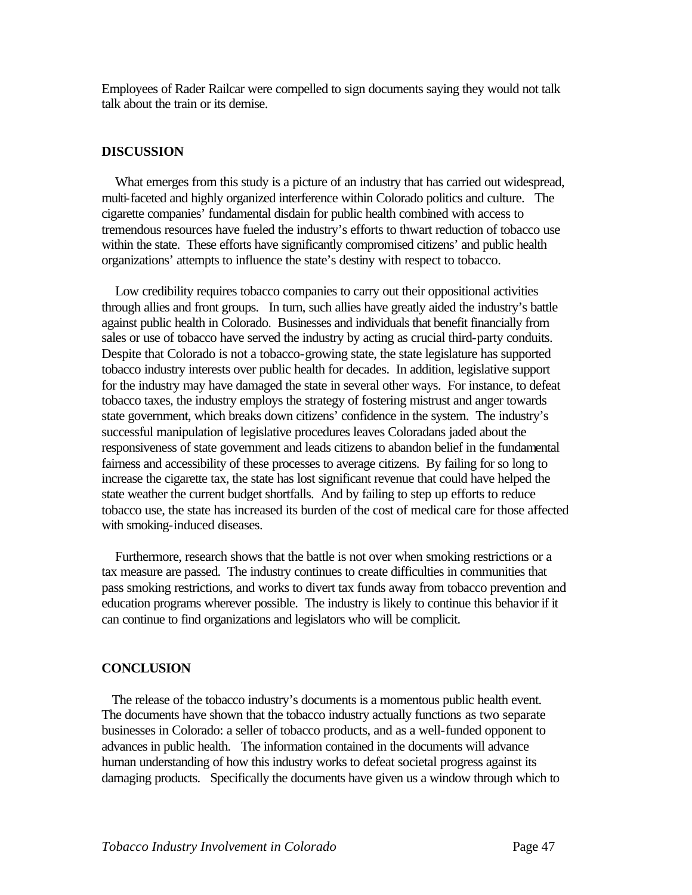Employees of Rader Railcar were compelled to sign documents saying they would not talk talk about the train or its demise.

## DISCUSSION

What emerges from this study is a picture of an industry that has carried out widespread, multi-faceted and highly organized interference within Colorado politics and culture. The cigarette companies' fundamental disdain for public health combined with access to tremendous resources have fueled the industry's efforts to thwart reduction of tobacco use within the state. These efforts have significantly compromised citizens' and public health organizations' attempts to influence the state's destiny with respect to tobacco.

Low credibility requires tobacco companies to carry out their oppositional activities through allies and front groups. In turn, such allies have greatly aided the industry's battle against public health in Colorado. Businesses and individuals that benefit financially from sales or use of tobacco have served the industry by acting as crucial third-party conduits. Despite that Colorado is not a tobacco-growing state, the state legislature has supported tobacco industry interests over public health for decades. In addition, legislative support for the industry may have damaged the state in several other ways. For instance, to defeat tobacco taxes, the industry employs the strategy of fostering mistrust and anger towards state government, which breaks down citizens' confidence in the system. The industry's successful manipulation of legislative procedures leaves Coloradans jaded about the responsiveness of state government and leads citizens to abandon belief in the fundamental fairness and accessibility of these processes to average citizens. By failing for so long to increase the cigarette tax, the state has lost significant revenue that could have helped the state weather the current budget shortfalls. And by failing to step up efforts to reduce tobacco use, the state has increased its burden of the cost of medical care for those affected with smoking-induced diseases.

Furthermore, research shows that the battle is not over when smoking restrictions or a tax measure are passed. The industry continues to create difficulties in communities that pass smoking restrictions, and works to divert tax funds away from tobacco prevention and education programs wherever possible. The industry is likely to continue this behavior if it can continue to find organizations and legislators who will be complicit.

## CONCLUSION

The release of the tobacco industry's documents is a momentous public health event. The documents have shown that the tobacco industry actually functions as two separate businesses in Colorado: a seller of tobacco products, and as a well-funded opponent to advances in public health. The information contained in the documents will advance human understanding of how this industry works to defeat societal progress against its damaging products. Specifically the documents have given us a window through which to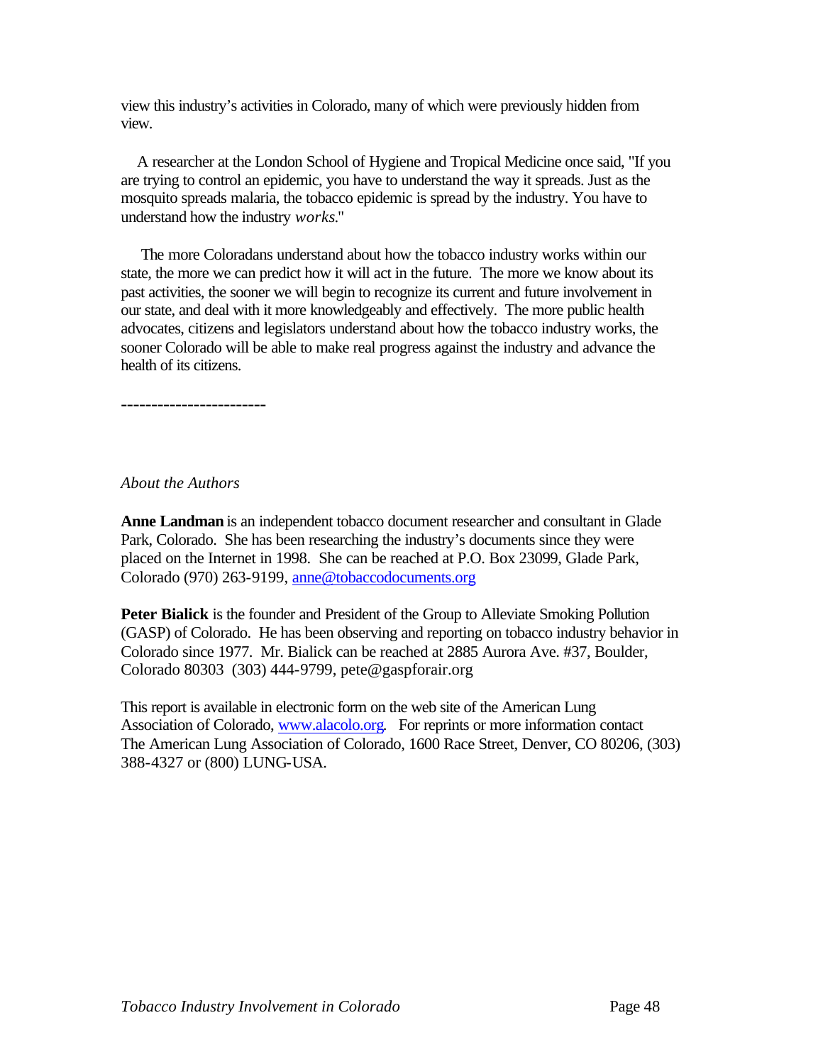view this industry's activities in Colorado, many of which were previously hidden from view.

A researcher at the London School of Hygiene and Tropical Medicine once said, "If you are trying to control an epidemic, you have to understand the way it spreads. Just as the mosquito spreads malaria, the tobacco epidemic is spread by the industry. You have to understand how the industry *works*."

The more Coloradans understand about how the tobacco industry works within our state, the more we can predict how it will act in the future. The more we know about its past activities, the sooner we will begin to recognize its current and future involvement in our state, and deal with it more knowledgeably and effectively. The more public health advocates, citizens and legislators understand about how the tobacco industry works, the sooner Colorado will be able to make real progress against the industry and advance the health of its citizens.

------------------------

*About the Authors*

**Anne Landman** is an independent tobacco document researcher and consultant in Glade Park, Colorado. She has been researching the industry's documents since they were placed on the Internet in 1998. She can be reached at P.O. Box 23099, Glade Park, Colorado (970) 263-9199, anne@tobaccodocuments.org

**Peter Bialick** is the founder and President of the Group to Alleviate Smoking Pollution (GASP) of Colorado. He has been observing and reporting on tobacco industry behavior in Colorado since 1977. Mr. Bialick can be reached at 2885 Aurora Ave. #37, Boulder, Colorado 80303 (303) 444-9799, pete@gaspforair.org

This report is available in electronic form on the web site of the American Lung Association of Colorado, www.alacolo.org. For reprints or more information contact The American Lung Association of Colorado, 1600 Race Street, Denver, CO 80206, (303) 388-4327 or (800) LUNG-USA.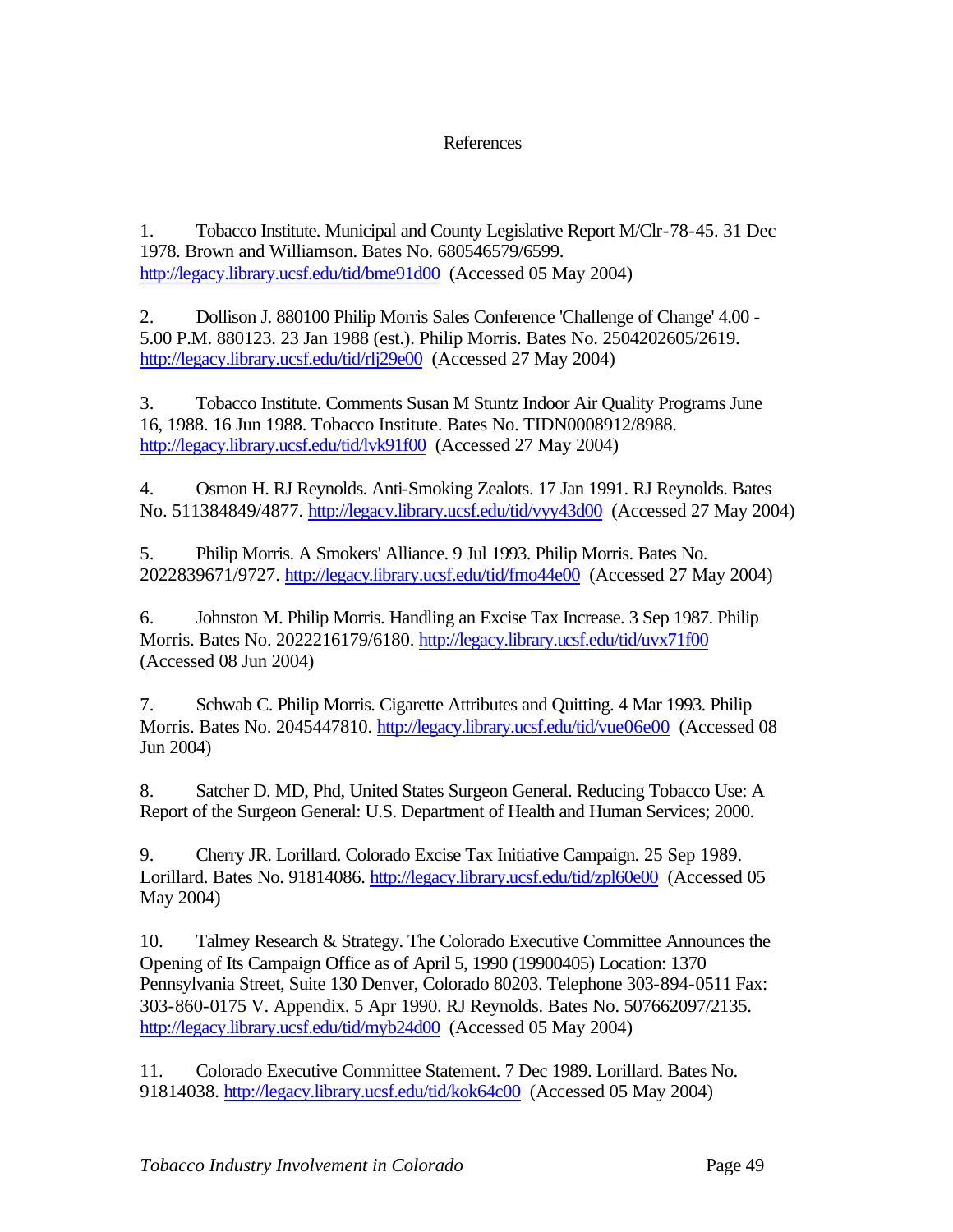# References

1. Tobacco Institute. Municipal and County Legislative Report M/Clr-78-45. 31 Dec 1978. Brown and Williamson. Bates No. 680546579/6599. http://legacy.library.ucsf.edu/tid/bme91d00 (Accessed 05 May 2004)

2. Dollison J. 880100 Philip Morris Sales Conference 'Challenge of Change' 4.00 - 5.00 P.M. 880123. 23 Jan 1988 (est.). Philip Morris. Bates No. 2504202605/2619. http://legacy.library.ucsf.edu/tid/rlj29e00 (Accessed 27 May 2004)

3. Tobacco Institute. Comments Susan M Stuntz Indoor Air Quality Programs June 16, 1988. 16 Jun 1988. Tobacco Institute. Bates No. TIDN0008912/8988. http://legacy.library.ucsf.edu/tid/lvk91f00 (Accessed 27 May 2004)

4. Osmon H. RJ Reynolds. Anti-Smoking Zealots. 17 Jan 1991. RJ Reynolds. Bates No. 511384849/4877. http://legacy.library.ucsf.edu/tid/vyy43d00 (Accessed 27 May 2004)

5. Philip Morris. A Smokers' Alliance. 9 Jul 1993. Philip Morris. Bates No. 2022839671/9727. http://legacy.library.ucsf.edu/tid/fmo44e00 (Accessed 27 May 2004)

6. Johnston M. Philip Morris. Handling an Excise Tax Increase. 3 Sep 1987. Philip Morris. Bates No. 2022216179/6180. http://legacy.library.ucsf.edu/tid/uvx71f00 (Accessed 08 Jun 2004)

7. Schwab C. Philip Morris. Cigarette Attributes and Quitting. 4 Mar 1993. Philip Morris. Bates No. 2045447810. http://legacy.library.ucsf.edu/tid/vue06e00 (Accessed 08 Jun 2004)

8. Satcher D. MD, Phd, United States Surgeon General. Reducing Tobacco Use: A Report of the Surgeon General: U.S. Department of Health and Human Services; 2000.

9. Cherry JR. Lorillard. Colorado Excise Tax Initiative Campaign. 25 Sep 1989. Lorillard. Bates No. 91814086. http://legacy.library.ucsf.edu/tid/zpl60e00 (Accessed 05 May 2004)

10. Talmey Research & Strategy. The Colorado Executive Committee Announces the Opening of Its Campaign Office as of April 5, 1990 (19900405) Location: 1370 Pennsylvania Street, Suite 130 Denver, Colorado 80203. Telephone 303-894-0511 Fax: 303-860-0175 V. Appendix. 5 Apr 1990. RJ Reynolds. Bates No. 507662097/2135. http://legacy.library.ucsf.edu/tid/myb24d00 (Accessed 05 May 2004)

11. Colorado Executive Committee Statement. 7 Dec 1989. Lorillard. Bates No. 91814038. http://legacy.library.ucsf.edu/tid/kok64c00 (Accessed 05 May 2004)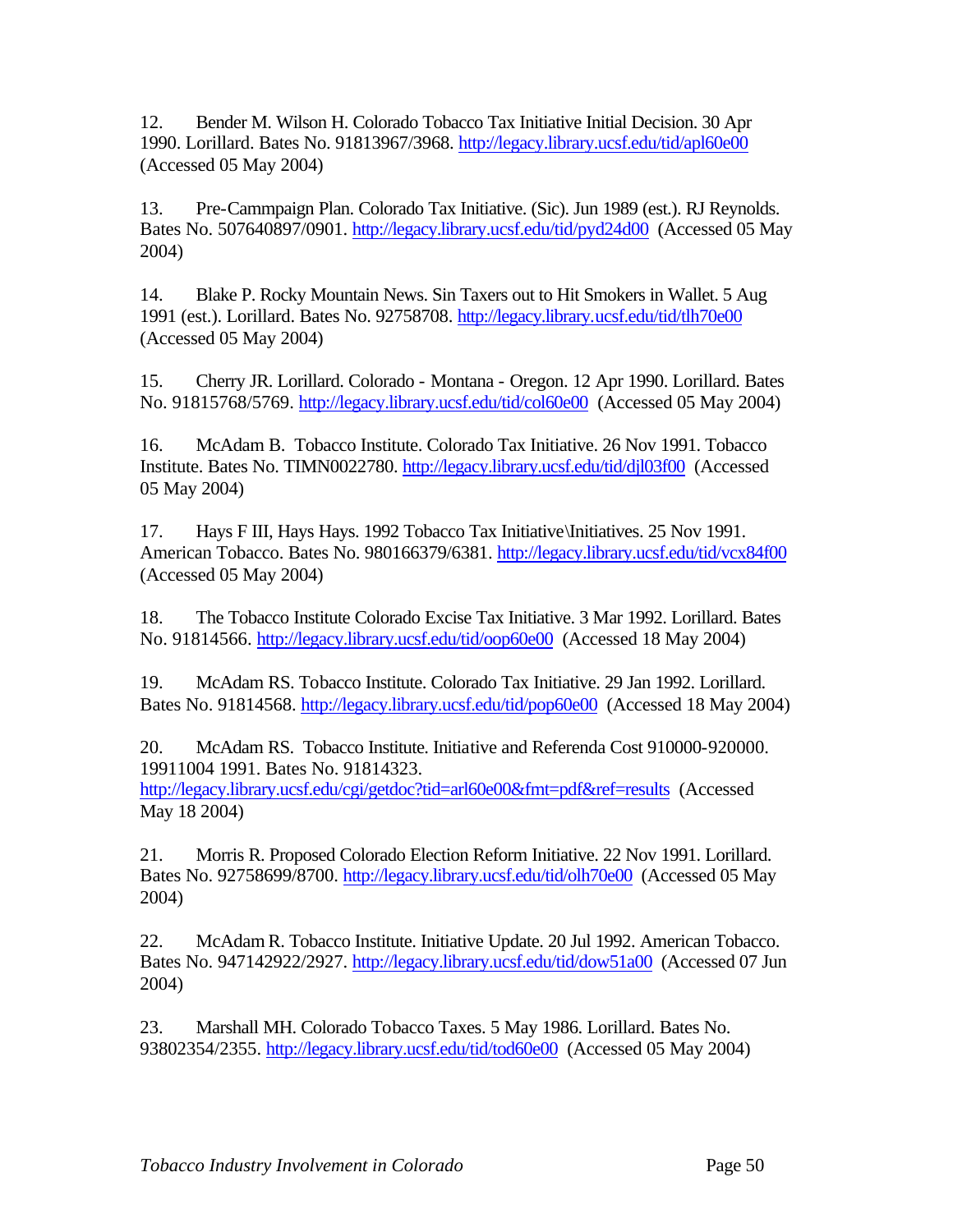12. Bender M. Wilson H. Colorado Tobacco Tax Initiative Initial Decision. 30 Apr 1990. Lorillard. Bates No. 91813967/3968. http://legacy.library.ucsf.edu/tid/apl60e00 (Accessed 05 May 2004)

13. Pre-Cammpaign Plan. Colorado Tax Initiative. (Sic). Jun 1989 (est.). RJ Reynolds. Bates No. 507640897/0901. http://legacy.library.ucsf.edu/tid/pyd24d00 (Accessed 05 May 2004)

14. Blake P. Rocky Mountain News. Sin Taxers out to Hit Smokers in Wallet. 5 Aug 1991 (est.). Lorillard. Bates No. 92758708. http://legacy.library.ucsf.edu/tid/tlh70e00 (Accessed 05 May 2004)

15. Cherry JR. Lorillard. Colorado - Montana - Oregon. 12 Apr 1990. Lorillard. Bates No. 91815768/5769. http://legacy.library.ucsf.edu/tid/col60e00 (Accessed 05 May 2004)

16. McAdam B. Tobacco Institute. Colorado Tax Initiative. 26 Nov 1991. Tobacco Institute. Bates No. TIMN0022780. http://legacy.library.ucsf.edu/tid/djl03f00 (Accessed 05 May 2004)

17. Hays F III, Hays Hays. 1992 Tobacco Tax Initiative\Initiatives. 25 Nov 1991. American Tobacco. Bates No. 980166379/6381. http://legacy.library.ucsf.edu/tid/vcx84f00 (Accessed 05 May 2004)

18. The Tobacco Institute Colorado Excise Tax Initiative. 3 Mar 1992. Lorillard. Bates No. 91814566. http://legacy.library.ucsf.edu/tid/oop60e00 (Accessed 18 May 2004)

19. McAdam RS. Tobacco Institute. Colorado Tax Initiative. 29 Jan 1992. Lorillard. Bates No. 91814568. http://legacy.library.ucsf.edu/tid/pop60e00 (Accessed 18 May 2004)

20. McAdam RS. Tobacco Institute. Initiative and Referenda Cost 910000-920000. 19911004 1991. Bates No. 91814323. http://legacy.library.ucsf.edu/cgi/getdoc?tid=arl60e00&fmt=pdf&ref=results (Accessed May 18 2004)

21. Morris R. Proposed Colorado Election Reform Initiative. 22 Nov 1991. Lorillard. Bates No. 92758699/8700. http://legacy.library.ucsf.edu/tid/olh70e00 (Accessed 05 May 2004)

22. McAdam R. Tobacco Institute. Initiative Update. 20 Jul 1992. American Tobacco. Bates No. 947142922/2927. http://legacy.library.ucsf.edu/tid/dow51a00 (Accessed 07 Jun 2004)

23. Marshall MH. Colorado Tobacco Taxes. 5 May 1986. Lorillard. Bates No. 93802354/2355. http://legacy.library.ucsf.edu/tid/tod60e00 (Accessed 05 May 2004)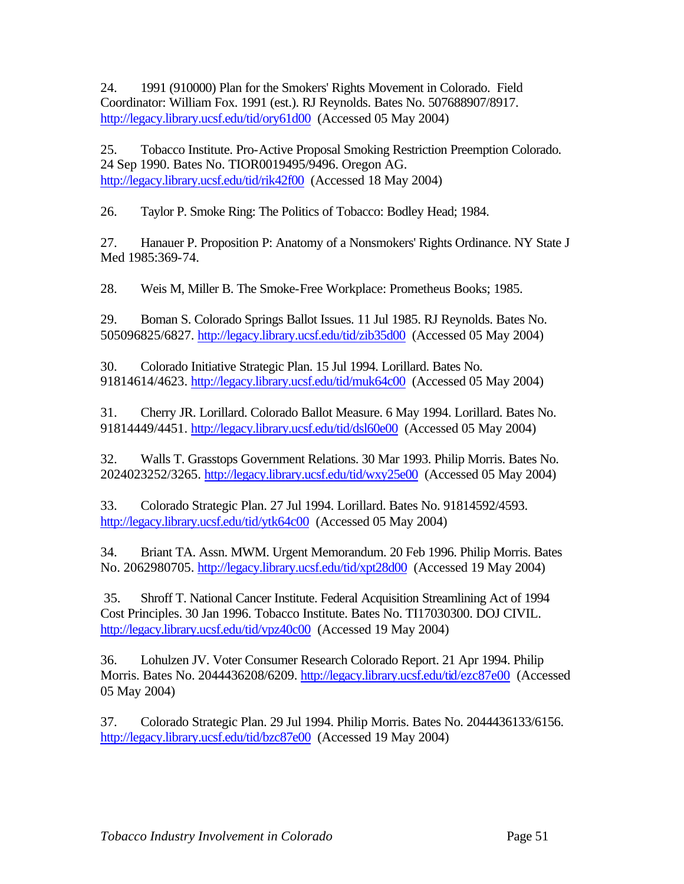24. 1991 (910000) Plan for the Smokers' Rights Movement in Colorado. Field Coordinator: William Fox. 1991 (est.). RJ Reynolds. Bates No. 507688907/8917. http://legacy.library.ucsf.edu/tid/ory61d00 (Accessed 05 May 2004)

25. Tobacco Institute. Pro-Active Proposal Smoking Restriction Preemption Colorado. 24 Sep 1990. Bates No. TIOR0019495/9496. Oregon AG. http://legacy.library.ucsf.edu/tid/rik42f00 (Accessed 18 May 2004)

26. Taylor P. Smoke Ring: The Politics of Tobacco: Bodley Head; 1984.

27. Hanauer P. Proposition P: Anatomy of a Nonsmokers' Rights Ordinance. NY State J Med 1985:369-74.

28. Weis M, Miller B. The Smoke-Free Workplace: Prometheus Books; 1985.

29. Boman S. Colorado Springs Ballot Issues. 11 Jul 1985. RJ Reynolds. Bates No. 505096825/6827. http://legacy.library.ucsf.edu/tid/zib35d00 (Accessed 05 May 2004)

30. Colorado Initiative Strategic Plan. 15 Jul 1994. Lorillard. Bates No. 91814614/4623. http://legacy.library.ucsf.edu/tid/muk64c00 (Accessed 05 May 2004)

31. Cherry JR. Lorillard. Colorado Ballot Measure. 6 May 1994. Lorillard. Bates No. 91814449/4451. http://legacy.library.ucsf.edu/tid/dsl60e00 (Accessed 05 May 2004)

32. Walls T. Grasstops Government Relations. 30 Mar 1993. Philip Morris. Bates No. 2024023252/3265. http://legacy.library.ucsf.edu/tid/wxy25e00 (Accessed 05 May 2004)

33. Colorado Strategic Plan. 27 Jul 1994. Lorillard. Bates No. 91814592/4593. http://legacy.library.ucsf.edu/tid/ytk64c00 (Accessed 05 May 2004)

34. Briant TA. Assn. MWM. Urgent Memorandum. 20 Feb 1996. Philip Morris. Bates No. 2062980705. http://legacy.library.ucsf.edu/tid/xpt28d00 (Accessed 19 May 2004)

35. Shroff T. National Cancer Institute. Federal Acquisition Streamlining Act of 1994 Cost Principles. 30 Jan 1996. Tobacco Institute. Bates No. TI17030300. DOJ CIVIL. http://legacy.library.ucsf.edu/tid/vpz40c00 (Accessed 19 May 2004)

36. Lohulzen JV. Voter Consumer Research Colorado Report. 21 Apr 1994. Philip Morris. Bates No. 2044436208/6209. http://legacy.library.ucsf.edu/tid/ezc87e00 (Accessed 05 May 2004)

37. Colorado Strategic Plan. 29 Jul 1994. Philip Morris. Bates No. 2044436133/6156. http://legacy.library.ucsf.edu/tid/bzc87e00 (Accessed 19 May 2004)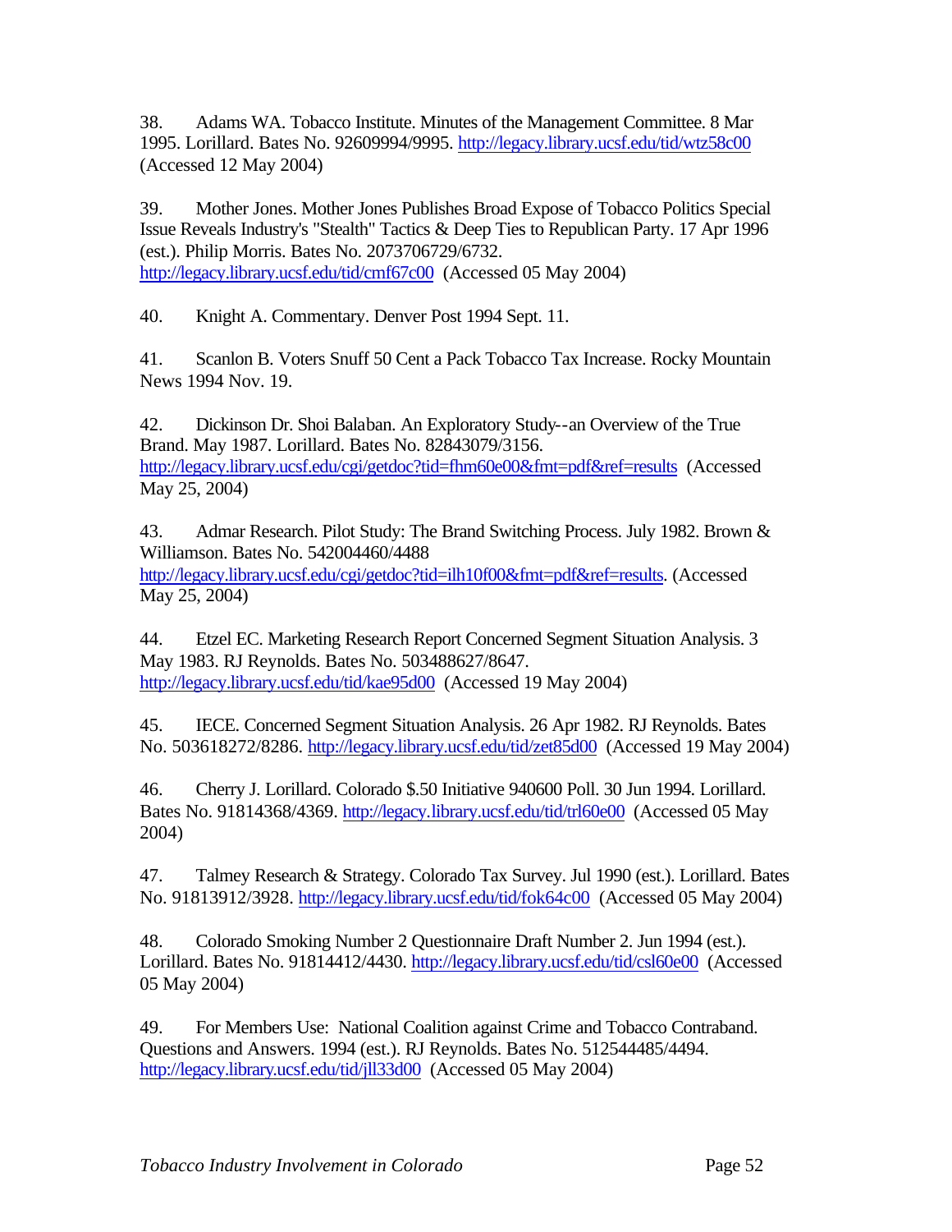38. Adams WA. Tobacco Institute. Minutes of the Management Committee. 8 Mar 1995. Lorillard. Bates No. 92609994/9995. http://legacy.library.ucsf.edu/tid/wtz58c00 (Accessed 12 May 2004)

39. Mother Jones. Mother Jones Publishes Broad Expose of Tobacco Politics Special Issue Reveals Industry's "Stealth" Tactics & Deep Ties to Republican Party. 17 Apr 1996 (est.). Philip Morris. Bates No. 2073706729/6732. http://legacy.library.ucsf.edu/tid/cmf67c00 (Accessed 05 May 2004)

40. Knight A. Commentary. Denver Post 1994 Sept. 11.

41. Scanlon B. Voters Snuff 50 Cent a Pack Tobacco Tax Increase. Rocky Mountain News 1994 Nov. 19.

42. Dickinson Dr. Shoi Balaban. An Exploratory Study--an Overview of the True Brand. May 1987. Lorillard. Bates No. 82843079/3156. http://legacy.library.ucsf.edu/cgi/getdoc?tid=fhm60e00&fmt=pdf&ref=results (Accessed May 25, 2004)

43. Admar Research. Pilot Study: The Brand Switching Process. July 1982. Brown & Williamson. Bates No. 542004460/4488 http://legacy.library.ucsf.edu/cgi/getdoc?tid=ilh10f00&fmt=pdf&ref=results. (Accessed May 25, 2004)

44. Etzel EC. Marketing Research Report Concerned Segment Situation Analysis. 3 May 1983. RJ Reynolds. Bates No. 503488627/8647. http://legacy.library.ucsf.edu/tid/kae95d00 (Accessed 19 May 2004)

45. IECE. Concerned Segment Situation Analysis. 26 Apr 1982. RJ Reynolds. Bates No. 503618272/8286. http://legacy.library.ucsf.edu/tid/zet85d00 (Accessed 19 May 2004)

46. Cherry J. Lorillard. Colorado $.50 Initiative 940600 Poll. 30 Jun 1994. Lorillard. Bates No. 91814368/4369. http://legacy.library.ucsf.edu/tid/trl60e00 (Accessed 05 May 2004)

47. Talmey Research & Strategy. Colorado Tax Survey. Jul 1990 (est.). Lorillard. Bates No. 91813912/3928. http://legacy.library.ucsf.edu/tid/fok64c00 (Accessed 05 May 2004)

48. Colorado Smoking Number 2 Questionnaire Draft Number 2. Jun 1994 (est.). Lorillard. Bates No. 91814412/4430. http://legacy.library.ucsf.edu/tid/csl60e00 (Accessed 05 May 2004)

49. For Members Use: National Coalition against Crime and Tobacco Contraband. Questions and Answers. 1994 (est.). RJ Reynolds. Bates No. 512544485/4494. http://legacy.library.ucsf.edu/tid/jll33d00 (Accessed 05 May 2004)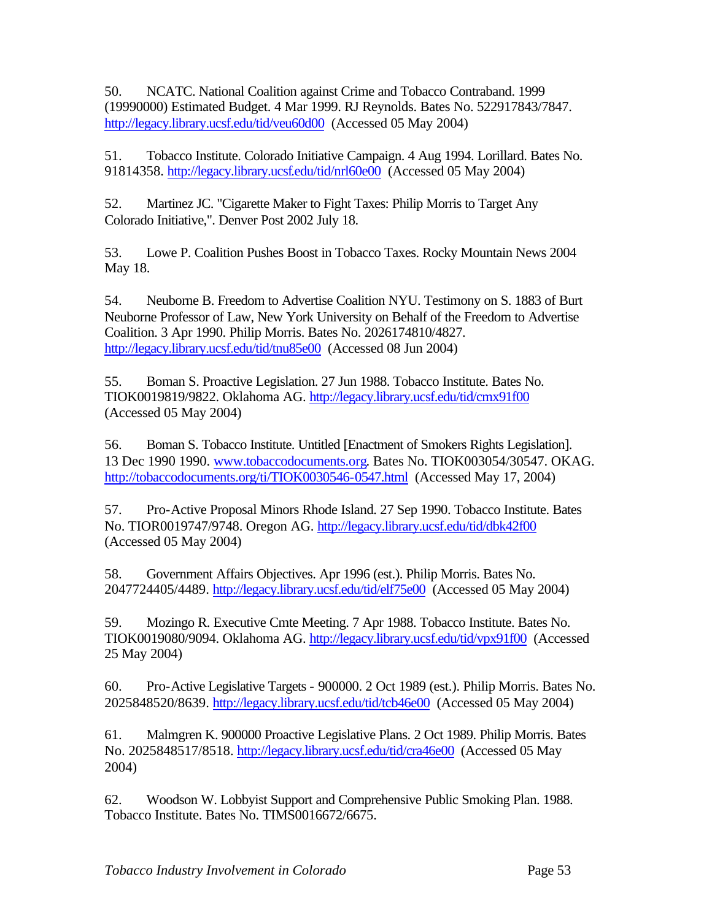50. NCATC. National Coalition against Crime and Tobacco Contraband. 1999 (19990000) Estimated Budget. 4 Mar 1999. RJ Reynolds. Bates No. 522917843/7847. http://legacy.library.ucsf.edu/tid/veu60d00 (Accessed 05 May 2004)

51. Tobacco Institute. Colorado Initiative Campaign. 4 Aug 1994. Lorillard. Bates No. 91814358. http://legacy.library.ucsf.edu/tid/nrl60e00 (Accessed 05 May 2004)

52. Martinez JC. "Cigarette Maker to Fight Taxes: Philip Morris to Target Any Colorado Initiative,". Denver Post 2002 July 18.

53. Lowe P. Coalition Pushes Boost in Tobacco Taxes. Rocky Mountain News 2004 May 18.

54. Neuborne B. Freedom to Advertise Coalition NYU. Testimony on S. 1883 of Burt Neuborne Professor of Law, New York University on Behalf of the Freedom to Advertise Coalition. 3 Apr 1990. Philip Morris. Bates No. 2026174810/4827. http://legacy.library.ucsf.edu/tid/tnu85e00 (Accessed 08 Jun 2004)

55. Boman S. Proactive Legislation. 27 Jun 1988. Tobacco Institute. Bates No. TIOK0019819/9822. Oklahoma AG. http://legacy.library.ucsf.edu/tid/cmx91f00 (Accessed 05 May 2004)

56. Boman S. Tobacco Institute. Untitled [Enactment of Smokers Rights Legislation]. 13 Dec 1990 1990. www.tobaccodocuments.org. Bates No. TIOK003054/30547. OKAG. http://tobaccodocuments.org/ti/TIOK0030546-0547.html (Accessed May 17, 2004)

57. Pro-Active Proposal Minors Rhode Island. 27 Sep 1990. Tobacco Institute. Bates No. TIOR0019747/9748. Oregon AG. http://legacy.library.ucsf.edu/tid/dbk42f00 (Accessed 05 May 2004)

58. Government Affairs Objectives. Apr 1996 (est.). Philip Morris. Bates No. 2047724405/4489. http://legacy.library.ucsf.edu/tid/elf75e00 (Accessed 05 May 2004)

59. Mozingo R. Executive Cmte Meeting. 7 Apr 1988. Tobacco Institute. Bates No. TIOK0019080/9094. Oklahoma AG. http://legacy.library.ucsf.edu/tid/vpx91f00 (Accessed 25 May 2004)

60. Pro-Active Legislative Targets - 900000. 2 Oct 1989 (est.). Philip Morris. Bates No. 2025848520/8639. http://legacy.library.ucsf.edu/tid/tcb46e00 (Accessed 05 May 2004)

61. Malmgren K. 900000 Proactive Legislative Plans. 2 Oct 1989. Philip Morris. Bates No. 2025848517/8518. http://legacy.library.ucsf.edu/tid/cra46e00 (Accessed 05 May 2004)

62. Woodson W. Lobbyist Support and Comprehensive Public Smoking Plan. 1988. Tobacco Institute. Bates No. TIMS0016672/6675.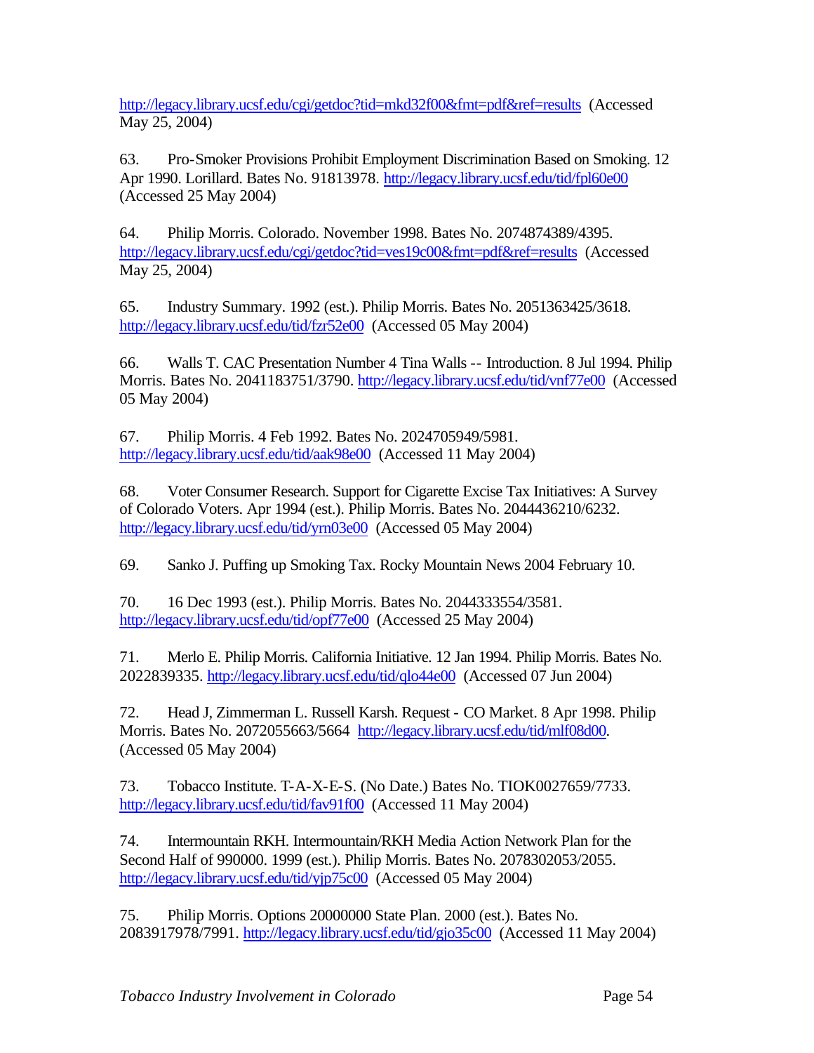http://legacy.library.ucsf.edu/cgi/getdoc?tid=mkd32f00&fmt=pdf&ref=results (Accessed May 25, 2004)

63. Pro-Smoker Provisions Prohibit Employment Discrimination Based on Smoking. 12 Apr 1990. Lorillard. Bates No. 91813978. http://legacy.library.ucsf.edu/tid/fpl60e00 (Accessed 25 May 2004)

64. Philip Morris. Colorado. November 1998. Bates No. 2074874389/4395. http://legacy.library.ucsf.edu/cgi/getdoc?tid=ves19c00&fmt=pdf&ref=results (Accessed May 25, 2004)

65. Industry Summary. 1992 (est.). Philip Morris. Bates No. 2051363425/3618. http://legacy.library.ucsf.edu/tid/fzr52e00 (Accessed 05 May 2004)

66. Walls T. CAC Presentation Number 4 Tina Walls -- Introduction. 8 Jul 1994. Philip Morris. Bates No. 2041183751/3790. http://legacy.library.ucsf.edu/tid/vnf77e00 (Accessed 05 May 2004)

67. Philip Morris. 4 Feb 1992. Bates No. 2024705949/5981. http://legacy.library.ucsf.edu/tid/aak98e00 (Accessed 11 May 2004)

68. Voter Consumer Research. Support for Cigarette Excise Tax Initiatives: A Survey of Colorado Voters. Apr 1994 (est.). Philip Morris. Bates No. 2044436210/6232. http://legacy.library.ucsf.edu/tid/yrn03e00 (Accessed 05 May 2004)

69. Sanko J. Puffing up Smoking Tax. Rocky Mountain News 2004 February 10.

70. 16 Dec 1993 (est.). Philip Morris. Bates No. 2044333554/3581. http://legacy.library.ucsf.edu/tid/opf77e00 (Accessed 25 May 2004)

71. Merlo E. Philip Morris. California Initiative. 12 Jan 1994. Philip Morris. Bates No. 2022839335. http://legacy.library.ucsf.edu/tid/qlo44e00 (Accessed 07 Jun 2004)

72. Head J, Zimmerman L. Russell Karsh. Request - CO Market. 8 Apr 1998. Philip Morris. Bates No. 2072055663/5664 http://legacy.library.ucsf.edu/tid/mlf08d00. (Accessed 05 May 2004)

73. Tobacco Institute. T-A-X-E-S. (No Date.) Bates No. TIOK0027659/7733. http://legacy.library.ucsf.edu/tid/fav91f00 (Accessed 11 May 2004)

74. Intermountain RKH. Intermountain/RKH Media Action Network Plan for the Second Half of 990000. 1999 (est.). Philip Morris. Bates No. 2078302053/2055. http://legacy.library.ucsf.edu/tid/yjp75c00 (Accessed 05 May 2004)

75. Philip Morris. Options 20000000 State Plan. 2000 (est.). Bates No. 2083917978/7991. http://legacy.library.ucsf.edu/tid/gjo35c00 (Accessed 11 May 2004)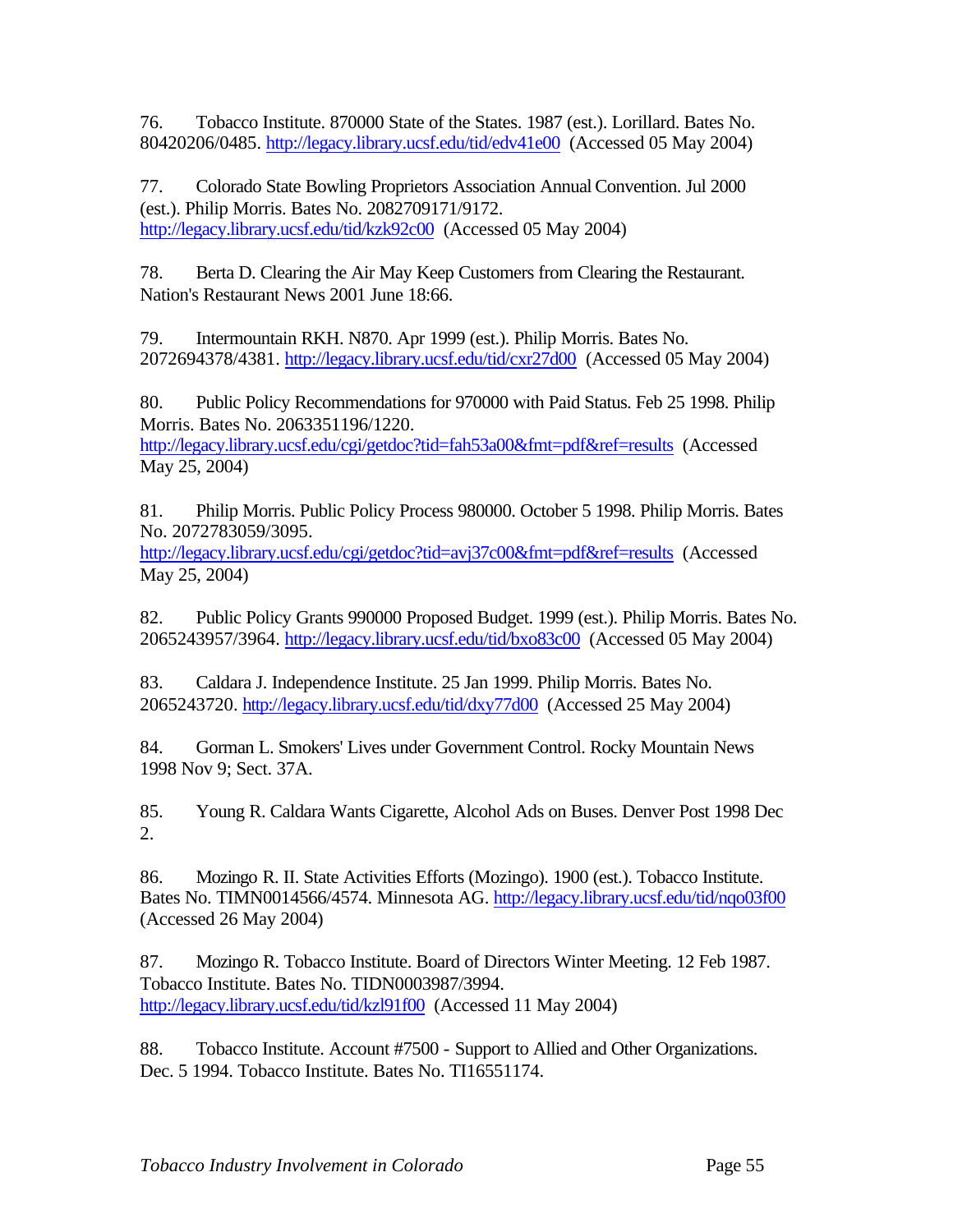76. Tobacco Institute. 870000 State of the States. 1987 (est.). Lorillard. Bates No. 80420206/0485. http://legacy.library.ucsf.edu/tid/edv41e00 (Accessed 05 May 2004)

77. Colorado State Bowling Proprietors Association Annual Convention. Jul 2000 (est.). Philip Morris. Bates No. 2082709171/9172. http://legacy.library.ucsf.edu/tid/kzk92c00 (Accessed 05 May 2004)

78. Berta D. Clearing the Air May Keep Customers from Clearing the Restaurant. Nation's Restaurant News 2001 June 18:66.

79. Intermountain RKH. N870. Apr 1999 (est.). Philip Morris. Bates No. 2072694378/4381. http://legacy.library.ucsf.edu/tid/cxr27d00 (Accessed 05 May 2004)

80. Public Policy Recommendations for 970000 with Paid Status. Feb 25 1998. Philip Morris. Bates No. 2063351196/1220. http://legacy.library.ucsf.edu/cgi/getdoc?tid=fah53a00&fmt=pdf&ref=results (Accessed May 25, 2004)

81. Philip Morris. Public Policy Process 980000. October 5 1998. Philip Morris. Bates No. 2072783059/3095. http://legacy.library.ucsf.edu/cgi/getdoc?tid=avj37c00&fmt=pdf&ref=results (Accessed May 25, 2004)

82. Public Policy Grants 990000 Proposed Budget. 1999 (est.). Philip Morris. Bates No. 2065243957/3964. http://legacy.library.ucsf.edu/tid/bxo83c00 (Accessed 05 May 2004)

83. Caldara J. Independence Institute. 25 Jan 1999. Philip Morris. Bates No. 2065243720. http://legacy.library.ucsf.edu/tid/dxy77d00 (Accessed 25 May 2004)

84. Gorman L. Smokers' Lives under Government Control. Rocky Mountain News 1998 Nov 9; Sect. 37A.

85. Young R. Caldara Wants Cigarette, Alcohol Ads on Buses. Denver Post 1998 Dec 2.

86. Mozingo R. II. State Activities Efforts (Mozingo). 1900 (est.). Tobacco Institute. Bates No. TIMN0014566/4574. Minnesota AG. http://legacy.library.ucsf.edu/tid/nqo03f00 (Accessed 26 May 2004)

87. Mozingo R. Tobacco Institute. Board of Directors Winter Meeting. 12 Feb 1987. Tobacco Institute. Bates No. TIDN0003987/3994. http://legacy.library.ucsf.edu/tid/kzl91f00 (Accessed 11 May 2004)

88. Tobacco Institute. Account #7500 - Support to Allied and Other Organizations. Dec. 5 1994. Tobacco Institute. Bates No. TI16551174.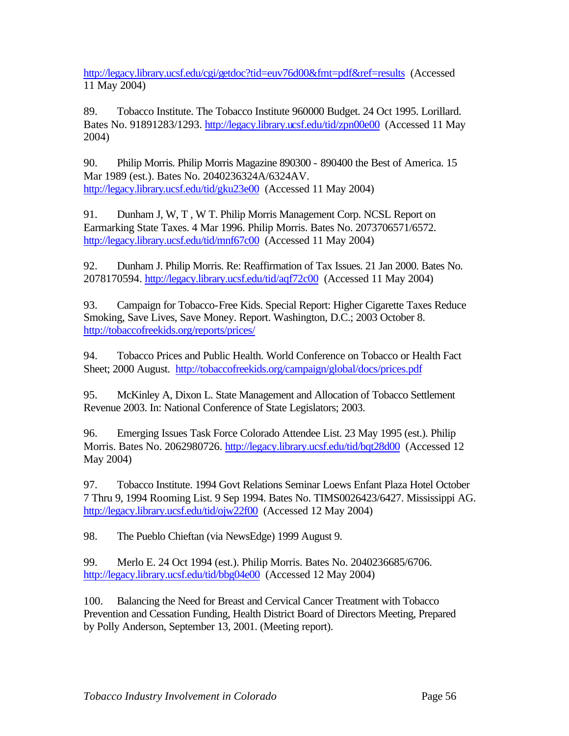http://legacy.library.ucsf.edu/cgi/getdoc?tid=euv76d00&fmt=pdf&ref=results (Accessed 11 May 2004)

89. Tobacco Institute. The Tobacco Institute 960000 Budget. 24 Oct 1995. Lorillard. Bates No. 91891283/1293. http://legacy.library.ucsf.edu/tid/zpn00e00 (Accessed 11 May 2004)

90. Philip Morris. Philip Morris Magazine 890300 - 890400 the Best of America. 15 Mar 1989 (est.). Bates No. 2040236324A/6324AV. http://legacy.library.ucsf.edu/tid/gku23e00 (Accessed 11 May 2004)

91. Dunham J, W, T , W T. Philip Morris Management Corp. NCSL Report on Earmarking State Taxes. 4 Mar 1996. Philip Morris. Bates No. 2073706571/6572. http://legacy.library.ucsf.edu/tid/mnf67c00 (Accessed 11 May 2004)

92. Dunham J. Philip Morris. Re: Reaffirmation of Tax Issues. 21 Jan 2000. Bates No. 2078170594. http://legacy.library.ucsf.edu/tid/aqf72c00 (Accessed 11 May 2004)

93. Campaign for Tobacco-Free Kids. Special Report: Higher Cigarette Taxes Reduce Smoking, Save Lives, Save Money. Report. Washington, D.C.; 2003 October 8. http://tobaccofreekids.org/reports/prices/

94. Tobacco Prices and Public Health. World Conference on Tobacco or Health Fact Sheet; 2000 August. http://tobaccofreekids.org/campaign/global/docs/prices.pdf

95. McKinley A, Dixon L. State Management and Allocation of Tobacco Settlement Revenue 2003. In: National Conference of State Legislators; 2003.

96. Emerging Issues Task Force Colorado Attendee List. 23 May 1995 (est.). Philip Morris. Bates No. 2062980726. http://legacy.library.ucsf.edu/tid/bqt28d00 (Accessed 12 May 2004)

97. Tobacco Institute. 1994 Govt Relations Seminar Loews Enfant Plaza Hotel October 7 Thru 9, 1994 Rooming List. 9 Sep 1994. Bates No. TIMS0026423/6427. Mississippi AG. http://legacy.library.ucsf.edu/tid/ojw22f00 (Accessed 12 May 2004)

98. The Pueblo Chieftan (via NewsEdge) 1999 August 9.

99. Merlo E. 24 Oct 1994 (est.). Philip Morris. Bates No. 2040236685/6706. http://legacy.library.ucsf.edu/tid/bbg04e00 (Accessed 12 May 2004)

100. Balancing the Need for Breast and Cervical Cancer Treatment with Tobacco Prevention and Cessation Funding, Health District Board of Directors Meeting, Prepared by Polly Anderson, September 13, 2001. (Meeting report).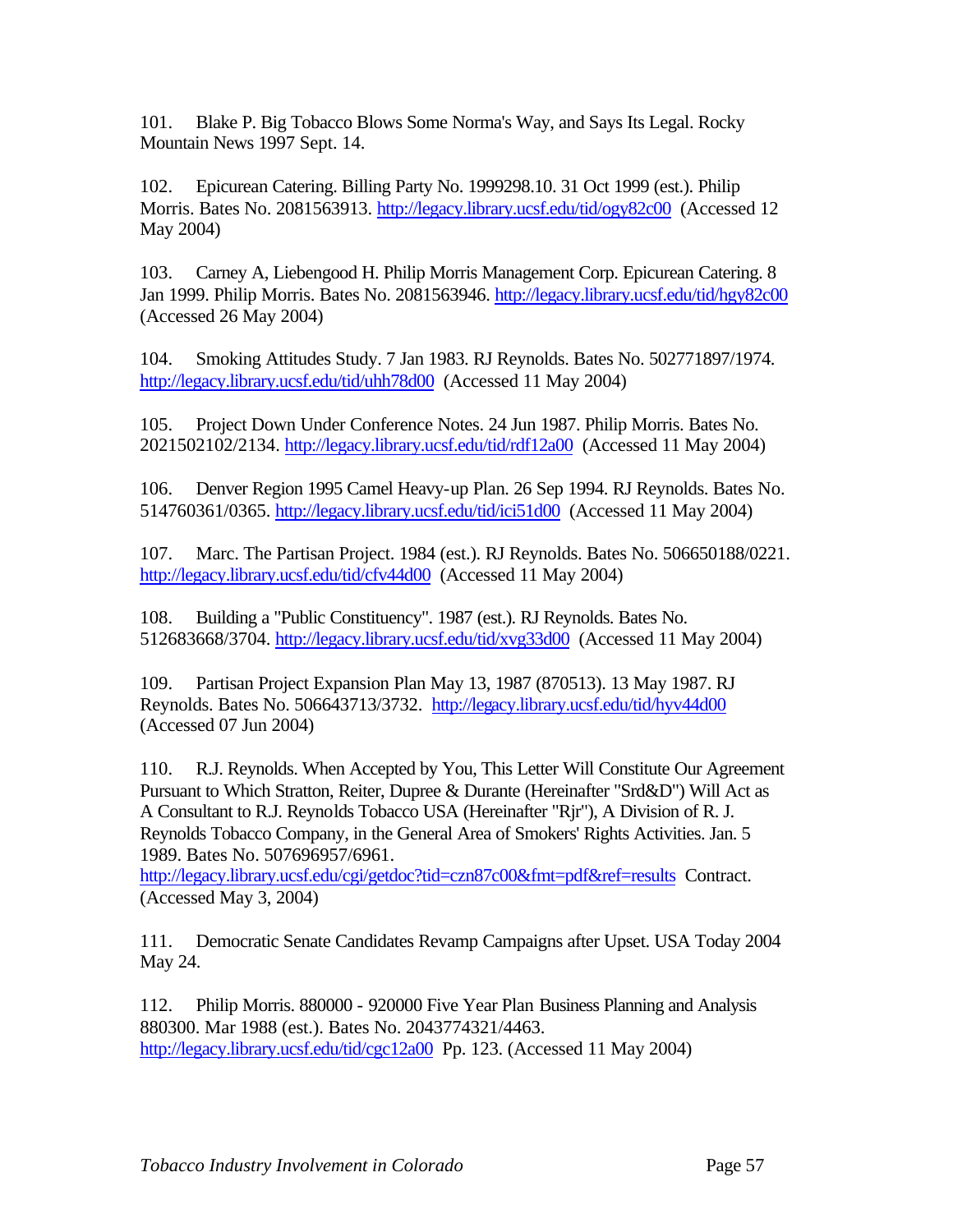101. Blake P. Big Tobacco Blows Some Norma's Way, and Says Its Legal. Rocky Mountain News 1997 Sept. 14.

102. Epicurean Catering. Billing Party No. 1999298.10. 31 Oct 1999 (est.). Philip Morris. Bates No. 2081563913. http://legacy.library.ucsf.edu/tid/ogy82c00 (Accessed 12 May 2004)

103. Carney A, Liebengood H. Philip Morris Management Corp. Epicurean Catering. 8 Jan 1999. Philip Morris. Bates No. 2081563946. http://legacy.library.ucsf.edu/tid/hgy82c00 (Accessed 26 May 2004)

104. Smoking Attitudes Study. 7 Jan 1983. RJ Reynolds. Bates No. 502771897/1974. http://legacy.library.ucsf.edu/tid/uhh78d00 (Accessed 11 May 2004)

105. Project Down Under Conference Notes. 24 Jun 1987. Philip Morris. Bates No. 2021502102/2134. http://legacy.library.ucsf.edu/tid/rdf12a00 (Accessed 11 May 2004)

106. Denver Region 1995 Camel Heavy-up Plan. 26 Sep 1994. RJ Reynolds. Bates No. 514760361/0365. http://legacy.library.ucsf.edu/tid/ici51d00 (Accessed 11 May 2004)

107. Marc. The Partisan Project. 1984 (est.). RJ Reynolds. Bates No. 506650188/0221. http://legacy.library.ucsf.edu/tid/cfv44d00 (Accessed 11 May 2004)

108. Building a "Public Constituency". 1987 (est.). RJ Reynolds. Bates No. 512683668/3704. http://legacy.library.ucsf.edu/tid/xvg33d00 (Accessed 11 May 2004)

109. Partisan Project Expansion Plan May 13, 1987 (870513). 13 May 1987. RJ Reynolds. Bates No. 506643713/3732. http://legacy.library.ucsf.edu/tid/hyv44d00 (Accessed 07 Jun 2004)

110. R.J. Reynolds. When Accepted by You, This Letter Will Constitute Our Agreement Pursuant to Which Stratton, Reiter, Dupree & Durante (Hereinafter "Srd&D") Will Act as A Consultant to R.J. Reynolds Tobacco USA (Hereinafter "Rjr"), A Division of R. J. Reynolds Tobacco Company, in the General Area of Smokers' Rights Activities. Jan. 5 1989. Bates No. 507696957/6961. http://legacy.library.ucsf.edu/cgi/getdoc?tid=czn87c00&fmt=pdf&ref=results Contract. (Accessed May 3, 2004)

111. Democratic Senate Candidates Revamp Campaigns after Upset. USA Today 2004 May 24.

112. Philip Morris. 880000 - 920000 Five Year Plan Business Planning and Analysis 880300. Mar 1988 (est.). Bates No. 2043774321/4463. http://legacy.library.ucsf.edu/tid/cgc12a00 Pp. 123. (Accessed 11 May 2004)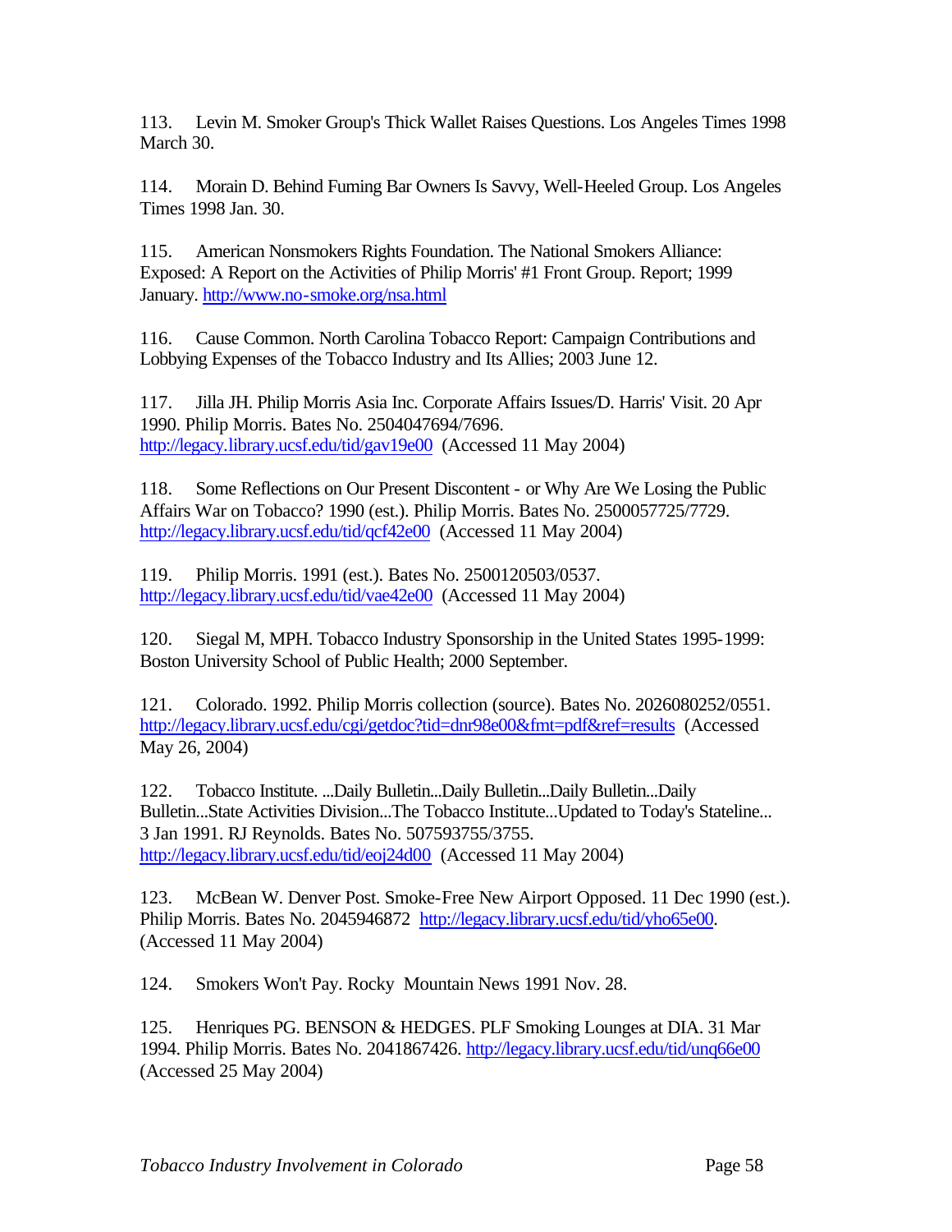113. Levin M. Smoker Group's Thick Wallet Raises Questions. Los Angeles Times 1998 March 30.

114. Morain D. Behind Fuming Bar Owners Is Savvy, Well-Heeled Group. Los Angeles Times 1998 Jan. 30.

115. American Nonsmokers Rights Foundation. The National Smokers Alliance: Exposed: A Report on the Activities of Philip Morris' #1 Front Group. Report; 1999 January. http://www.no-smoke.org/nsa.html

116. Cause Common. North Carolina Tobacco Report: Campaign Contributions and Lobbying Expenses of the Tobacco Industry and Its Allies; 2003 June 12.

117. Jilla JH. Philip Morris Asia Inc. Corporate Affairs Issues/D. Harris' Visit. 20 Apr 1990. Philip Morris. Bates No. 2504047694/7696. http://legacy.library.ucsf.edu/tid/gav19e00 (Accessed 11 May 2004)

118. Some Reflections on Our Present Discontent - or Why Are We Losing the Public Affairs War on Tobacco? 1990 (est.). Philip Morris. Bates No. 2500057725/7729. http://legacy.library.ucsf.edu/tid/qcf42e00 (Accessed 11 May 2004)

119. Philip Morris. 1991 (est.). Bates No. 2500120503/0537. http://legacy.library.ucsf.edu/tid/vae42e00 (Accessed 11 May 2004)

120. Siegal M, MPH. Tobacco Industry Sponsorship in the United States 1995-1999: Boston University School of Public Health; 2000 September.

121. Colorado. 1992. Philip Morris collection (source). Bates No. 2026080252/0551. http://legacy.library.ucsf.edu/cgi/getdoc?tid=dnr98e00&fmt=pdf&ref=results (Accessed May 26, 2004)

122. Tobacco Institute. ...Daily Bulletin...Daily Bulletin...Daily Bulletin...Daily Bulletin...State Activities Division...The Tobacco Institute...Updated to Today's Stateline... 3 Jan 1991. RJ Reynolds. Bates No. 507593755/3755. http://legacy.library.ucsf.edu/tid/eoj24d00 (Accessed 11 May 2004)

123. McBean W. Denver Post. Smoke-Free New Airport Opposed. 11 Dec 1990 (est.). Philip Morris. Bates No. 2045946872 http://legacy.library.ucsf.edu/tid/yho65e00. (Accessed 11 May 2004)

124. Smokers Won't Pay. Rocky Mountain News 1991 Nov. 28.

125. Henriques PG. BENSON & HEDGES. PLF Smoking Lounges at DIA. 31 Mar 1994. Philip Morris. Bates No. 2041867426. http://legacy.library.ucsf.edu/tid/unq66e00 (Accessed 25 May 2004)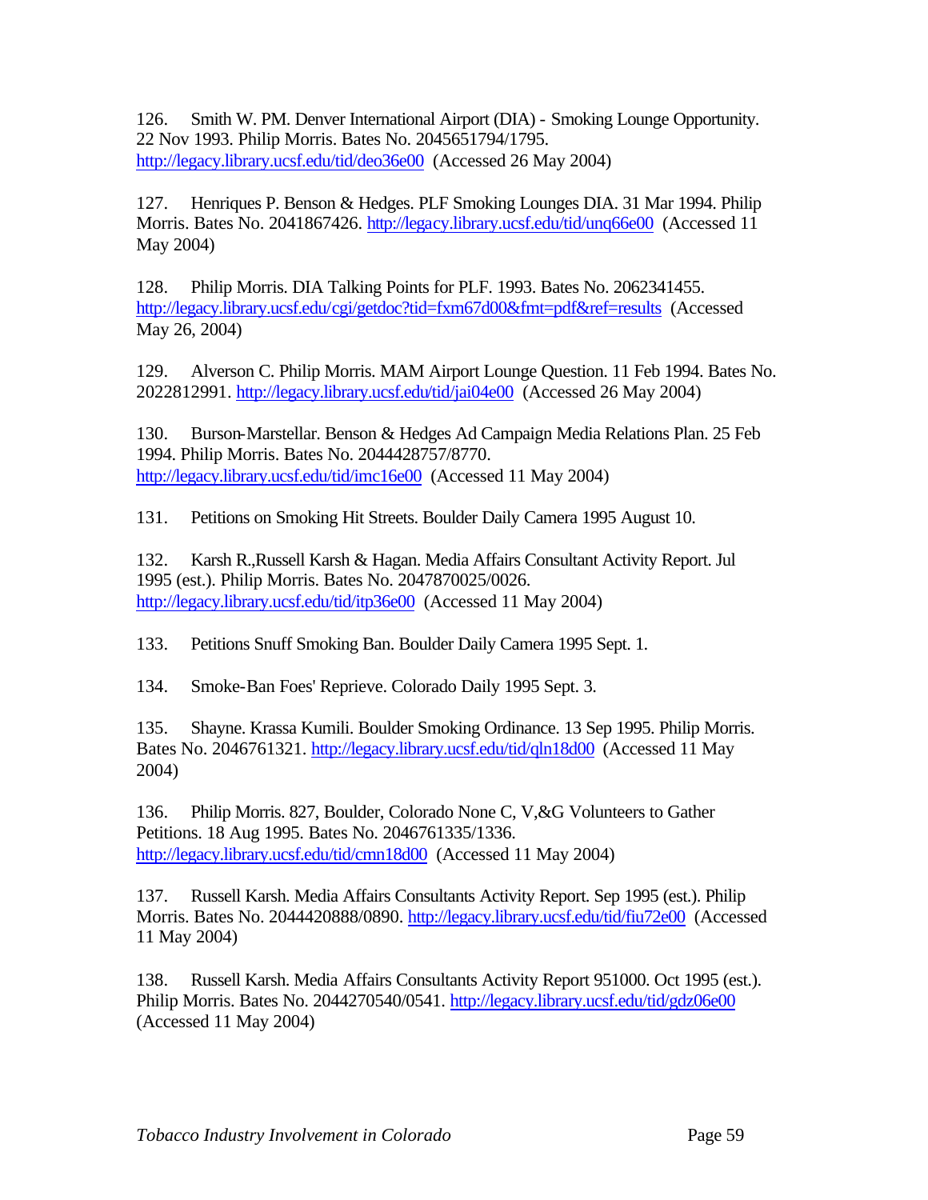126. Smith W. PM. Denver International Airport (DIA) - Smoking Lounge Opportunity. 22 Nov 1993. Philip Morris. Bates No. 2045651794/1795. http://legacy.library.ucsf.edu/tid/deo36e00 (Accessed 26 May 2004)

127. Henriques P. Benson & Hedges. PLF Smoking Lounges DIA. 31 Mar 1994. Philip Morris. Bates No. 2041867426. http://legacy.library.ucsf.edu/tid/unq66e00 (Accessed 11 May 2004)

128. Philip Morris. DIA Talking Points for PLF. 1993. Bates No. 2062341455. http://legacy.library.ucsf.edu/cgi/getdoc?tid=fxm67d00&fmt=pdf&ref=results (Accessed May 26, 2004)

129. Alverson C. Philip Morris. MAM Airport Lounge Question. 11 Feb 1994. Bates No. 2022812991. http://legacy.library.ucsf.edu/tid/jai04e00 (Accessed 26 May 2004)

130. Burson-Marstellar. Benson & Hedges Ad Campaign Media Relations Plan. 25 Feb 1994. Philip Morris. Bates No. 2044428757/8770. http://legacy.library.ucsf.edu/tid/imc16e00 (Accessed 11 May 2004)

131. Petitions on Smoking Hit Streets. Boulder Daily Camera 1995 August 10.

132. Karsh R.,Russell Karsh & Hagan. Media Affairs Consultant Activity Report. Jul 1995 (est.). Philip Morris. Bates No. 2047870025/0026. http://legacy.library.ucsf.edu/tid/itp36e00 (Accessed 11 May 2004)

133. Petitions Snuff Smoking Ban. Boulder Daily Camera 1995 Sept. 1.

134. Smoke-Ban Foes' Reprieve. Colorado Daily 1995 Sept. 3.

135. Shayne. Krassa Kumili. Boulder Smoking Ordinance. 13 Sep 1995. Philip Morris. Bates No. 2046761321. http://legacy.library.ucsf.edu/tid/qln18d00 (Accessed 11 May 2004)

136. Philip Morris. 827, Boulder, Colorado None C, V,&G Volunteers to Gather Petitions. 18 Aug 1995. Bates No. 2046761335/1336. http://legacy.library.ucsf.edu/tid/cmn18d00 (Accessed 11 May 2004)

137. Russell Karsh. Media Affairs Consultants Activity Report. Sep 1995 (est.). Philip Morris. Bates No. 2044420888/0890. http://legacy.library.ucsf.edu/tid/fiu72e00 (Accessed 11 May 2004)

138. Russell Karsh. Media Affairs Consultants Activity Report 951000. Oct 1995 (est.). Philip Morris. Bates No. 2044270540/0541. http://legacy.library.ucsf.edu/tid/gdz06e00 (Accessed 11 May 2004)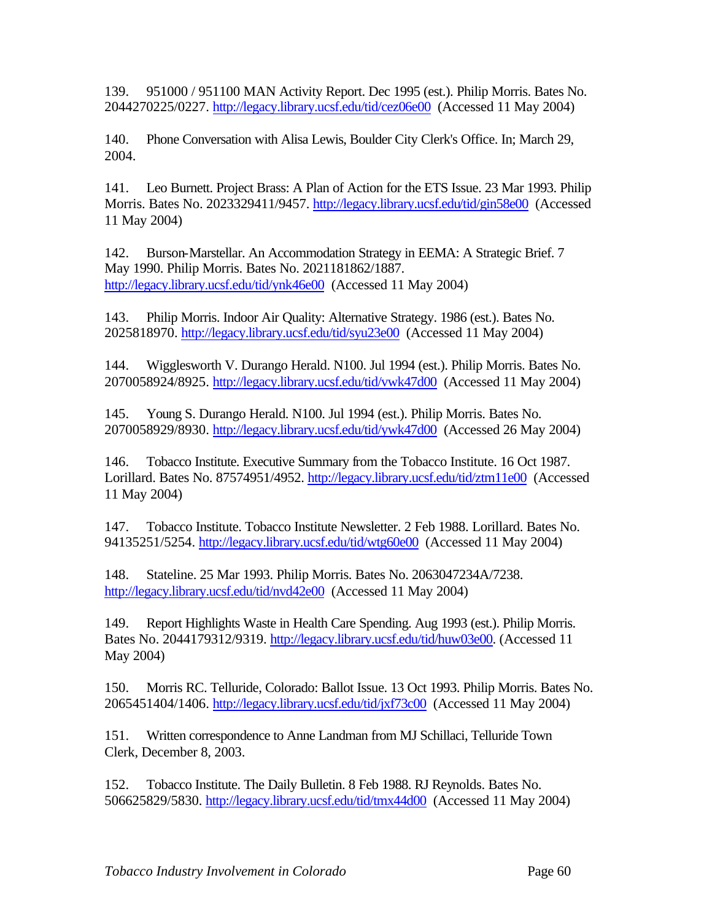139. 951000 / 951100 MAN Activity Report. Dec 1995 (est.). Philip Morris. Bates No. 2044270225/0227. http://legacy.library.ucsf.edu/tid/cez06e00 (Accessed 11 May 2004)

140. Phone Conversation with Alisa Lewis, Boulder City Clerk's Office. In; March 29, 2004.

141. Leo Burnett. Project Brass: A Plan of Action for the ETS Issue. 23 Mar 1993. Philip Morris. Bates No. 2023329411/9457. http://legacy.library.ucsf.edu/tid/gin58e00 (Accessed 11 May 2004)

142. Burson-Marstellar. An Accommodation Strategy in EEMA: A Strategic Brief. 7 May 1990. Philip Morris. Bates No. 2021181862/1887. http://legacy.library.ucsf.edu/tid/ynk46e00 (Accessed 11 May 2004)

143. Philip Morris. Indoor Air Quality: Alternative Strategy. 1986 (est.). Bates No. 2025818970. http://legacy.library.ucsf.edu/tid/syu23e00 (Accessed 11 May 2004)

144. Wigglesworth V. Durango Herald. N100. Jul 1994 (est.). Philip Morris. Bates No. 2070058924/8925. http://legacy.library.ucsf.edu/tid/vwk47d00 (Accessed 11 May 2004)

145. Young S. Durango Herald. N100. Jul 1994 (est.). Philip Morris. Bates No. 2070058929/8930. http://legacy.library.ucsf.edu/tid/ywk47d00 (Accessed 26 May 2004)

146. Tobacco Institute. Executive Summary from the Tobacco Institute. 16 Oct 1987. Lorillard. Bates No. 87574951/4952. http://legacy.library.ucsf.edu/tid/ztm11e00 (Accessed 11 May 2004)

147. Tobacco Institute. Tobacco Institute Newsletter. 2 Feb 1988. Lorillard. Bates No. 94135251/5254. http://legacy.library.ucsf.edu/tid/wtg60e00 (Accessed 11 May 2004)

148. Stateline. 25 Mar 1993. Philip Morris. Bates No. 2063047234A/7238. http://legacy.library.ucsf.edu/tid/nvd42e00 (Accessed 11 May 2004)

149. Report Highlights Waste in Health Care Spending. Aug 1993 (est.). Philip Morris. Bates No. 2044179312/9319. http://legacy.library.ucsf.edu/tid/huw03e00. (Accessed 11 May 2004)

150. Morris RC. Telluride, Colorado: Ballot Issue. 13 Oct 1993. Philip Morris. Bates No. 2065451404/1406. http://legacy.library.ucsf.edu/tid/jxf73c00 (Accessed 11 May 2004)

151. Written correspondence to Anne Landman from MJ Schillaci, Telluride Town Clerk, December 8, 2003.

152. Tobacco Institute. The Daily Bulletin. 8 Feb 1988. RJ Reynolds. Bates No. 506625829/5830. http://legacy.library.ucsf.edu/tid/tmx44d00 (Accessed 11 May 2004)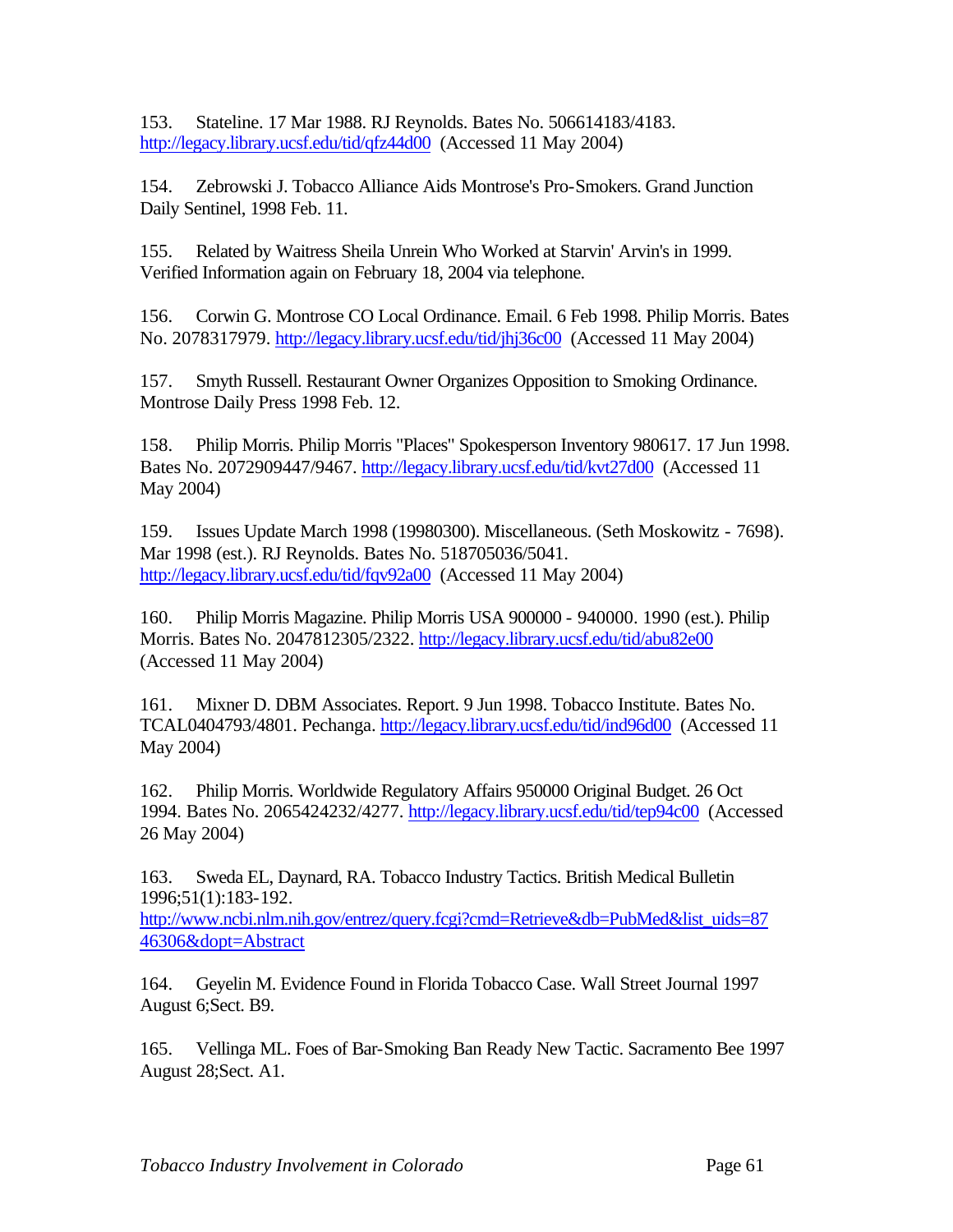153. Stateline. 17 Mar 1988. RJ Reynolds. Bates No. 506614183/4183. http://legacy.library.ucsf.edu/tid/qfz44d00 (Accessed 11 May 2004)

154. Zebrowski J. Tobacco Alliance Aids Montrose's Pro-Smokers. Grand Junction Daily Sentinel, 1998 Feb. 11.

155. Related by Waitress Sheila Unrein Who Worked at Starvin' Arvin's in 1999. Verified Information again on February 18, 2004 via telephone.

156. Corwin G. Montrose CO Local Ordinance. Email. 6 Feb 1998. Philip Morris. Bates No. 2078317979. http://legacy.library.ucsf.edu/tid/jhj36c00 (Accessed 11 May 2004)

157. Smyth Russell. Restaurant Owner Organizes Opposition to Smoking Ordinance. Montrose Daily Press 1998 Feb. 12.

158. Philip Morris. Philip Morris "Places" Spokesperson Inventory 980617. 17 Jun 1998. Bates No. 2072909447/9467. http://legacy.library.ucsf.edu/tid/kvt27d00 (Accessed 11 May 2004)

159. Issues Update March 1998 (19980300). Miscellaneous. (Seth Moskowitz - 7698). Mar 1998 (est.). RJ Reynolds. Bates No. 518705036/5041. http://legacy.library.ucsf.edu/tid/fqv92a00 (Accessed 11 May 2004)

160. Philip Morris Magazine. Philip Morris USA 900000 - 940000. 1990 (est.). Philip Morris. Bates No. 2047812305/2322. http://legacy.library.ucsf.edu/tid/abu82e00 (Accessed 11 May 2004)

161. Mixner D. DBM Associates. Report. 9 Jun 1998. Tobacco Institute. Bates No. TCAL0404793/4801. Pechanga. http://legacy.library.ucsf.edu/tid/ind96d00 (Accessed 11 May 2004)

162. Philip Morris. Worldwide Regulatory Affairs 950000 Original Budget. 26 Oct 1994. Bates No. 2065424232/4277. http://legacy.library.ucsf.edu/tid/tep94c00 (Accessed 26 May 2004)

163. Sweda EL, Daynard, RA. Tobacco Industry Tactics. British Medical Bulletin 1996;51(1):183-192. http://www.ncbi.nlm.nih.gov/entrez/query.fcgi?cmd=Retrieve&db=PubMed&list_uids=8746306&dopt=Abstract

164. Geyelin M. Evidence Found in Florida Tobacco Case. Wall Street Journal 1997 August 6;Sect. B9.

165. Vellinga ML. Foes of Bar-Smoking Ban Ready New Tactic. Sacramento Bee 1997 August 28;Sect. A1.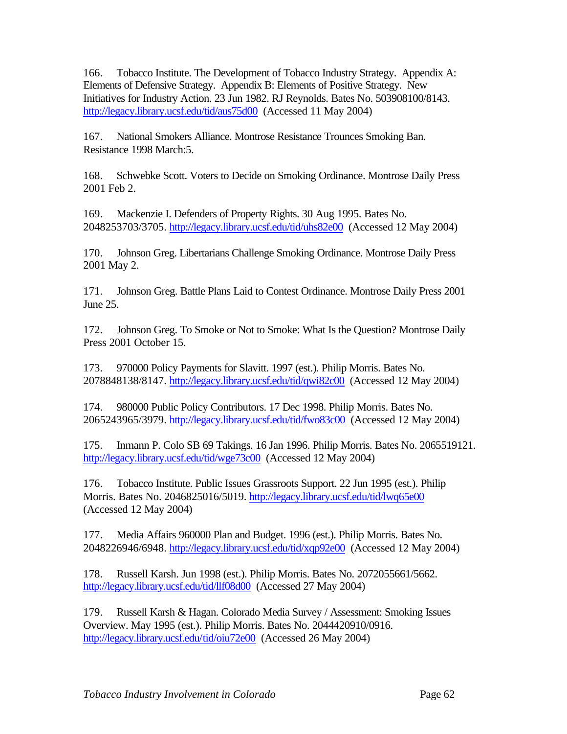166. Tobacco Institute. The Development of Tobacco Industry Strategy. Appendix A: Elements of Defensive Strategy. Appendix B: Elements of Positive Strategy. New Initiatives for Industry Action. 23 Jun 1982. RJ Reynolds. Bates No. 503908100/8143. http://legacy.library.ucsf.edu/tid/aus75d00 (Accessed 11 May 2004)

167. National Smokers Alliance. Montrose Resistance Trounces Smoking Ban. Resistance 1998 March:5.

168. Schwebke Scott. Voters to Decide on Smoking Ordinance. Montrose Daily Press 2001 Feb 2.

169. Mackenzie I. Defenders of Property Rights. 30 Aug 1995. Bates No. 2048253703/3705. http://legacy.library.ucsf.edu/tid/uhs82e00 (Accessed 12 May 2004)

170. Johnson Greg. Libertarians Challenge Smoking Ordinance. Montrose Daily Press 2001 May 2.

171. Johnson Greg. Battle Plans Laid to Contest Ordinance. Montrose Daily Press 2001 June 25.

172. Johnson Greg. To Smoke or Not to Smoke: What Is the Question? Montrose Daily Press 2001 October 15.

173. 970000 Policy Payments for Slavitt. 1997 (est.). Philip Morris. Bates No. 2078848138/8147. http://legacy.library.ucsf.edu/tid/qwi82c00 (Accessed 12 May 2004)

174. 980000 Public Policy Contributors. 17 Dec 1998. Philip Morris. Bates No. 2065243965/3979. http://legacy.library.ucsf.edu/tid/fwo83c00 (Accessed 12 May 2004)

175. Inmann P. Colo SB 69 Takings. 16 Jan 1996. Philip Morris. Bates No. 2065519121. http://legacy.library.ucsf.edu/tid/wge73c00 (Accessed 12 May 2004)

176. Tobacco Institute. Public Issues Grassroots Support. 22 Jun 1995 (est.). Philip Morris. Bates No. 2046825016/5019. http://legacy.library.ucsf.edu/tid/lwq65e00 (Accessed 12 May 2004)

177. Media Affairs 960000 Plan and Budget. 1996 (est.). Philip Morris. Bates No. 2048226946/6948. http://legacy.library.ucsf.edu/tid/xqp92e00 (Accessed 12 May 2004)

178. Russell Karsh. Jun 1998 (est.). Philip Morris. Bates No. 2072055661/5662. http://legacy.library.ucsf.edu/tid/llf08d00 (Accessed 27 May 2004)

179. Russell Karsh & Hagan. Colorado Media Survey / Assessment: Smoking Issues Overview. May 1995 (est.). Philip Morris. Bates No. 2044420910/0916. http://legacy.library.ucsf.edu/tid/oiu72e00 (Accessed 26 May 2004)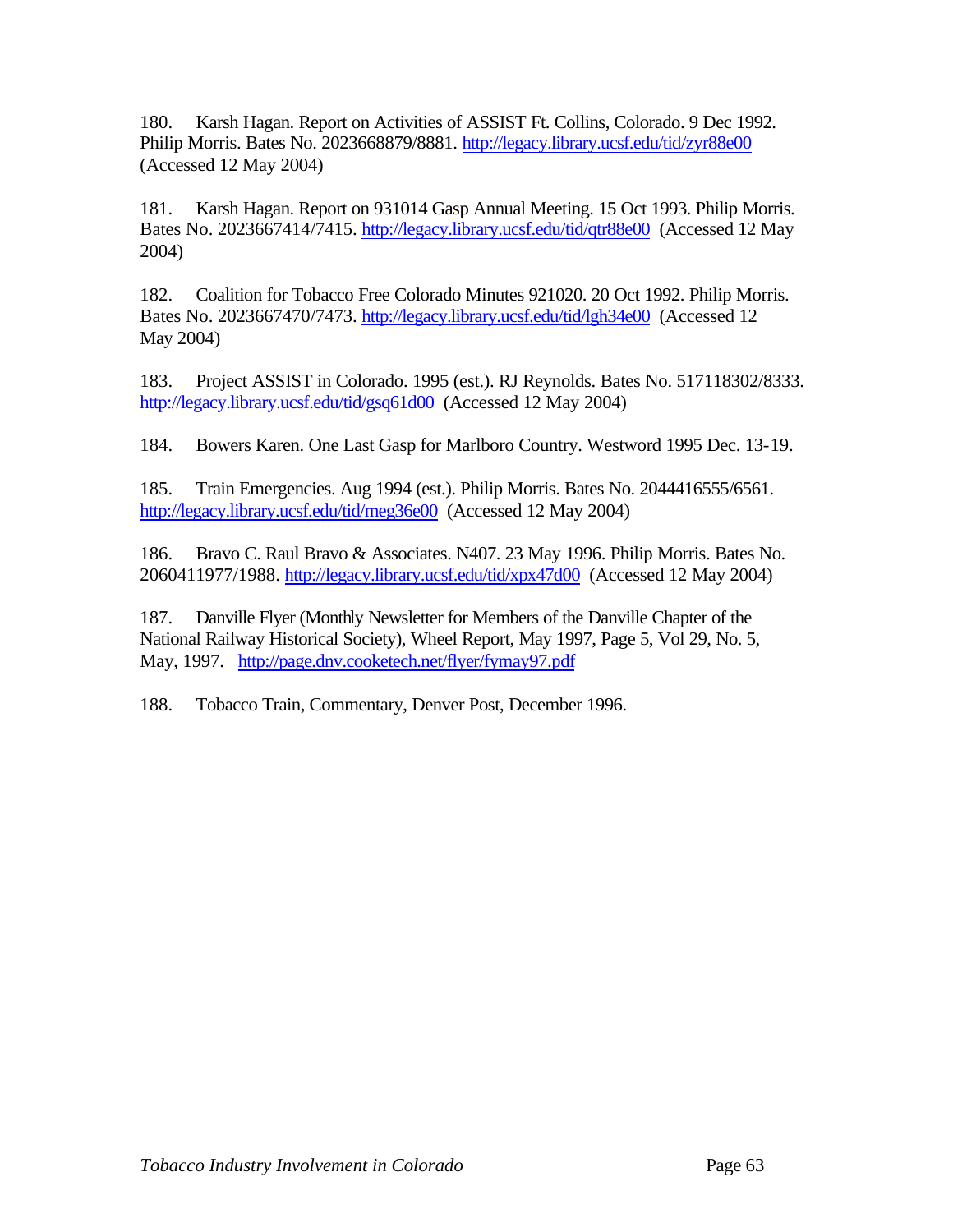180. Karsh Hagan. Report on Activities of ASSIST Ft. Collins, Colorado. 9 Dec 1992. Philip Morris. Bates No. 2023668879/8881. http://legacy.library.ucsf.edu/tid/zyr88e00 (Accessed 12 May 2004)

181. Karsh Hagan. Report on 931014 Gasp Annual Meeting. 15 Oct 1993. Philip Morris. Bates No. 2023667414/7415. http://legacy.library.ucsf.edu/tid/qtr88e00 (Accessed 12 May 2004)

182. Coalition for Tobacco Free Colorado Minutes 921020. 20 Oct 1992. Philip Morris. Bates No. 2023667470/7473. http://legacy.library.ucsf.edu/tid/lgh34e00 (Accessed 12 May 2004)

183. Project ASSIST in Colorado. 1995 (est.). RJ Reynolds. Bates No. 517118302/8333. http://legacy.library.ucsf.edu/tid/gsq61d00 (Accessed 12 May 2004)

184. Bowers Karen. One Last Gasp for Marlboro Country. Westword 1995 Dec. 13-19.

185. Train Emergencies. Aug 1994 (est.). Philip Morris. Bates No. 2044416555/6561. http://legacy.library.ucsf.edu/tid/meg36e00 (Accessed 12 May 2004)

186. Bravo C. Raul Bravo & Associates. N407. 23 May 1996. Philip Morris. Bates No. 2060411977/1988. http://legacy.library.ucsf.edu/tid/xpx47d00 (Accessed 12 May 2004)

187. Danville Flyer (Monthly Newsletter for Members of the Danville Chapter of the National Railway Historical Society), Wheel Report, May 1997, Page 5, Vol 29, No. 5, May, 1997. http://page.dnv.cooketech.net/flyer/fymay97.pdf

188. Tobacco Train, Commentary, Denver Post, December 1996.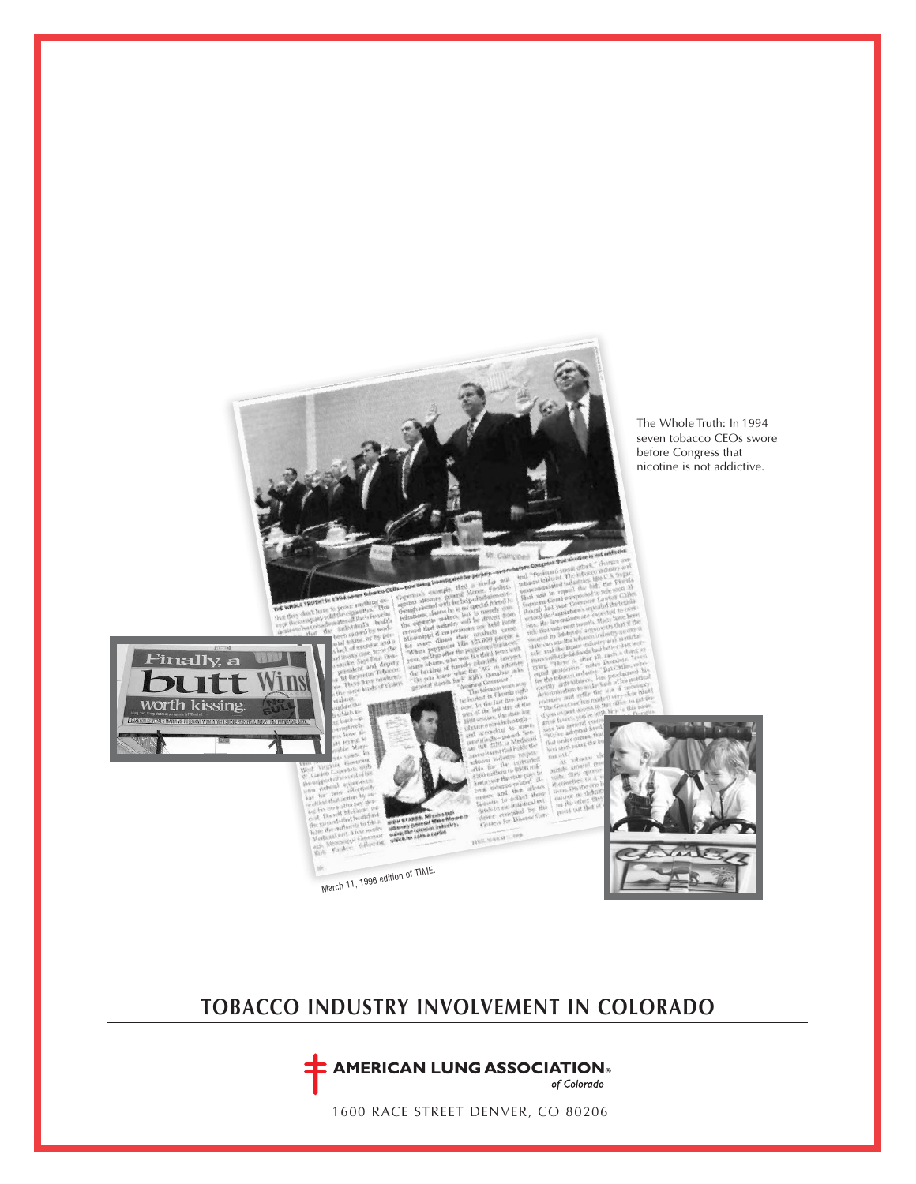The Whole Truth: In 1994 seven tobacco CEOs swore before Congress that nicotine is not addictive.

March 11, 1996 edition of TIME.

## TOBACCO INDUSTRY INVOLVEMENT IN COLORADO

AMERICAN LUNG ASSOCIATION® *of Colorado*

1600 RACE STREET DENVER, CO 80206